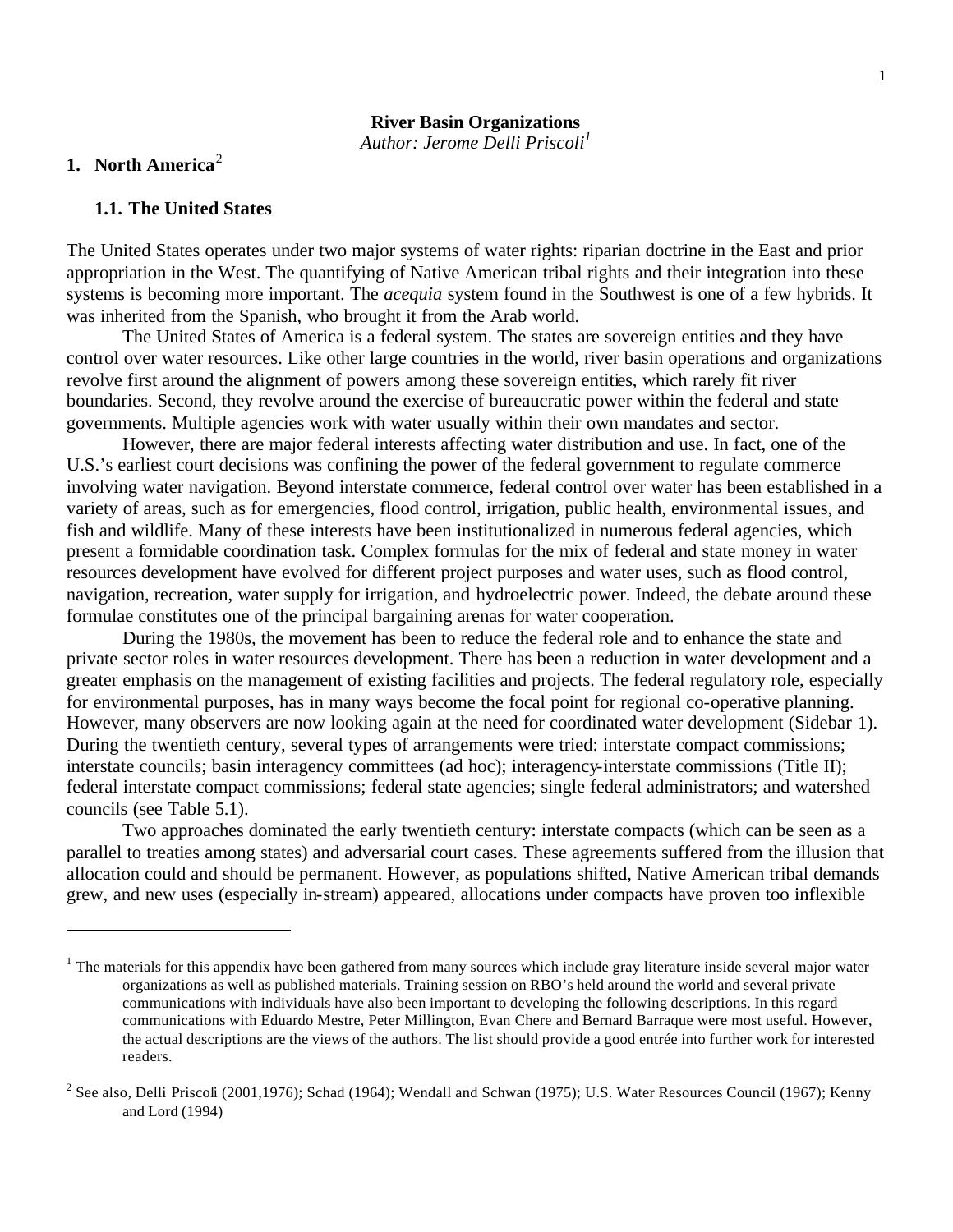# River Basin Organizations

*Author: Jerome Delli Priscoli*[1]

## 1. North America[2]

### 1.1. The United States

The United States operates under two major systems of water rights: riparian doctrine in the East and prior appropriation in the West. The quantifying of Native American tribal rights and their integration into these systems is becoming more important. The *acequia* system found in the Southwest is one of a few hybrids. It was inherited from the Spanish, who brought it from the Arab world.

The United States of America is a federal system. The states are sovereign entities and they have control over water resources. Like other large countries in the world, river basin operations and organizations revolve first around the alignment of powers among these sovereign entities, which rarely fit river boundaries. Second, they revolve around the exercise of bureaucratic power within the federal and state governments. Multiple agencies work with water usually within their own mandates and sector.

However, there are major federal interests affecting water distribution and use. In fact, one of the U.S.'s earliest court decisions was confining the power of the federal government to regulate commerce involving water navigation. Beyond interstate commerce, federal control over water has been established in a variety of areas, such as for emergencies, flood control, irrigation, public health, environmental issues, and fish and wildlife. Many of these interests have been institutionalized in numerous federal agencies, which present a formidable coordination task. Complex formulas for the mix of federal and state money in water resources development have evolved for different project purposes and water uses, such as flood control, navigation, recreation, water supply for irrigation, and hydroelectric power. Indeed, the debate around these formulae constitutes one of the principal bargaining arenas for water cooperation.

During the 1980s, the movement has been to reduce the federal role and to enhance the state and private sector roles in water resources development. There has been a reduction in water development and a greater emphasis on the management of existing facilities and projects. The federal regulatory role, especially for environmental purposes, has in many ways become the focal point for regional co-operative planning. However, many observers are now looking again at the need for coordinated water development (Sidebar 1). During the twentieth century, several types of arrangements were tried: interstate compact commissions; interstate councils; basin interagency committees (ad hoc); interagency-interstate commissions (Title II); federal interstate compact commissions; federal state agencies; single federal administrators; and watershed councils (see Table 5.1).

Two approaches dominated the early twentieth century: interstate compacts (which can be seen as a parallel to treaties among states) and adversarial court cases. These agreements suffered from the illusion that allocation could and should be permanent. However, as populations shifted, Native American tribal demands grew, and new uses (especially in-stream) appeared, allocations under compacts have proven too inflexible

---

[1] The materials for this appendix have been gathered from many sources which include gray literature inside several major water organizations as well as published materials. Training session on RBO's held around the world and several private communications with individuals have also been important to developing the following descriptions. In this regard communications with Eduardo Mestre, Peter Millington, Evan Chere and Bernard Barraque were most useful. However, the actual descriptions are the views of the authors. The list should provide a good entrée into further work for interested readers.

[2] See also, Delli Priscoli (2001,1976); Schad (1964); Wendall and Schwan (1975); U.S. Water Resources Council (1967); Kenny and Lord (1994)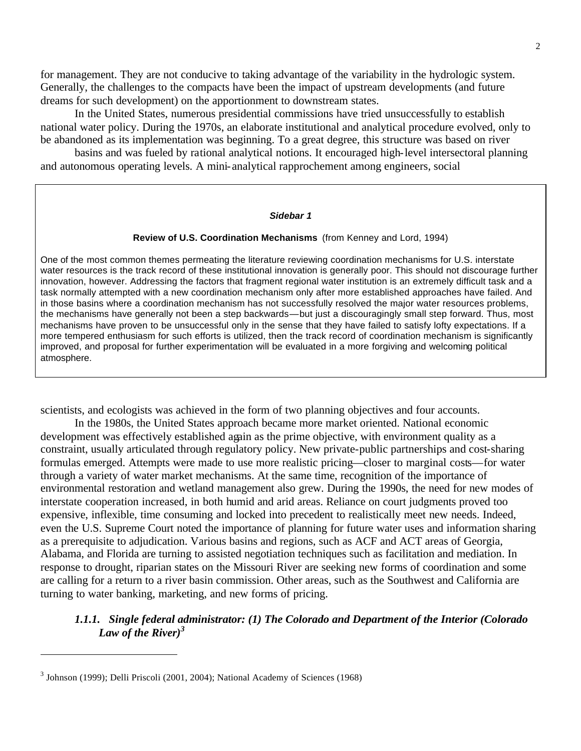for management. They are not conducive to taking advantage of the variability in the hydrologic system. Generally, the challenges to the compacts have been the impact of upstream developments (and future dreams for such development) on the apportionment to downstream states.

In the United States, numerous presidential commissions have tried unsuccessfully to establish national water policy. During the 1970s, an elaborate institutional and analytical procedure evolved, only to be abandoned as its implementation was beginning. To a great degree, this structure was based on river basins and was fueled by rational analytical notions. It encouraged high-level intersectoral planning and autonomous operating levels. A mini-analytical rapprochement among engineers, social scientists, and ecologists was achieved in the form of two planning objectives and four accounts.

> ***Sidebar 1***
>
> **Review of U.S. Coordination Mechanisms** (from Kenney and Lord, 1994)
>
> One of the most common themes permeating the literature reviewing coordination mechanisms for U.S. interstate water resources is the track record of these institutional innovation is generally poor. This should not discourage further innovation, however. Addressing the factors that fragment regional water institution is an extremely difficult task and a task normally attempted with a new coordination mechanism only after more established approaches have failed. And in those basins where a coordination mechanism has not successfully resolved the major water resources problems, the mechanisms have generally not been a step backwards—but just a discouragingly small step forward. Thus, most mechanisms have proven to be unsuccessful only in the sense that they have failed to satisfy lofty expectations. If a more tempered enthusiasm for such efforts is utilized, then the track record of coordination mechanism is significantly improved, and proposal for further experimentation will be evaluated in a more forgiving and welcoming political atmosphere.

In the 1980s, the United States approach became more market oriented. National economic development was effectively established again as the prime objective, with environment quality as a constraint, usually articulated through regulatory policy. New private-public partnerships and cost-sharing formulas emerged. Attempts were made to use more realistic pricing—closer to marginal costs—for water through a variety of water market mechanisms. At the same time, recognition of the importance of environmental restoration and wetland management also grew. During the 1990s, the need for new modes of interstate cooperation increased, in both humid and arid areas. Reliance on court judgments proved too expensive, inflexible, time consuming and locked into precedent to realistically meet new needs. Indeed, even the U.S. Supreme Court noted the importance of planning for future water uses and information sharing as a prerequisite to adjudication. Various basins and regions, such as ACF and ACT areas of Georgia, Alabama, and Florida are turning to assisted negotiation techniques such as facilitation and mediation. In response to drought, riparian states on the Missouri River are seeking new forms of coordination and some are calling for a return to a river basin commission. Other areas, such as the Southwest and California are turning to water banking, marketing, and new forms of pricing.

### *1.1.1. Single federal administrator: (1) The Colorado and Department of the Interior (Colorado Law of the River)*[3]

[3] Johnson (1999); Delli Priscoli (2001, 2004); National Academy of Sciences (1968)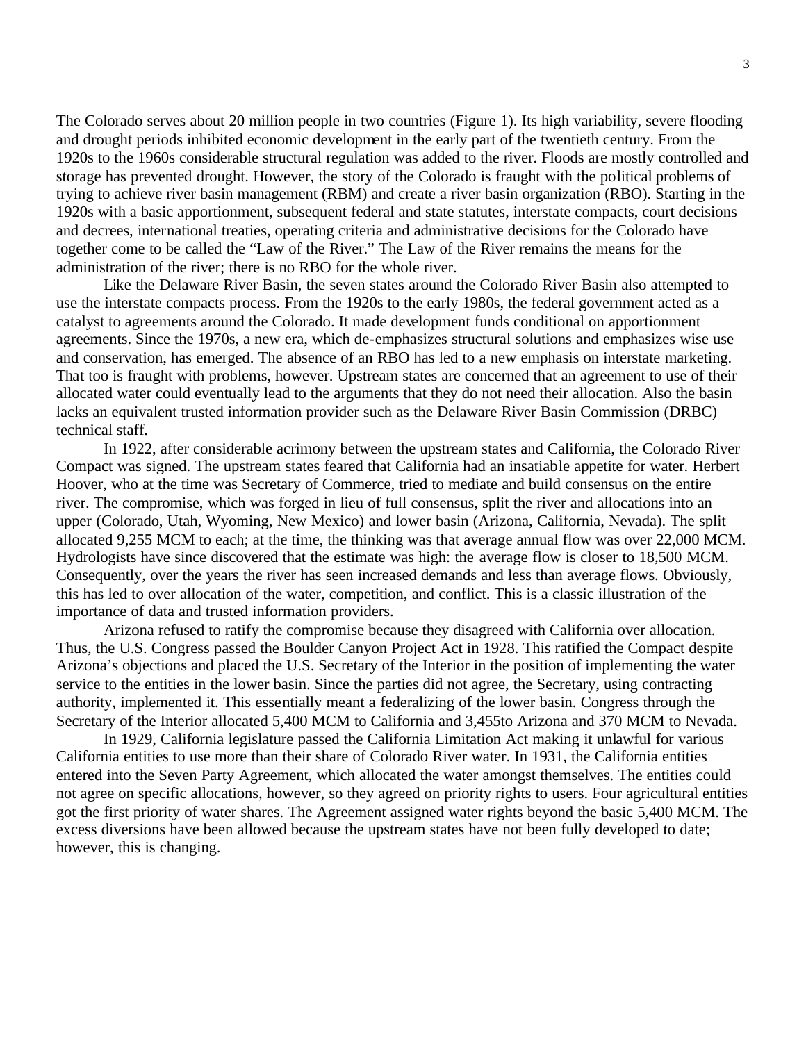The Colorado serves about 20 million people in two countries (Figure 1). Its high variability, severe flooding and drought periods inhibited economic development in the early part of the twentieth century. From the 1920s to the 1960s considerable structural regulation was added to the river. Floods are mostly controlled and storage has prevented drought. However, the story of the Colorado is fraught with the political problems of trying to achieve river basin management (RBM) and create a river basin organization (RBO). Starting in the 1920s with a basic apportionment, subsequent federal and state statutes, interstate compacts, court decisions and decrees, international treaties, operating criteria and administrative decisions for the Colorado have together come to be called the "Law of the River." The Law of the River remains the means for the administration of the river; there is no RBO for the whole river.

Like the Delaware River Basin, the seven states around the Colorado River Basin also attempted to use the interstate compacts process. From the 1920s to the early 1980s, the federal government acted as a catalyst to agreements around the Colorado. It made development funds conditional on apportionment agreements. Since the 1970s, a new era, which de-emphasizes structural solutions and emphasizes wise use and conservation, has emerged. The absence of an RBO has led to a new emphasis on interstate marketing. That too is fraught with problems, however. Upstream states are concerned that an agreement to use of their allocated water could eventually lead to the arguments that they do not need their allocation. Also the basin lacks an equivalent trusted information provider such as the Delaware River Basin Commission (DRBC) technical staff.

In 1922, after considerable acrimony between the upstream states and California, the Colorado River Compact was signed. The upstream states feared that California had an insatiable appetite for water. Herbert Hoover, who at the time was Secretary of Commerce, tried to mediate and build consensus on the entire river. The compromise, which was forged in lieu of full consensus, split the river and allocations into an upper (Colorado, Utah, Wyoming, New Mexico) and lower basin (Arizona, California, Nevada). The split allocated 9,255 MCM to each; at the time, the thinking was that average annual flow was over 22,000 MCM. Hydrologists have since discovered that the estimate was high: the average flow is closer to 18,500 MCM. Consequently, over the years the river has seen increased demands and less than average flows. Obviously, this has led to over allocation of the water, competition, and conflict. This is a classic illustration of the importance of data and trusted information providers.

Arizona refused to ratify the compromise because they disagreed with California over allocation. Thus, the U.S. Congress passed the Boulder Canyon Project Act in 1928. This ratified the Compact despite Arizona's objections and placed the U.S. Secretary of the Interior in the position of implementing the water service to the entities in the lower basin. Since the parties did not agree, the Secretary, using contracting authority, implemented it. This essentially meant a federalizing of the lower basin. Congress through the Secretary of the Interior allocated 5,400 MCM to California and 3,455to Arizona and 370 MCM to Nevada.

In 1929, California legislature passed the California Limitation Act making it unlawful for various California entities to use more than their share of Colorado River water. In 1931, the California entities entered into the Seven Party Agreement, which allocated the water amongst themselves. The entities could not agree on specific allocations, however, so they agreed on priority rights to users. Four agricultural entities got the first priority of water shares. The Agreement assigned water rights beyond the basic 5,400 MCM. The excess diversions have been allowed because the upstream states have not been fully developed to date; however, this is changing.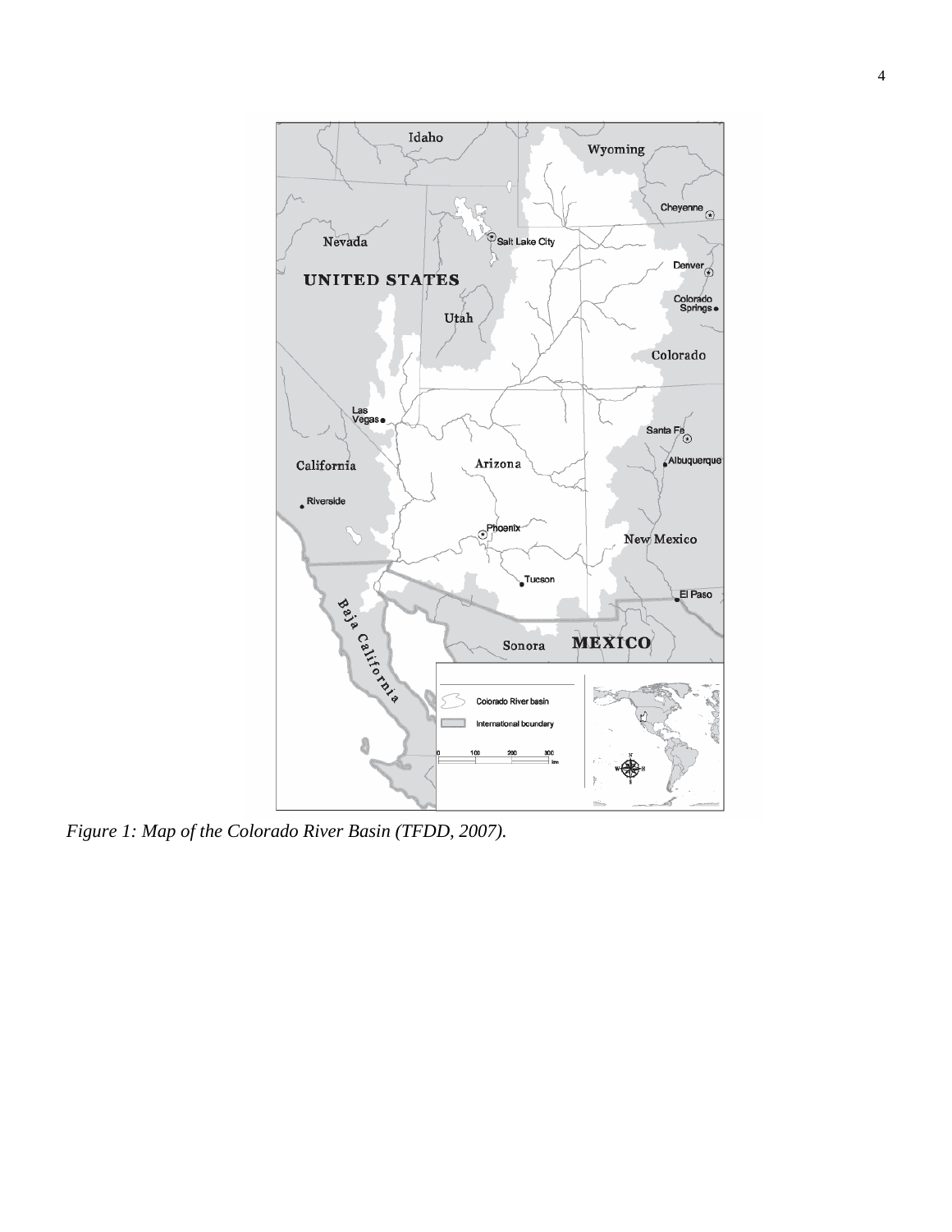*Figure 1: Map of the Colorado River Basin (TFDD, 2007).*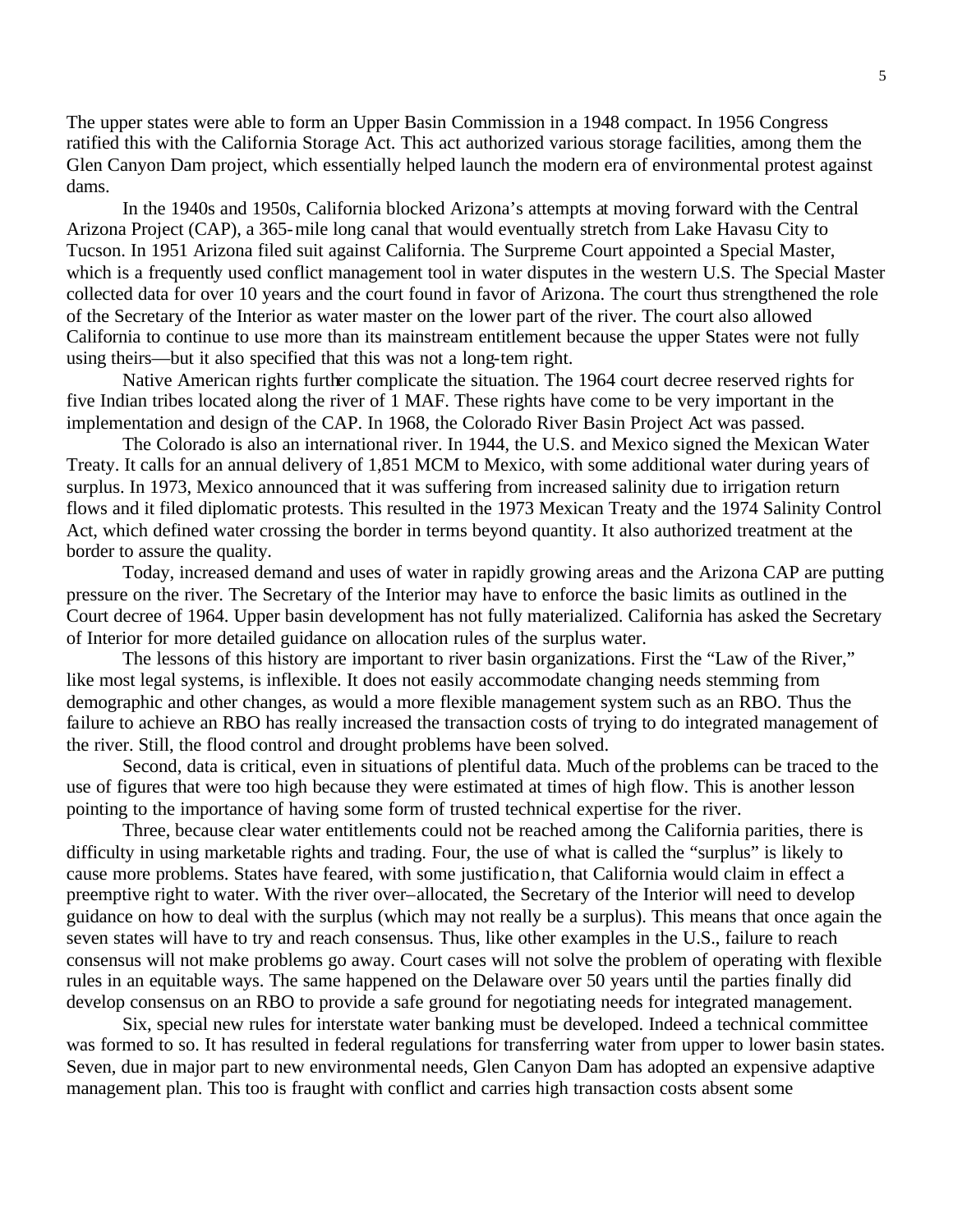The upper states were able to form an Upper Basin Commission in a 1948 compact. In 1956 Congress ratified this with the California Storage Act. This act authorized various storage facilities, among them the Glen Canyon Dam project, which essentially helped launch the modern era of environmental protest against dams.

In the 1940s and 1950s, California blocked Arizona's attempts at moving forward with the Central Arizona Project (CAP), a 365-mile long canal that would eventually stretch from Lake Havasu City to Tucson. In 1951 Arizona filed suit against California. The Surpreme Court appointed a Special Master, which is a frequently used conflict management tool in water disputes in the western U.S. The Special Master collected data for over 10 years and the court found in favor of Arizona. The court thus strengthened the role of the Secretary of the Interior as water master on the lower part of the river. The court also allowed California to continue to use more than its mainstream entitlement because the upper States were not fully using theirs—but it also specified that this was not a long-tem right.

Native American rights further complicate the situation. The 1964 court decree reserved rights for five Indian tribes located along the river of 1 MAF. These rights have come to be very important in the implementation and design of the CAP. In 1968, the Colorado River Basin Project Act was passed.

The Colorado is also an international river. In 1944, the U.S. and Mexico signed the Mexican Water Treaty. It calls for an annual delivery of 1,851 MCM to Mexico, with some additional water during years of surplus. In 1973, Mexico announced that it was suffering from increased salinity due to irrigation return flows and it filed diplomatic protests. This resulted in the 1973 Mexican Treaty and the 1974 Salinity Control Act, which defined water crossing the border in terms beyond quantity. It also authorized treatment at the border to assure the quality.

Today, increased demand and uses of water in rapidly growing areas and the Arizona CAP are putting pressure on the river. The Secretary of the Interior may have to enforce the basic limits as outlined in the Court decree of 1964. Upper basin development has not fully materialized. California has asked the Secretary of Interior for more detailed guidance on allocation rules of the surplus water.

The lessons of this history are important to river basin organizations. First the "Law of the River," like most legal systems, is inflexible. It does not easily accommodate changing needs stemming from demographic and other changes, as would a more flexible management system such as an RBO. Thus the failure to achieve an RBO has really increased the transaction costs of trying to do integrated management of the river. Still, the flood control and drought problems have been solved.

Second, data is critical, even in situations of plentiful data. Much of the problems can be traced to the use of figures that were too high because they were estimated at times of high flow. This is another lesson pointing to the importance of having some form of trusted technical expertise for the river.

Three, because clear water entitlements could not be reached among the California parities, there is difficulty in using marketable rights and trading. Four, the use of what is called the "surplus" is likely to cause more problems. States have feared, with some justification, that California would claim in effect a preemptive right to water. With the river over–allocated, the Secretary of the Interior will need to develop guidance on how to deal with the surplus (which may not really be a surplus). This means that once again the seven states will have to try and reach consensus. Thus, like other examples in the U.S., failure to reach consensus will not make problems go away. Court cases will not solve the problem of operating with flexible rules in an equitable ways. The same happened on the Delaware over 50 years until the parties finally did develop consensus on an RBO to provide a safe ground for negotiating needs for integrated management.

Six, special new rules for interstate water banking must be developed. Indeed a technical committee was formed to so. It has resulted in federal regulations for transferring water from upper to lower basin states. Seven, due in major part to new environmental needs, Glen Canyon Dam has adopted an expensive adaptive management plan. This too is fraught with conflict and carries high transaction costs absent some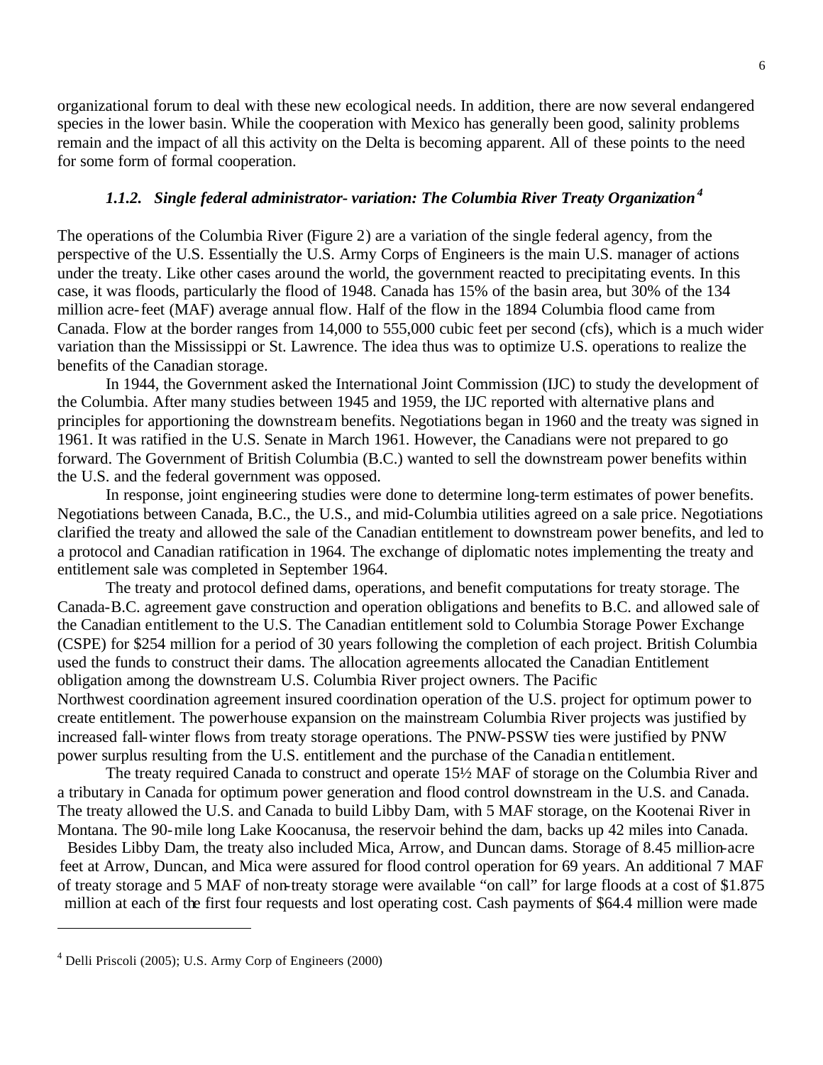organizational forum to deal with these new ecological needs. In addition, there are now several endangered species in the lower basin. While the cooperation with Mexico has generally been good, salinity problems remain and the impact of all this activity on the Delta is becoming apparent. All of these points to the need for some form of formal cooperation.

### *1.1.2. Single federal administrator- variation: The Columbia River Treaty Organization*[4]

The operations of the Columbia River (Figure 2) are a variation of the single federal agency, from the perspective of the U.S. Essentially the U.S. Army Corps of Engineers is the main U.S. manager of actions under the treaty. Like other cases around the world, the government reacted to precipitating events. In this case, it was floods, particularly the flood of 1948. Canada has 15% of the basin area, but 30% of the 134 million acre-feet (MAF) average annual flow. Half of the flow in the 1894 Columbia flood came from Canada. Flow at the border ranges from 14,000 to 555,000 cubic feet per second (cfs), which is a much wider variation than the Mississippi or St. Lawrence. The idea thus was to optimize U.S. operations to realize the benefits of the Canadian storage.

In 1944, the Government asked the International Joint Commission (IJC) to study the development of the Columbia. After many studies between 1945 and 1959, the IJC reported with alternative plans and principles for apportioning the downstream benefits. Negotiations began in 1960 and the treaty was signed in 1961. It was ratified in the U.S. Senate in March 1961. However, the Canadians were not prepared to go forward. The Government of British Columbia (B.C.) wanted to sell the downstream power benefits within the U.S. and the federal government was opposed.

In response, joint engineering studies were done to determine long-term estimates of power benefits. Negotiations between Canada, B.C., the U.S., and mid-Columbia utilities agreed on a sale price. Negotiations clarified the treaty and allowed the sale of the Canadian entitlement to downstream power benefits, and led to a protocol and Canadian ratification in 1964. The exchange of diplomatic notes implementing the treaty and entitlement sale was completed in September 1964.

The treaty and protocol defined dams, operations, and benefit computations for treaty storage. The Canada-B.C. agreement gave construction and operation obligations and benefits to B.C. and allowed sale of the Canadian entitlement to the U.S. The Canadian entitlement sold to Columbia Storage Power Exchange (CSPE) for $254 million for a period of 30 years following the completion of each project. British Columbia used the funds to construct their dams. The allocation agreements allocated the Canadian Entitlement obligation among the downstream U.S. Columbia River project owners. The Pacific Northwest coordination agreement insured coordination operation of the U.S. project for optimum power to create entitlement. The powerhouse expansion on the mainstream Columbia River projects was justified by increased fall-winter flows from treaty storage operations. The PNW-PSSW ties were justified by PNW power surplus resulting from the U.S. entitlement and the purchase of the Canadian entitlement.

The treaty required Canada to construct and operate 15½ MAF of storage on the Columbia River and a tributary in Canada for optimum power generation and flood control downstream in the U.S. and Canada. The treaty allowed the U.S. and Canada to build Libby Dam, with 5 MAF storage, on the Kootenai River in Montana. The 90-mile long Lake Koocanusa, the reservoir behind the dam, backs up 42 miles into Canada. Besides Libby Dam, the treaty also included Mica, Arrow, and Duncan dams. Storage of 8.45 million-acre feet at Arrow, Duncan, and Mica were assured for flood control operation for 69 years. An additional 7 MAF of treaty storage and 5 MAF of non-treaty storage were available "on call" for large floods at a cost of $1.875 million at each of the first four requests and lost operating cost. Cash payments of $64.4 million were made

---

[4] Delli Priscoli (2005); U.S. Army Corp of Engineers (2000)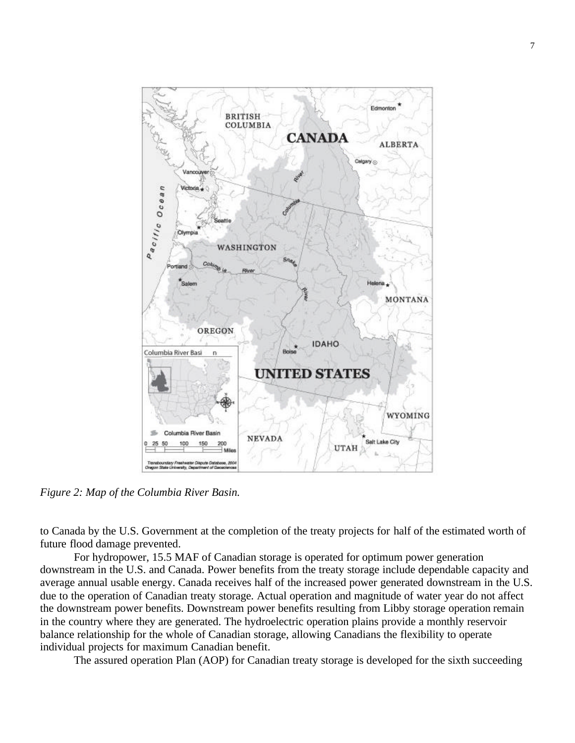*Figure 2: Map of the Columbia River Basin.*

to Canada by the U.S. Government at the completion of the treaty projects for half of the estimated worth of future flood damage prevented.

For hydropower, 15.5 MAF of Canadian storage is operated for optimum power generation downstream in the U.S. and Canada. Power benefits from the treaty storage include dependable capacity and average annual usable energy. Canada receives half of the increased power generated downstream in the U.S. due to the operation of Canadian treaty storage. Actual operation and magnitude of water year do not affect the downstream power benefits. Downstream power benefits resulting from Libby storage operation remain in the country where they are generated. The hydroelectric operation plains provide a monthly reservoir balance relationship for the whole of Canadian storage, allowing Canadians the flexibility to operate individual projects for maximum Canadian benefit.

The assured operation Plan (AOP) for Canadian treaty storage is developed for the sixth succeeding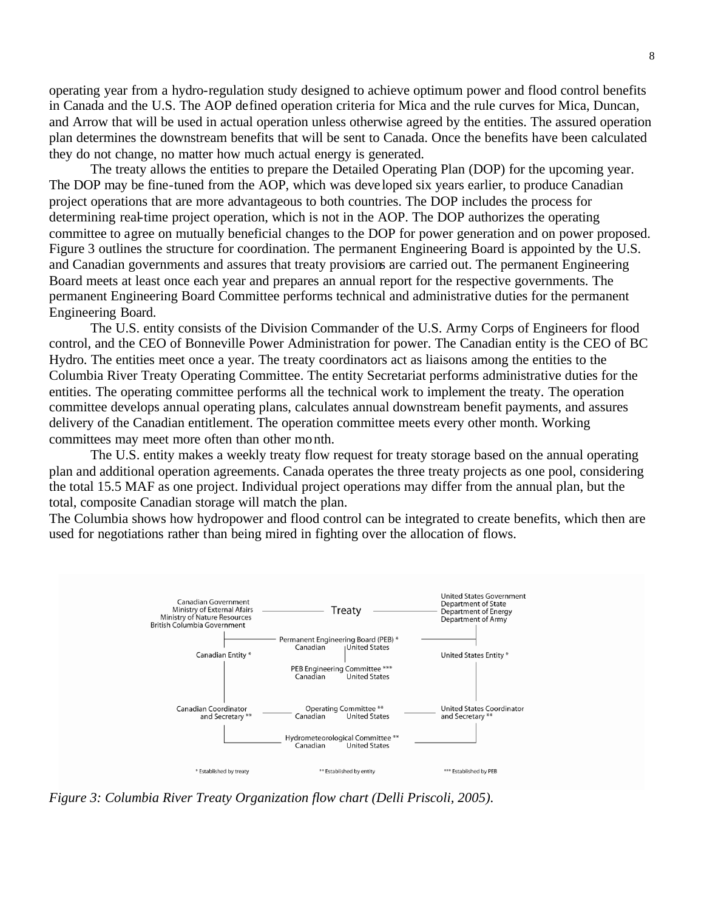operating year from a hydro-regulation study designed to achieve optimum power and flood control benefits in Canada and the U.S. The AOP defined operation criteria for Mica and the rule curves for Mica, Duncan, and Arrow that will be used in actual operation unless otherwise agreed by the entities. The assured operation plan determines the downstream benefits that will be sent to Canada. Once the benefits have been calculated they do not change, no matter how much actual energy is generated.

The treaty allows the entities to prepare the Detailed Operating Plan (DOP) for the upcoming year. The DOP may be fine-tuned from the AOP, which was developed six years earlier, to produce Canadian project operations that are more advantageous to both countries. The DOP includes the process for determining real-time project operation, which is not in the AOP. The DOP authorizes the operating committee to agree on mutually beneficial changes to the DOP for power generation and on power proposed. Figure 3 outlines the structure for coordination. The permanent Engineering Board is appointed by the U.S. and Canadian governments and assures that treaty provisions are carried out. The permanent Engineering Board meets at least once each year and prepares an annual report for the respective governments. The permanent Engineering Board Committee performs technical and administrative duties for the permanent Engineering Board.

The U.S. entity consists of the Division Commander of the U.S. Army Corps of Engineers for flood control, and the CEO of Bonneville Power Administration for power. The Canadian entity is the CEO of BC Hydro. The entities meet once a year. The treaty coordinators act as liaisons among the entities to the Columbia River Treaty Operating Committee. The entity Secretariat performs administrative duties for the entities. The operating committee performs all the technical work to implement the treaty. The operation committee develops annual operating plans, calculates annual downstream benefit payments, and assures delivery of the Canadian entitlement. The operation committee meets every other month. Working committees may meet more often than other month.

The U.S. entity makes a weekly treaty flow request for treaty storage based on the annual operating plan and additional operation agreements. Canada operates the three treaty projects as one pool, considering the total 15.5 MAF as one project. Individual project operations may differ from the annual plan, but the total, composite Canadian storage will match the plan.

The Columbia shows how hydropower and flood control can be integrated to create benefits, which then are used for negotiations rather than being mired in fighting over the allocation of flows.

Canadian Government
Ministry of External Afairs
Ministry of Nature Resources
British Columbia Government

Treaty

United States Government
Department of State
Department of Energy
Department of Army

Permanent Engineering Board (PEB) *
Canadian United States

Canadian Entity *

United States Entity *

PEB Engineering Committee ***
Canadian United States

Canadian Coordinator and Secretary **

Operating Committee **
Canadian United States

United States Coordinator and Secretary **

Hydrometeorological Committee **
Canadian United States

\* Established by treaty

\*\* Established by entity

\*\*\* Established by PEB

*Figure 3: Columbia River Treaty Organization flow chart (Delli Priscoli, 2005).*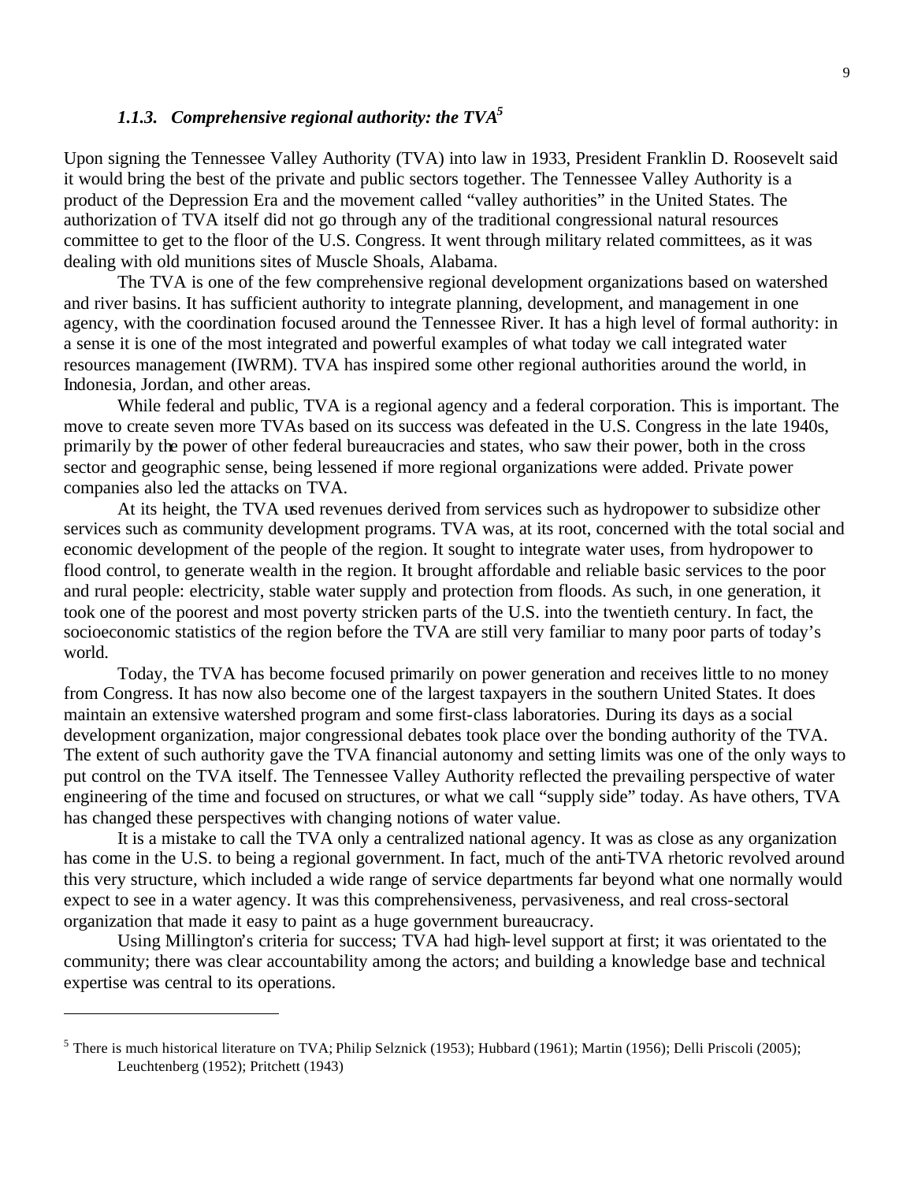### *1.1.3. Comprehensive regional authority: the TVA*[5]

Upon signing the Tennessee Valley Authority (TVA) into law in 1933, President Franklin D. Roosevelt said it would bring the best of the private and public sectors together. The Tennessee Valley Authority is a product of the Depression Era and the movement called "valley authorities" in the United States. The authorization of TVA itself did not go through any of the traditional congressional natural resources committee to get to the floor of the U.S. Congress. It went through military related committees, as it was dealing with old munitions sites of Muscle Shoals, Alabama.

The TVA is one of the few comprehensive regional development organizations based on watershed and river basins. It has sufficient authority to integrate planning, development, and management in one agency, with the coordination focused around the Tennessee River. It has a high level of formal authority: in a sense it is one of the most integrated and powerful examples of what today we call integrated water resources management (IWRM). TVA has inspired some other regional authorities around the world, in Indonesia, Jordan, and other areas.

While federal and public, TVA is a regional agency and a federal corporation. This is important. The move to create seven more TVAs based on its success was defeated in the U.S. Congress in the late 1940s, primarily by the power of other federal bureaucracies and states, who saw their power, both in the cross sector and geographic sense, being lessened if more regional organizations were added. Private power companies also led the attacks on TVA.

At its height, the TVA used revenues derived from services such as hydropower to subsidize other services such as community development programs. TVA was, at its root, concerned with the total social and economic development of the people of the region. It sought to integrate water uses, from hydropower to flood control, to generate wealth in the region. It brought affordable and reliable basic services to the poor and rural people: electricity, stable water supply and protection from floods. As such, in one generation, it took one of the poorest and most poverty stricken parts of the U.S. into the twentieth century. In fact, the socioeconomic statistics of the region before the TVA are still very familiar to many poor parts of today's world.

Today, the TVA has become focused primarily on power generation and receives little to no money from Congress. It has now also become one of the largest taxpayers in the southern United States. It does maintain an extensive watershed program and some first-class laboratories. During its days as a social development organization, major congressional debates took place over the bonding authority of the TVA. The extent of such authority gave the TVA financial autonomy and setting limits was one of the only ways to put control on the TVA itself. The Tennessee Valley Authority reflected the prevailing perspective of water engineering of the time and focused on structures, or what we call "supply side" today. As have others, TVA has changed these perspectives with changing notions of water value.

It is a mistake to call the TVA only a centralized national agency. It was as close as any organization has come in the U.S. to being a regional government. In fact, much of the anti-TVA rhetoric revolved around this very structure, which included a wide range of service departments far beyond what one normally would expect to see in a water agency. It was this comprehensiveness, pervasiveness, and real cross-sectoral organization that made it easy to paint as a huge government bureaucracy.

Using Millington's criteria for success; TVA had high-level support at first; it was orientated to the community; there was clear accountability among the actors; and building a knowledge base and technical expertise was central to its operations.

---

[5] There is much historical literature on TVA; Philip Selznick (1953); Hubbard (1961); Martin (1956); Delli Priscoli (2005); Leuchtenberg (1952); Pritchett (1943)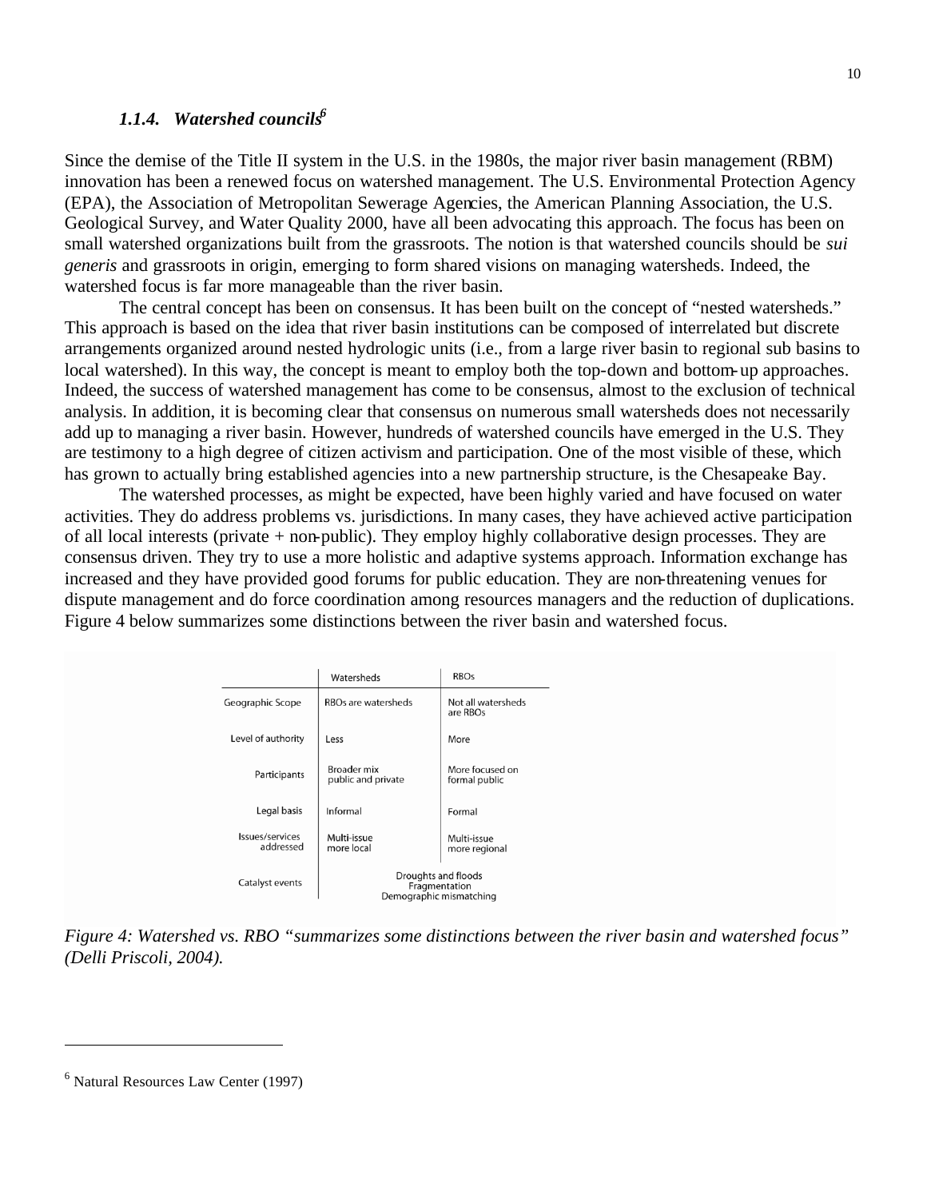### *1.1.4. Watershed councils*[6]

Since the demise of the Title II system in the U.S. in the 1980s, the major river basin management (RBM) innovation has been a renewed focus on watershed management. The U.S. Environmental Protection Agency (EPA), the Association of Metropolitan Sewerage Agencies, the American Planning Association, the U.S. Geological Survey, and Water Quality 2000, have all been advocating this approach. The focus has been on small watershed organizations built from the grassroots. The notion is that watershed councils should be *sui generis* and grassroots in origin, emerging to form shared visions on managing watersheds. Indeed, the watershed focus is far more manageable than the river basin.

The central concept has been on consensus. It has been built on the concept of "nested watersheds." This approach is based on the idea that river basin institutions can be composed of interrelated but discrete arrangements organized around nested hydrologic units (i.e., from a large river basin to regional sub basins to local watershed). In this way, the concept is meant to employ both the top-down and bottom-up approaches. Indeed, the success of watershed management has come to be consensus, almost to the exclusion of technical analysis. In addition, it is becoming clear that consensus on numerous small watersheds does not necessarily add up to managing a river basin. However, hundreds of watershed councils have emerged in the U.S. They are testimony to a high degree of citizen activism and participation. One of the most visible of these, which has grown to actually bring established agencies into a new partnership structure, is the Chesapeake Bay.

The watershed processes, as might be expected, have been highly varied and have focused on water activities. They do address problems vs. jurisdictions. In many cases, they have achieved active participation of all local interests (private + non-public). They employ highly collaborative design processes. They are consensus driven. They try to use a more holistic and adaptive systems approach. Information exchange has increased and they have provided good forums for public education. They are non-threatening venues for dispute management and do force coordination among resources managers and the reduction of duplications. Figure 4 below summarizes some distinctions between the river basin and watershed focus.

| | Watersheds | RBOs |
|---|---|---|
| Geographic Scope | RBOs are watersheds | Not all watersheds are RBOs |
| Level of authority | Less | More |
| Participants | Broader mix public and private | More focused on formal public |
| Legal basis | Informal | Formal |
| Issues/services addressed | Multi-issue more local | Multi-issue more regional |
| Catalyst events | Droughts and floods Fragmentation Demographic mismatching | |

*Figure 4: Watershed vs. RBO "summarizes some distinctions between the river basin and watershed focus" (Delli Priscoli, 2004).*

---

[6] Natural Resources Law Center (1997)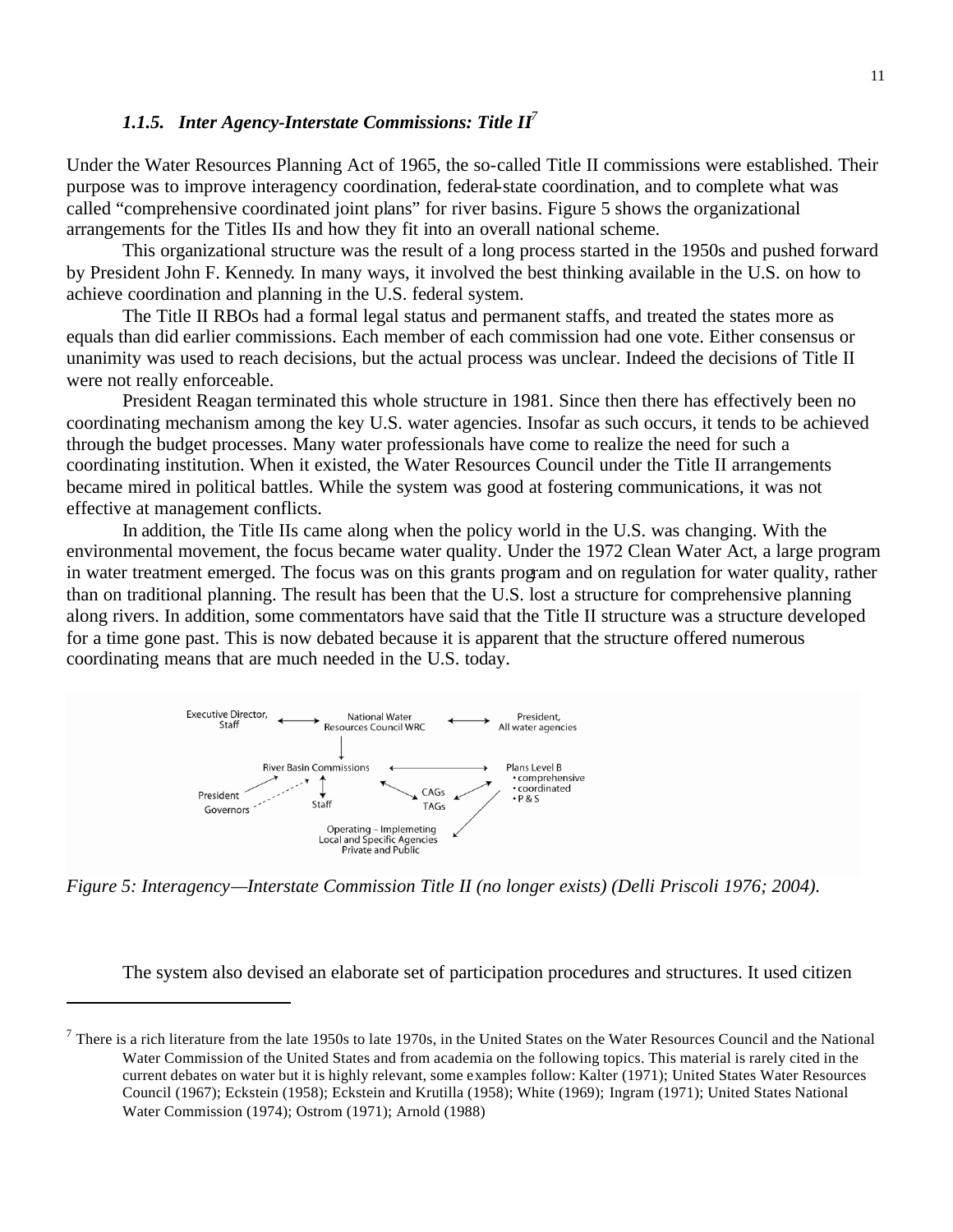### *1.1.5. Inter Agency-Interstate Commissions: Title II*[7]

Under the Water Resources Planning Act of 1965, the so-called Title II commissions were established. Their purpose was to improve interagency coordination, federal-state coordination, and to complete what was called "comprehensive coordinated joint plans" for river basins. Figure 5 shows the organizational arrangements for the Titles IIs and how they fit into an overall national scheme.

This organizational structure was the result of a long process started in the 1950s and pushed forward by President John F. Kennedy. In many ways, it involved the best thinking available in the U.S. on how to achieve coordination and planning in the U.S. federal system.

The Title II RBOs had a formal legal status and permanent staffs, and treated the states more as equals than did earlier commissions. Each member of each commission had one vote. Either consensus or unanimity was used to reach decisions, but the actual process was unclear. Indeed the decisions of Title II were not really enforceable.

President Reagan terminated this whole structure in 1981. Since then there has effectively been no coordinating mechanism among the key U.S. water agencies. Insofar as such occurs, it tends to be achieved through the budget processes. Many water professionals have come to realize the need for such a coordinating institution. When it existed, the Water Resources Council under the Title II arrangements became mired in political battles. While the system was good at fostering communications, it was not effective at management conflicts.

In addition, the Title IIs came along when the policy world in the U.S. was changing. With the environmental movement, the focus became water quality. Under the 1972 Clean Water Act, a large program in water treatment emerged. The focus was on this grants program and on regulation for water quality, rather than on traditional planning. The result has been that the U.S. lost a structure for comprehensive planning along rivers. In addition, some commentators have said that the Title II structure was a structure developed for a time gone past. This is now debated because it is apparent that the structure offered numerous coordinating means that are much needed in the U.S. today.

Executive Director, Staff ↔ National Water Resources Council WRC ↔ President, All water agencies

River Basin Commissions ↔ Plans Level B (• comprehensive • coordinated • P & S)

President, Governors → River Basin Commissions; Staff; CAGs TAGs; Operating – Implemeting Local and Specific Agencies Private and Public

*Figure 5: Interagency—Interstate Commission Title II (no longer exists) (Delli Priscoli 1976; 2004).*

The system also devised an elaborate set of participation procedures and structures. It used citizen

---

[7] There is a rich literature from the late 1950s to late 1970s, in the United States on the Water Resources Council and the National Water Commission of the United States and from academia on the following topics. This material is rarely cited in the current debates on water but it is highly relevant, some examples follow: Kalter (1971); United States Water Resources Council (1967); Eckstein (1958); Eckstein and Krutilla (1958); White (1969); Ingram (1971); United States National Water Commission (1974); Ostrom (1971); Arnold (1988)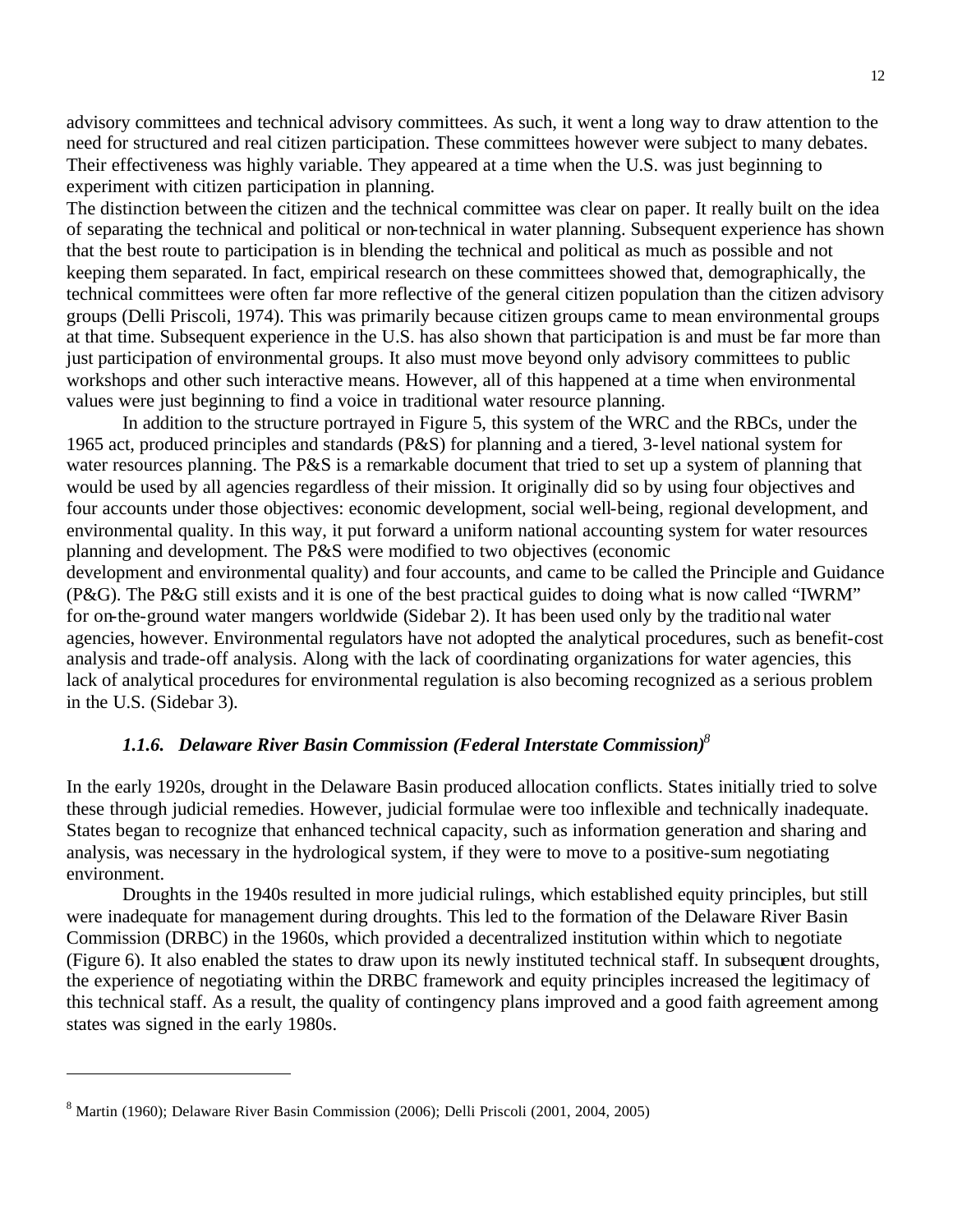advisory committees and technical advisory committees. As such, it went a long way to draw attention to the need for structured and real citizen participation. These committees however were subject to many debates. Their effectiveness was highly variable. They appeared at a time when the U.S. was just beginning to experiment with citizen participation in planning.

The distinction between the citizen and the technical committee was clear on paper. It really built on the idea of separating the technical and political or non-technical in water planning. Subsequent experience has shown that the best route to participation is in blending the technical and political as much as possible and not keeping them separated. In fact, empirical research on these committees showed that, demographically, the technical committees were often far more reflective of the general citizen population than the citizen advisory groups (Delli Priscoli, 1974). This was primarily because citizen groups came to mean environmental groups at that time. Subsequent experience in the U.S. has also shown that participation is and must be far more than just participation of environmental groups. It also must move beyond only advisory committees to public workshops and other such interactive means. However, all of this happened at a time when environmental values were just beginning to find a voice in traditional water resource planning.

In addition to the structure portrayed in Figure 5, this system of the WRC and the RBCs, under the 1965 act, produced principles and standards (P&S) for planning and a tiered, 3-level national system for water resources planning. The P&S is a remarkable document that tried to set up a system of planning that would be used by all agencies regardless of their mission. It originally did so by using four objectives and four accounts under those objectives: economic development, social well-being, regional development, and environmental quality. In this way, it put forward a uniform national accounting system for water resources planning and development. The P&S were modified to two objectives (economic development and environmental quality) and four accounts, and came to be called the Principle and Guidance (P&G). The P&G still exists and it is one of the best practical guides to doing what is now called "IWRM" for on-the-ground water mangers worldwide (Sidebar 2). It has been used only by the traditional water agencies, however. Environmental regulators have not adopted the analytical procedures, such as benefit-cost analysis and trade-off analysis. Along with the lack of coordinating organizations for water agencies, this lack of analytical procedures for environmental regulation is also becoming recognized as a serious problem in the U.S. (Sidebar 3).

### *1.1.6. Delaware River Basin Commission (Federal Interstate Commission)*[8]

In the early 1920s, drought in the Delaware Basin produced allocation conflicts. States initially tried to solve these through judicial remedies. However, judicial formulae were too inflexible and technically inadequate. States began to recognize that enhanced technical capacity, such as information generation and sharing and analysis, was necessary in the hydrological system, if they were to move to a positive-sum negotiating environment.

Droughts in the 1940s resulted in more judicial rulings, which established equity principles, but still were inadequate for management during droughts. This led to the formation of the Delaware River Basin Commission (DRBC) in the 1960s, which provided a decentralized institution within which to negotiate (Figure 6). It also enabled the states to draw upon its newly instituted technical staff. In subsequent droughts, the experience of negotiating within the DRBC framework and equity principles increased the legitimacy of this technical staff. As a result, the quality of contingency plans improved and a good faith agreement among states was signed in the early 1980s.

---

[8] Martin (1960); Delaware River Basin Commission (2006); Delli Priscoli (2001, 2004, 2005)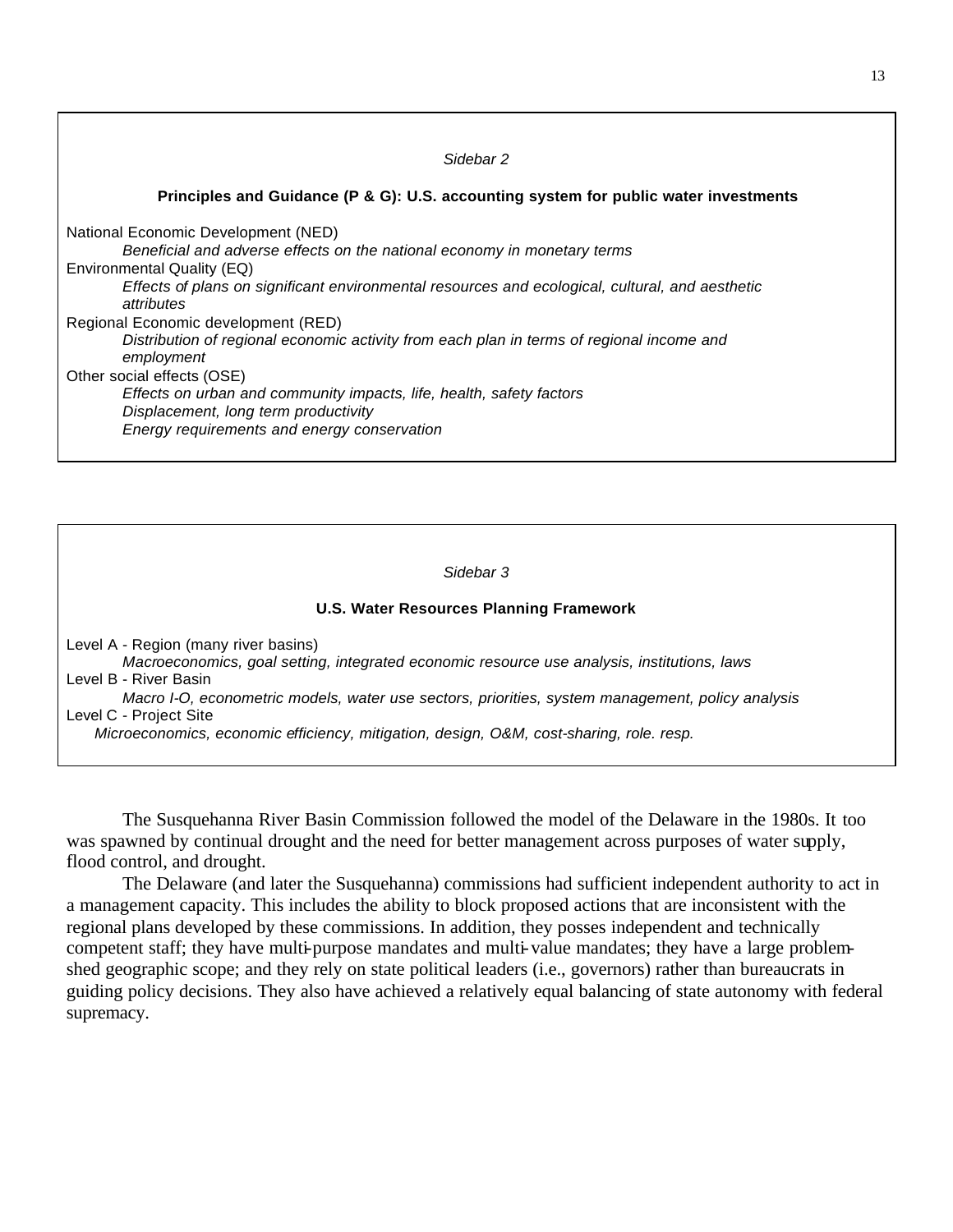*Sidebar 2*

**Principles and Guidance (P & G): U.S. accounting system for public water investments**

National Economic Development (NED)
: *Beneficial and adverse effects on the national economy in monetary terms*

Environmental Quality (EQ)
: *Effects of plans on significant environmental resources and ecological, cultural, and aesthetic attributes*

Regional Economic development (RED)
: *Distribution of regional economic activity from each plan in terms of regional income and employment*

Other social effects (OSE)
: *Effects on urban and community impacts, life, health, safety factors*
: *Displacement, long term productivity*
: *Energy requirements and energy conservation*

*Sidebar 3*

**U.S. Water Resources Planning Framework**

Level A - Region (many river basins)
: *Macroeconomics, goal setting, integrated economic resource use analysis, institutions, laws*

Level B - River Basin
: *Macro I-O, econometric models, water use sectors, priorities, system management, policy analysis*

Level C - Project Site
: *Microeconomics, economic efficiency, mitigation, design, O&M, cost-sharing, role. resp.*

The Susquehanna River Basin Commission followed the model of the Delaware in the 1980s. It too was spawned by continual drought and the need for better management across purposes of water supply, flood control, and drought.

The Delaware (and later the Susquehanna) commissions had sufficient independent authority to act in a management capacity. This includes the ability to block proposed actions that are inconsistent with the regional plans developed by these commissions. In addition, they posses independent and technically competent staff; they have multi-purpose mandates and multi-value mandates; they have a large problem-shed geographic scope; and they rely on state political leaders (i.e., governors) rather than bureaucrats in guiding policy decisions. They also have achieved a relatively equal balancing of state autonomy with federal supremacy.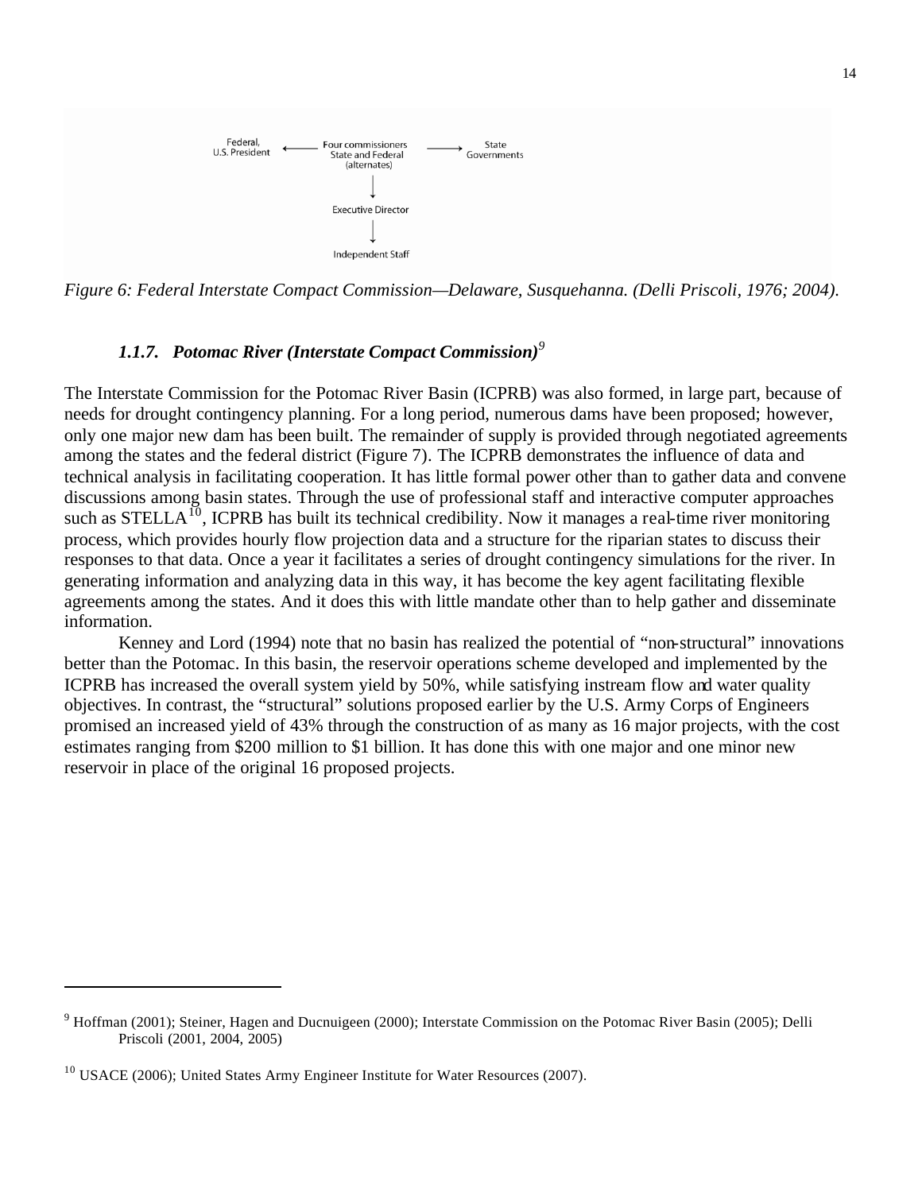Federal, U.S. President ← Four commissioners State and Federal (alternates) → State Governments

↓

Executive Director

↓

Independent Staff

*Figure 6: Federal Interstate Compact Commission—Delaware, Susquehanna. (Delli Priscoli, 1976; 2004).*

#### *1.1.7. Potomac River (Interstate Compact Commission)*[9]

The Interstate Commission for the Potomac River Basin (ICPRB) was also formed, in large part, because of needs for drought contingency planning. For a long period, numerous dams have been proposed; however, only one major new dam has been built. The remainder of supply is provided through negotiated agreements among the states and the federal district (Figure 7). The ICPRB demonstrates the influence of data and technical analysis in facilitating cooperation. It has little formal power other than to gather data and convene discussions among basin states. Through the use of professional staff and interactive computer approaches such as STELLA[10], ICPRB has built its technical credibility. Now it manages a real-time river monitoring process, which provides hourly flow projection data and a structure for the riparian states to discuss their responses to that data. Once a year it facilitates a series of drought contingency simulations for the river. In generating information and analyzing data in this way, it has become the key agent facilitating flexible agreements among the states. And it does this with little mandate other than to help gather and disseminate information.

Kenney and Lord (1994) note that no basin has realized the potential of "non-structural" innovations better than the Potomac. In this basin, the reservoir operations scheme developed and implemented by the ICPRB has increased the overall system yield by 50%, while satisfying instream flow and water quality objectives. In contrast, the "structural" solutions proposed earlier by the U.S. Army Corps of Engineers promised an increased yield of 43% through the construction of as many as 16 major projects, with the cost estimates ranging from $200 million to $1 billion. It has done this with one major and one minor new reservoir in place of the original 16 proposed projects.

---

[9] Hoffman (2001); Steiner, Hagen and Ducnuigeen (2000); Interstate Commission on the Potomac River Basin (2005); Delli Priscoli (2001, 2004, 2005)

[10] USACE (2006); United States Army Engineer Institute for Water Resources (2007).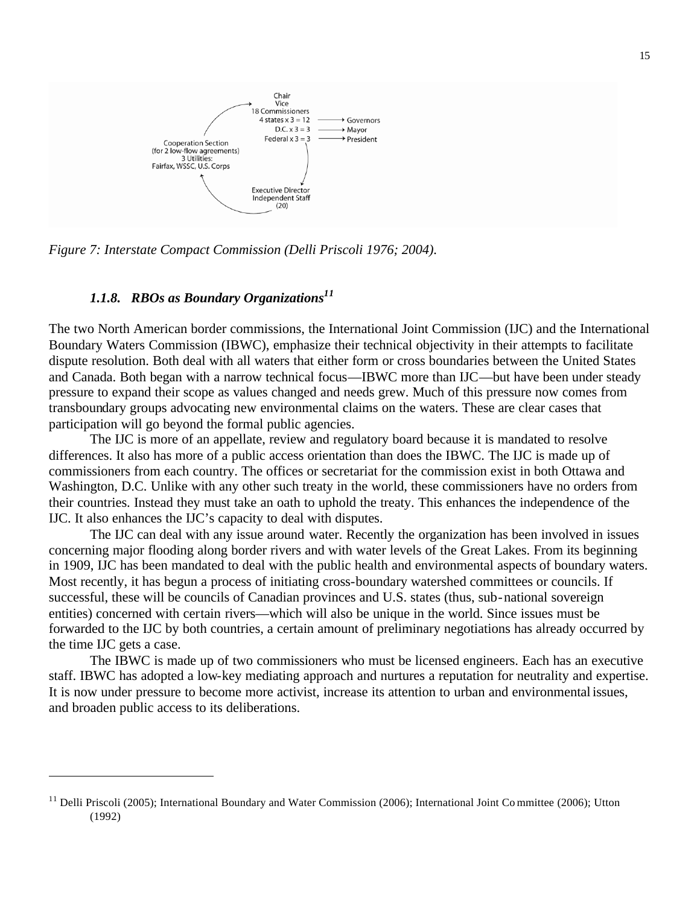Chair
Vice
18 Commissioners
4 states x 3 = 12 → Governors
D.C. x 3 = 3 → Mayor
Federal x 3 = 3 → President

Cooperation Section
(for 2 low-flow agreements)
3 Utilities:
Fairfax, WSSC, U.S. Corps

Executive Director
Independent Staff
(20)

*Figure 7: Interstate Compact Commission (Delli Priscoli 1976; 2004).*

### *1.1.8. RBOs as Boundary Organizations*[11]

The two North American border commissions, the International Joint Commission (IJC) and the International Boundary Waters Commission (IBWC), emphasize their technical objectivity in their attempts to facilitate dispute resolution. Both deal with all waters that either form or cross boundaries between the United States and Canada. Both began with a narrow technical focus—IBWC more than IJC—but have been under steady pressure to expand their scope as values changed and needs grew. Much of this pressure now comes from transboundary groups advocating new environmental claims on the waters. These are clear cases that participation will go beyond the formal public agencies.

The IJC is more of an appellate, review and regulatory board because it is mandated to resolve differences. It also has more of a public access orientation than does the IBWC. The IJC is made up of commissioners from each country. The offices or secretariat for the commission exist in both Ottawa and Washington, D.C. Unlike with any other such treaty in the world, these commissioners have no orders from their countries. Instead they must take an oath to uphold the treaty. This enhances the independence of the IJC. It also enhances the IJC's capacity to deal with disputes.

The IJC can deal with any issue around water. Recently the organization has been involved in issues concerning major flooding along border rivers and with water levels of the Great Lakes. From its beginning in 1909, IJC has been mandated to deal with the public health and environmental aspects of boundary waters. Most recently, it has begun a process of initiating cross-boundary watershed committees or councils. If successful, these will be councils of Canadian provinces and U.S. states (thus, sub-national sovereign entities) concerned with certain rivers—which will also be unique in the world. Since issues must be forwarded to the IJC by both countries, a certain amount of preliminary negotiations has already occurred by the time IJC gets a case.

The IBWC is made up of two commissioners who must be licensed engineers. Each has an executive staff. IBWC has adopted a low-key mediating approach and nurtures a reputation for neutrality and expertise. It is now under pressure to become more activist, increase its attention to urban and environmental issues, and broaden public access to its deliberations.

---

[11] Delli Priscoli (2005); International Boundary and Water Commission (2006); International Joint Committee (2006); Utton (1992)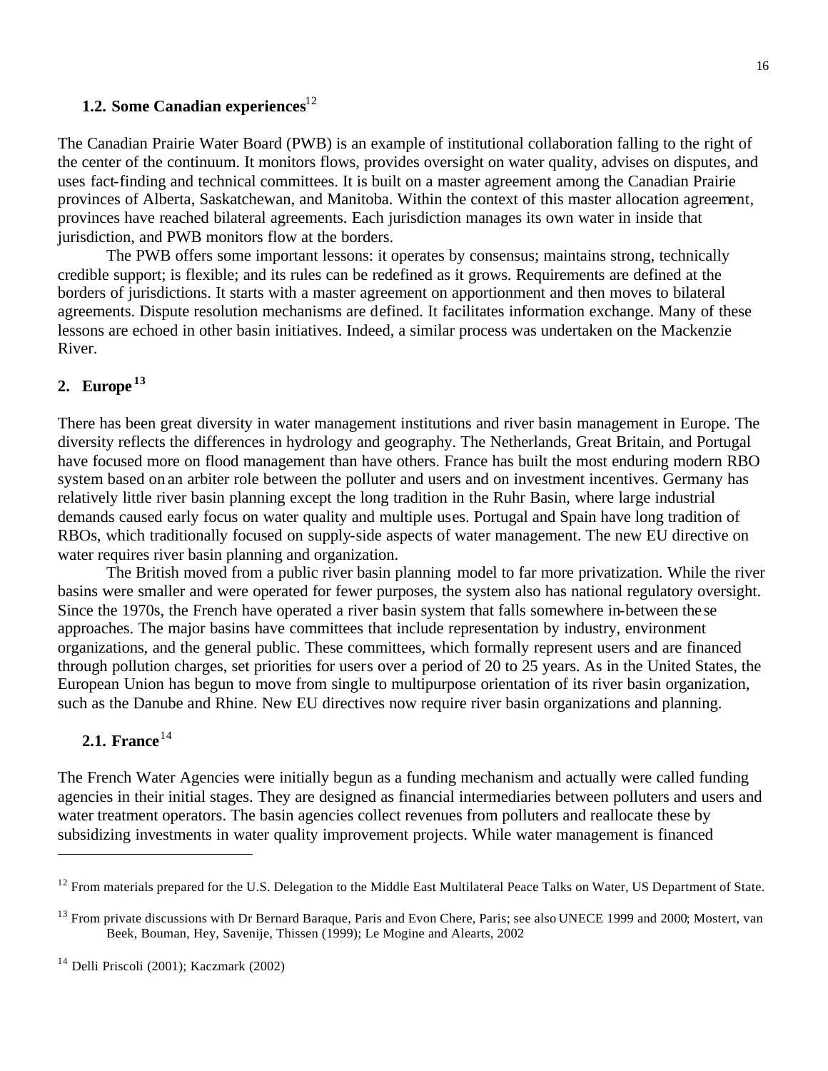### 1.2. Some Canadian experiences[12]

The Canadian Prairie Water Board (PWB) is an example of institutional collaboration falling to the right of the center of the continuum. It monitors flows, provides oversight on water quality, advises on disputes, and uses fact-finding and technical committees. It is built on a master agreement among the Canadian Prairie provinces of Alberta, Saskatchewan, and Manitoba. Within the context of this master allocation agreement, provinces have reached bilateral agreements. Each jurisdiction manages its own water in inside that jurisdiction, and PWB monitors flow at the borders.

The PWB offers some important lessons: it operates by consensus; maintains strong, technically credible support; is flexible; and its rules can be redefined as it grows. Requirements are defined at the borders of jurisdictions. It starts with a master agreement on apportionment and then moves to bilateral agreements. Dispute resolution mechanisms are defined. It facilitates information exchange. Many of these lessons are echoed in other basin initiatives. Indeed, a similar process was undertaken on the Mackenzie River.

## 2. Europe[13]

There has been great diversity in water management institutions and river basin management in Europe. The diversity reflects the differences in hydrology and geography. The Netherlands, Great Britain, and Portugal have focused more on flood management than have others. France has built the most enduring modern RBO system based on an arbiter role between the polluter and users and on investment incentives. Germany has relatively little river basin planning except the long tradition in the Ruhr Basin, where large industrial demands caused early focus on water quality and multiple uses. Portugal and Spain have long tradition of RBOs, which traditionally focused on supply-side aspects of water management. The new EU directive on water requires river basin planning and organization.

The British moved from a public river basin planning model to far more privatization. While the river basins were smaller and were operated for fewer purposes, the system also has national regulatory oversight. Since the 1970s, the French have operated a river basin system that falls somewhere in-between these approaches. The major basins have committees that include representation by industry, environment organizations, and the general public. These committees, which formally represent users and are financed through pollution charges, set priorities for users over a period of 20 to 25 years. As in the United States, the European Union has begun to move from single to multipurpose orientation of its river basin organization, such as the Danube and Rhine. New EU directives now require river basin organizations and planning.

### 2.1. France[14]

The French Water Agencies were initially begun as a funding mechanism and actually were called funding agencies in their initial stages. They are designed as financial intermediaries between polluters and users and water treatment operators. The basin agencies collect revenues from polluters and reallocate these by subsidizing investments in water quality improvement projects. While water management is financed

---

[12] From materials prepared for the U.S. Delegation to the Middle East Multilateral Peace Talks on Water, US Department of State.

[13] From private discussions with Dr Bernard Baraque, Paris and Evon Chere, Paris; see also UNECE 1999 and 2000; Mostert, van Beek, Bouman, Hey, Savenije, Thissen (1999); Le Mogine and Alearts, 2002

[14] Delli Priscoli (2001); Kaczmark (2002)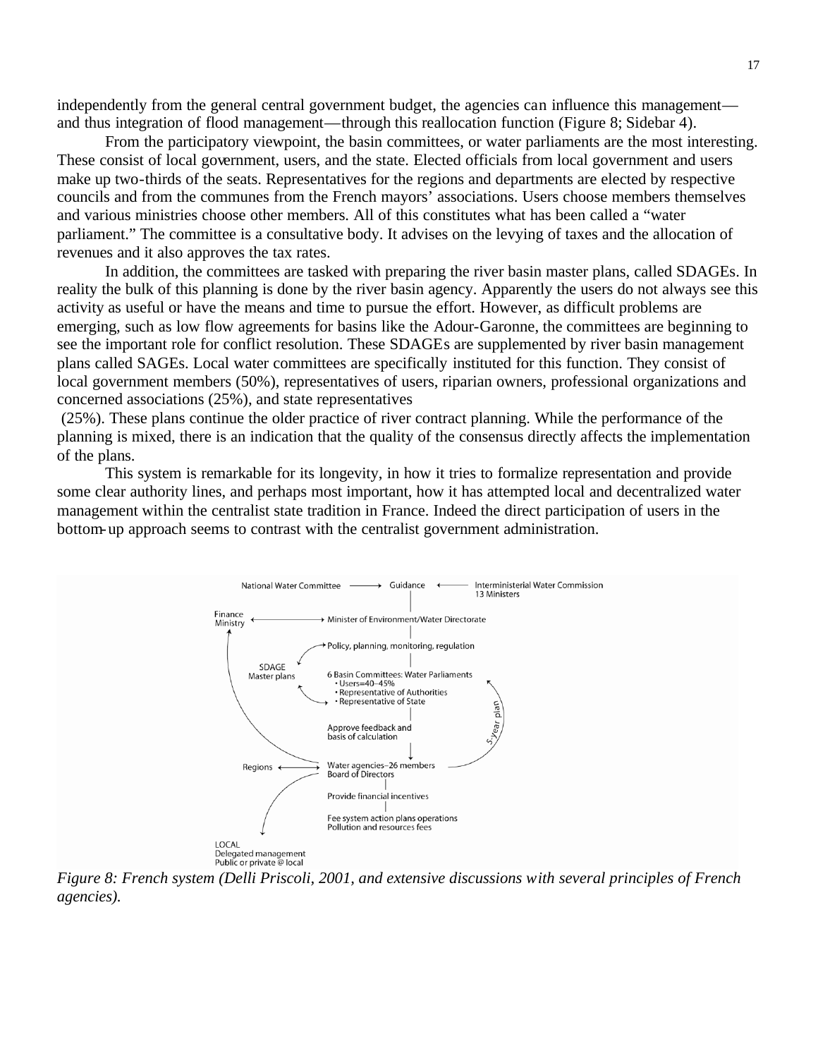independently from the general central government budget, the agencies can influence this management—and thus integration of flood management—through this reallocation function (Figure 8; Sidebar 4).

From the participatory viewpoint, the basin committees, or water parliaments are the most interesting. These consist of local government, users, and the state. Elected officials from local government and users make up two-thirds of the seats. Representatives for the regions and departments are elected by respective councils and from the communes from the French mayors' associations. Users choose members themselves and various ministries choose other members. All of this constitutes what has been called a "water parliament." The committee is a consultative body. It advises on the levying of taxes and the allocation of revenues and it also approves the tax rates.

In addition, the committees are tasked with preparing the river basin master plans, called SDAGEs. In reality the bulk of this planning is done by the river basin agency. Apparently the users do not always see this activity as useful or have the means and time to pursue the effort. However, as difficult problems are emerging, such as low flow agreements for basins like the Adour-Garonne, the committees are beginning to see the important role for conflict resolution. These SDAGEs are supplemented by river basin management plans called SAGEs. Local water committees are specifically instituted for this function. They consist of local government members (50%), representatives of users, riparian owners, professional organizations and concerned associations (25%), and state representatives (25%). These plans continue the older practice of river contract planning. While the performance of the planning is mixed, there is an indication that the quality of the consensus directly affects the implementation of the plans.

This system is remarkable for its longevity, in how it tries to formalize representation and provide some clear authority lines, and perhaps most important, how it has attempted local and decentralized water management within the centralist state tradition in France. Indeed the direct participation of users in the bottom-up approach seems to contrast with the centralist government administration.

National Water Committee → Guidance ← Interministerial Water Commission 13 Ministers

Finance Ministry ↔ Minister of Environment/Water Directorate

Policy, planning, monitoring, regulation

SDAGE Master plans

6 Basin Committees: Water Parliaments
- Users=40–45%
- Representative of Authorities
- Representative of State

5-year plan

Approve feedback and basis of calculation

Regions ↔ Water agencies–26 members Board of Directors

Provide financial incentives

Fee system action plans operations Pollution and resources fees

LOCAL
Delegated management
Public or private @ local

*Figure 8: French system (Delli Priscoli, 2001, and extensive discussions with several principles of French agencies).*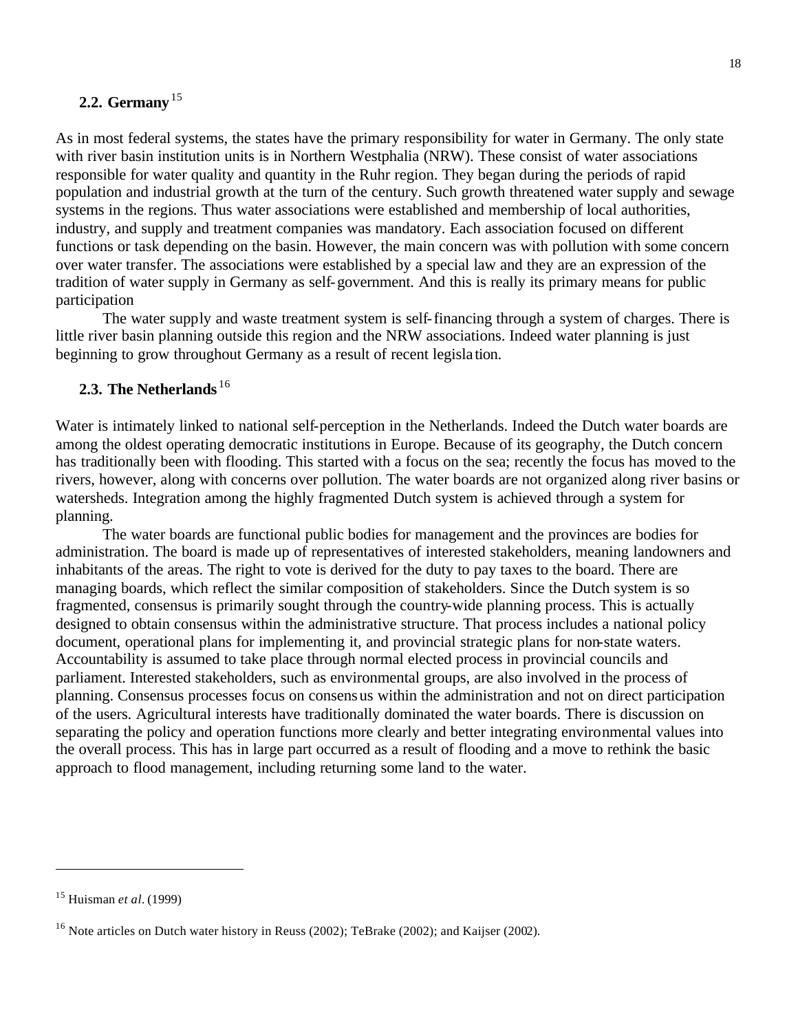## 2.2. Germany[15]

As in most federal systems, the states have the primary responsibility for water in Germany. The only state with river basin institution units is in Northern Westphalia (NRW). These consist of water associations responsible for water quality and quantity in the Ruhr region. They began during the periods of rapid population and industrial growth at the turn of the century. Such growth threatened water supply and sewage systems in the regions. Thus water associations were established and membership of local authorities, industry, and supply and treatment companies was mandatory. Each association focused on different functions or task depending on the basin. However, the main concern was with pollution with some concern over water transfer. The associations were established by a special law and they are an expression of the tradition of water supply in Germany as self-government. And this is really its primary means for public participation

The water supply and waste treatment system is self-financing through a system of charges. There is little river basin planning outside this region and the NRW associations. Indeed water planning is just beginning to grow throughout Germany as a result of recent legislation.

## 2.3. The Netherlands[16]

Water is intimately linked to national self-perception in the Netherlands. Indeed the Dutch water boards are among the oldest operating democratic institutions in Europe. Because of its geography, the Dutch concern has traditionally been with flooding. This started with a focus on the sea; recently the focus has moved to the rivers, however, along with concerns over pollution. The water boards are not organized along river basins or watersheds. Integration among the highly fragmented Dutch system is achieved through a system for planning.

The water boards are functional public bodies for management and the provinces are bodies for administration. The board is made up of representatives of interested stakeholders, meaning landowners and inhabitants of the areas. The right to vote is derived for the duty to pay taxes to the board. There are managing boards, which reflect the similar composition of stakeholders. Since the Dutch system is so fragmented, consensus is primarily sought through the country-wide planning process. This is actually designed to obtain consensus within the administrative structure. That process includes a national policy document, operational plans for implementing it, and provincial strategic plans for non-state waters. Accountability is assumed to take place through normal elected process in provincial councils and parliament. Interested stakeholders, such as environmental groups, are also involved in the process of planning. Consensus processes focus on consensus within the administration and not on direct participation of the users. Agricultural interests have traditionally dominated the water boards. There is discussion on separating the policy and operation functions more clearly and better integrating environmental values into the overall process. This has in large part occurred as a result of flooding and a move to rethink the basic approach to flood management, including returning some land to the water.

---

[15] Huisman *et al*. (1999)

[16] Note articles on Dutch water history in Reuss (2002); TeBrake (2002); and Kaijser (2002).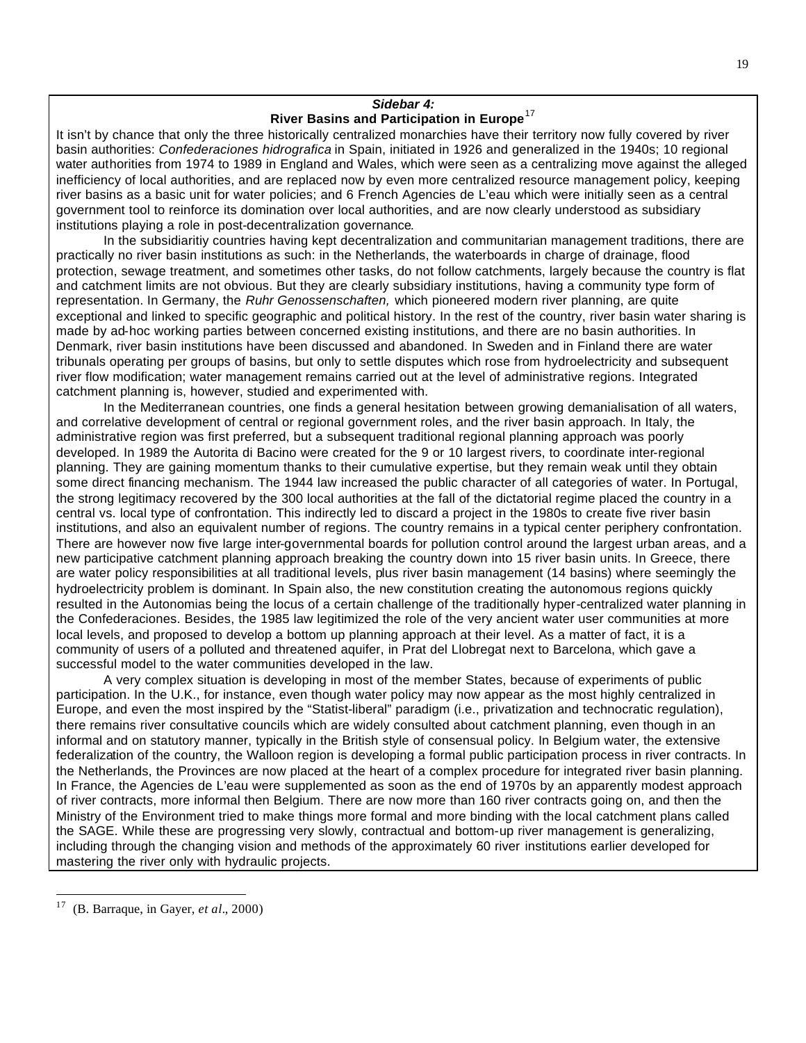### *Sidebar 4:*
### River Basins and Participation in Europe[17]

It isn't by chance that only the three historically centralized monarchies have their territory now fully covered by river basin authorities: *Confederaciones hidrografica* in Spain, initiated in 1926 and generalized in the 1940s; 10 regional water authorities from 1974 to 1989 in England and Wales, which were seen as a centralizing move against the alleged inefficiency of local authorities, and are replaced now by even more centralized resource management policy, keeping river basins as a basic unit for water policies; and 6 French Agencies de L'eau which were initially seen as a central government tool to reinforce its domination over local authorities, and are now clearly understood as subsidiary institutions playing a role in post-decentralization governance.

In the subsidiaritiy countries having kept decentralization and communitarian management traditions, there are practically no river basin institutions as such: in the Netherlands, the waterboards in charge of drainage, flood protection, sewage treatment, and sometimes other tasks, do not follow catchments, largely because the country is flat and catchment limits are not obvious. But they are clearly subsidiary institutions, having a community type form of representation. In Germany, the *Ruhr Genossenschaften,* which pioneered modern river planning, are quite exceptional and linked to specific geographic and political history. In the rest of the country, river basin water sharing is made by ad-hoc working parties between concerned existing institutions, and there are no basin authorities. In Denmark, river basin institutions have been discussed and abandoned. In Sweden and in Finland there are water tribunals operating per groups of basins, but only to settle disputes which rose from hydroelectricity and subsequent river flow modification; water management remains carried out at the level of administrative regions. Integrated catchment planning is, however, studied and experimented with.

In the Mediterranean countries, one finds a general hesitation between growing demanialisation of all waters, and correlative development of central or regional government roles, and the river basin approach. In Italy, the administrative region was first preferred, but a subsequent traditional regional planning approach was poorly developed. In 1989 the Autorita di Bacino were created for the 9 or 10 largest rivers, to coordinate inter-regional planning. They are gaining momentum thanks to their cumulative expertise, but they remain weak until they obtain some direct financing mechanism. The 1944 law increased the public character of all categories of water. In Portugal, the strong legitimacy recovered by the 300 local authorities at the fall of the dictatorial regime placed the country in a central vs. local type of confrontation. This indirectly led to discard a project in the 1980s to create five river basin institutions, and also an equivalent number of regions. The country remains in a typical center periphery confrontation. There are however now five large inter-governmental boards for pollution control around the largest urban areas, and a new participative catchment planning approach breaking the country down into 15 river basin units. In Greece, there are water policy responsibilities at all traditional levels, plus river basin management (14 basins) where seemingly the hydroelectricity problem is dominant. In Spain also, the new constitution creating the autonomous regions quickly resulted in the Autonomias being the locus of a certain challenge of the traditionally hyper-centralized water planning in the Confederaciones. Besides, the 1985 law legitimized the role of the very ancient water user communities at more local levels, and proposed to develop a bottom up planning approach at their level. As a matter of fact, it is a community of users of a polluted and threatened aquifer, in Prat del Llobregat next to Barcelona, which gave a successful model to the water communities developed in the law.

A very complex situation is developing in most of the member States, because of experiments of public participation. In the U.K., for instance, even though water policy may now appear as the most highly centralized in Europe, and even the most inspired by the "Statist-liberal" paradigm (i.e., privatization and technocratic regulation), there remains river consultative councils which are widely consulted about catchment planning, even though in an informal and on statutory manner, typically in the British style of consensual policy. In Belgium water, the extensive federalization of the country, the Walloon region is developing a formal public participation process in river contracts. In the Netherlands, the Provinces are now placed at the heart of a complex procedure for integrated river basin planning. In France, the Agencies de L'eau were supplemented as soon as the end of 1970s by an apparently modest approach of river contracts, more informal then Belgium. There are now more than 160 river contracts going on, and then the Ministry of the Environment tried to make things more formal and more binding with the local catchment plans called the SAGE. While these are progressing very slowly, contractual and bottom-up river management is generalizing, including through the changing vision and methods of the approximately 60 river institutions earlier developed for mastering the river only with hydraulic projects.

---

[17] (B. Barraque, in Gayer, *et al*., 2000)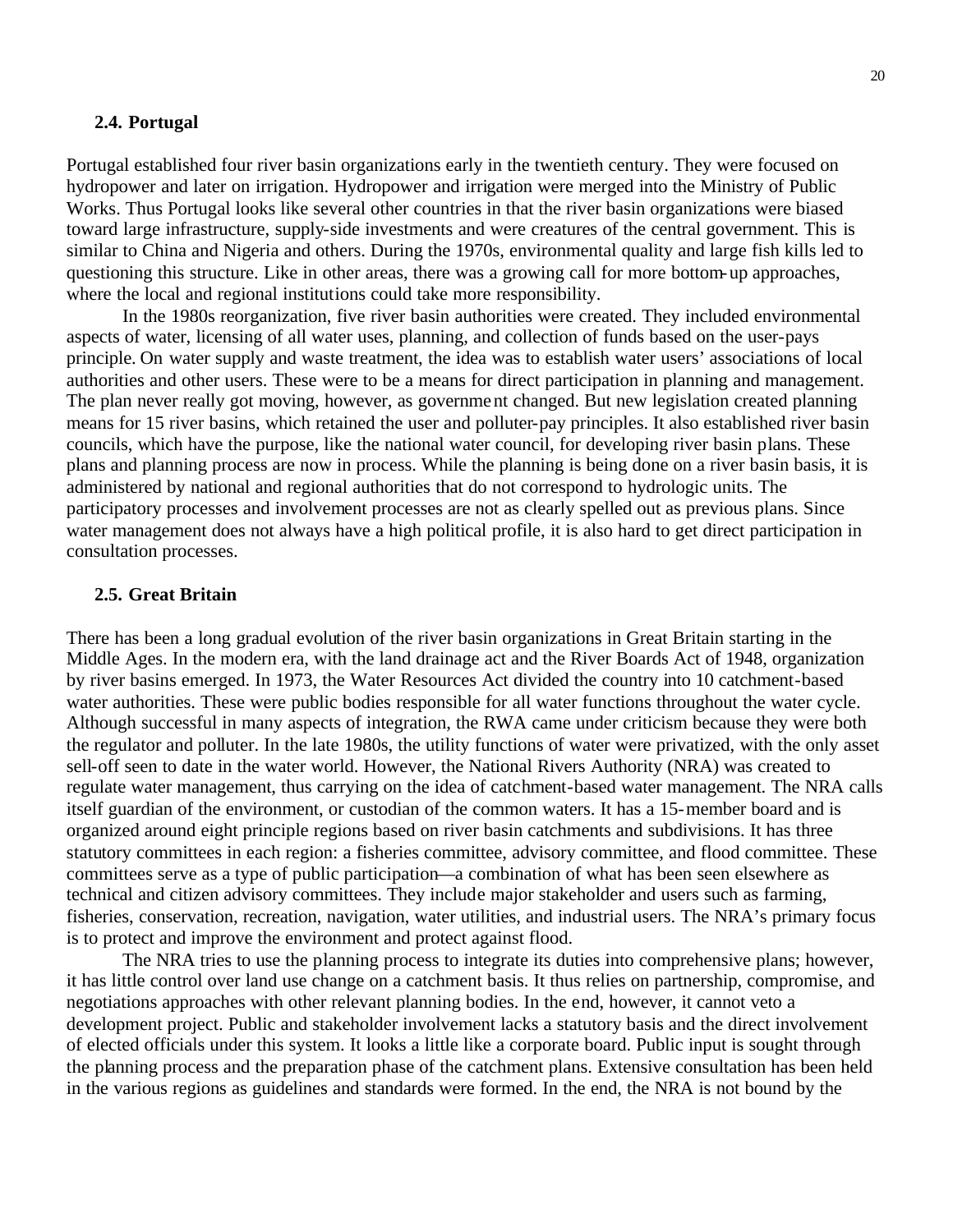### 2.4. Portugal

Portugal established four river basin organizations early in the twentieth century. They were focused on hydropower and later on irrigation. Hydropower and irrigation were merged into the Ministry of Public Works. Thus Portugal looks like several other countries in that the river basin organizations were biased toward large infrastructure, supply-side investments and were creatures of the central government. This is similar to China and Nigeria and others. During the 1970s, environmental quality and large fish kills led to questioning this structure. Like in other areas, there was a growing call for more bottom-up approaches, where the local and regional institutions could take more responsibility.

In the 1980s reorganization, five river basin authorities were created. They included environmental aspects of water, licensing of all water uses, planning, and collection of funds based on the user-pays principle. On water supply and waste treatment, the idea was to establish water users' associations of local authorities and other users. These were to be a means for direct participation in planning and management. The plan never really got moving, however, as government changed. But new legislation created planning means for 15 river basins, which retained the user and polluter-pay principles. It also established river basin councils, which have the purpose, like the national water council, for developing river basin plans. These plans and planning process are now in process. While the planning is being done on a river basin basis, it is administered by national and regional authorities that do not correspond to hydrologic units. The participatory processes and involvement processes are not as clearly spelled out as previous plans. Since water management does not always have a high political profile, it is also hard to get direct participation in consultation processes.

### 2.5. Great Britain

There has been a long gradual evolution of the river basin organizations in Great Britain starting in the Middle Ages. In the modern era, with the land drainage act and the River Boards Act of 1948, organization by river basins emerged. In 1973, the Water Resources Act divided the country into 10 catchment-based water authorities. These were public bodies responsible for all water functions throughout the water cycle. Although successful in many aspects of integration, the RWA came under criticism because they were both the regulator and polluter. In the late 1980s, the utility functions of water were privatized, with the only asset sell-off seen to date in the water world. However, the National Rivers Authority (NRA) was created to regulate water management, thus carrying on the idea of catchment-based water management. The NRA calls itself guardian of the environment, or custodian of the common waters. It has a 15-member board and is organized around eight principle regions based on river basin catchments and subdivisions. It has three statutory committees in each region: a fisheries committee, advisory committee, and flood committee. These committees serve as a type of public participation—a combination of what has been seen elsewhere as technical and citizen advisory committees. They include major stakeholder and users such as farming, fisheries, conservation, recreation, navigation, water utilities, and industrial users. The NRA's primary focus is to protect and improve the environment and protect against flood.

The NRA tries to use the planning process to integrate its duties into comprehensive plans; however, it has little control over land use change on a catchment basis. It thus relies on partnership, compromise, and negotiations approaches with other relevant planning bodies. In the end, however, it cannot veto a development project. Public and stakeholder involvement lacks a statutory basis and the direct involvement of elected officials under this system. It looks a little like a corporate board. Public input is sought through the planning process and the preparation phase of the catchment plans. Extensive consultation has been held in the various regions as guidelines and standards were formed. In the end, the NRA is not bound by the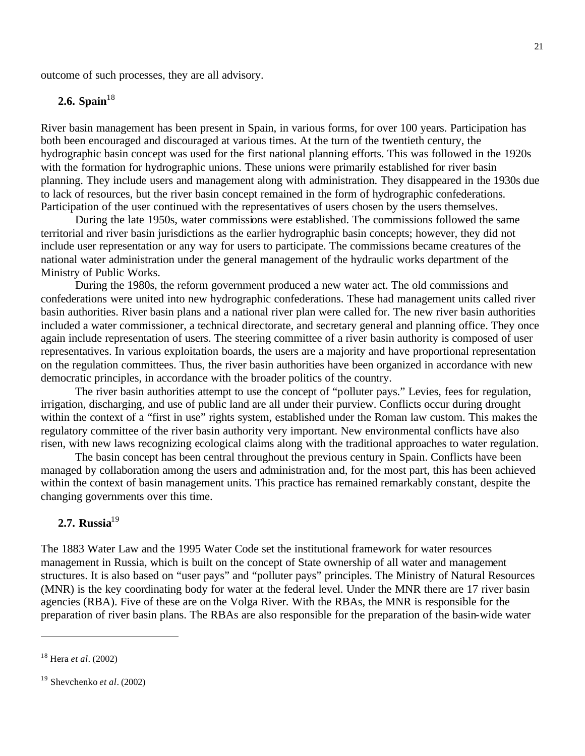outcome of such processes, they are all advisory.

## 2.6. Spain[18]

River basin management has been present in Spain, in various forms, for over 100 years. Participation has both been encouraged and discouraged at various times. At the turn of the twentieth century, the hydrographic basin concept was used for the first national planning efforts. This was followed in the 1920s with the formation for hydrographic unions. These unions were primarily established for river basin planning. They include users and management along with administration. They disappeared in the 1930s due to lack of resources, but the river basin concept remained in the form of hydrographic confederations. Participation of the user continued with the representatives of users chosen by the users themselves.

During the late 1950s, water commissions were established. The commissions followed the same territorial and river basin jurisdictions as the earlier hydrographic basin concepts; however, they did not include user representation or any way for users to participate. The commissions became creatures of the national water administration under the general management of the hydraulic works department of the Ministry of Public Works.

During the 1980s, the reform government produced a new water act. The old commissions and confederations were united into new hydrographic confederations. These had management units called river basin authorities. River basin plans and a national river plan were called for. The new river basin authorities included a water commissioner, a technical directorate, and secretary general and planning office. They once again include representation of users. The steering committee of a river basin authority is composed of user representatives. In various exploitation boards, the users are a majority and have proportional representation on the regulation committees. Thus, the river basin authorities have been organized in accordance with new democratic principles, in accordance with the broader politics of the country.

The river basin authorities attempt to use the concept of "polluter pays." Levies, fees for regulation, irrigation, discharging, and use of public land are all under their purview. Conflicts occur during drought within the context of a "first in use" rights system, established under the Roman law custom. This makes the regulatory committee of the river basin authority very important. New environmental conflicts have also risen, with new laws recognizing ecological claims along with the traditional approaches to water regulation.

The basin concept has been central throughout the previous century in Spain. Conflicts have been managed by collaboration among the users and administration and, for the most part, this has been achieved within the context of basin management units. This practice has remained remarkably constant, despite the changing governments over this time.

## 2.7. Russia[19]

The 1883 Water Law and the 1995 Water Code set the institutional framework for water resources management in Russia, which is built on the concept of State ownership of all water and management structures. It is also based on "user pays" and "polluter pays" principles. The Ministry of Natural Resources (MNR) is the key coordinating body for water at the federal level. Under the MNR there are 17 river basin agencies (RBA). Five of these are on the Volga River. With the RBAs, the MNR is responsible for the preparation of river basin plans. The RBAs are also responsible for the preparation of the basin-wide water

---

[18] Hera *et al*. (2002)

[19] Shevchenko *et al*. (2002)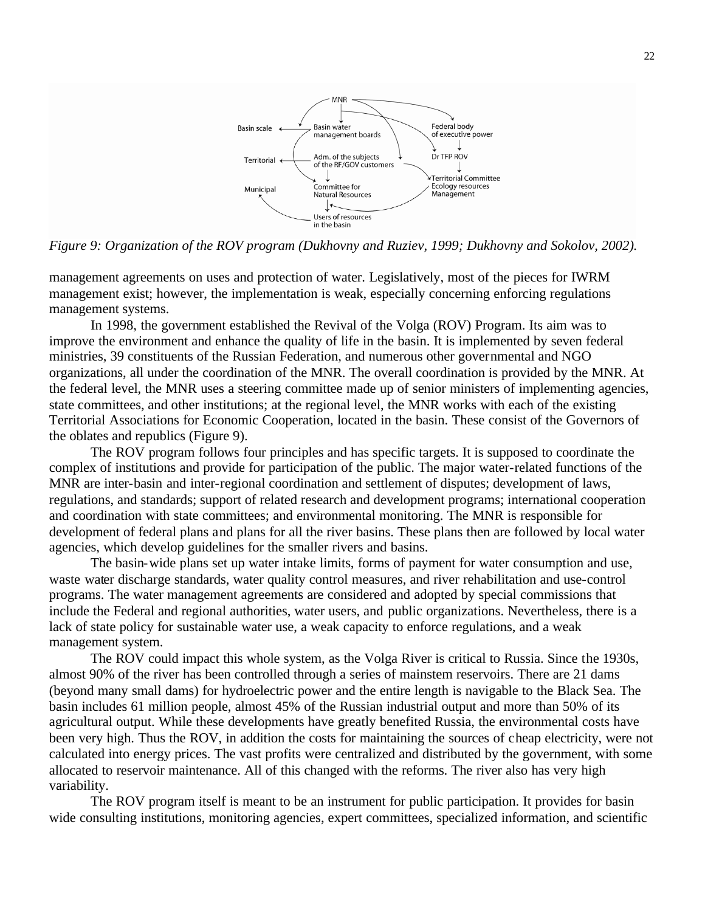*Figure 9: Organization of the ROV program (Dukhovny and Ruziev, 1999; Dukhovny and Sokolov, 2002).*

management agreements on uses and protection of water. Legislatively, most of the pieces for IWRM management exist; however, the implementation is weak, especially concerning enforcing regulations management systems.

In 1998, the government established the Revival of the Volga (ROV) Program. Its aim was to improve the environment and enhance the quality of life in the basin. It is implemented by seven federal ministries, 39 constituents of the Russian Federation, and numerous other governmental and NGO organizations, all under the coordination of the MNR. The overall coordination is provided by the MNR. At the federal level, the MNR uses a steering committee made up of senior ministers of implementing agencies, state committees, and other institutions; at the regional level, the MNR works with each of the existing Territorial Associations for Economic Cooperation, located in the basin. These consist of the Governors of the oblates and republics (Figure 9).

The ROV program follows four principles and has specific targets. It is supposed to coordinate the complex of institutions and provide for participation of the public. The major water-related functions of the MNR are inter-basin and inter-regional coordination and settlement of disputes; development of laws, regulations, and standards; support of related research and development programs; international cooperation and coordination with state committees; and environmental monitoring. The MNR is responsible for development of federal plans and plans for all the river basins. These plans then are followed by local water agencies, which develop guidelines for the smaller rivers and basins.

The basin-wide plans set up water intake limits, forms of payment for water consumption and use, waste water discharge standards, water quality control measures, and river rehabilitation and use-control programs. The water management agreements are considered and adopted by special commissions that include the Federal and regional authorities, water users, and public organizations. Nevertheless, there is a lack of state policy for sustainable water use, a weak capacity to enforce regulations, and a weak management system.

The ROV could impact this whole system, as the Volga River is critical to Russia. Since the 1930s, almost 90% of the river has been controlled through a series of mainstem reservoirs. There are 21 dams (beyond many small dams) for hydroelectric power and the entire length is navigable to the Black Sea. The basin includes 61 million people, almost 45% of the Russian industrial output and more than 50% of its agricultural output. While these developments have greatly benefited Russia, the environmental costs have been very high. Thus the ROV, in addition the costs for maintaining the sources of cheap electricity, were not calculated into energy prices. The vast profits were centralized and distributed by the government, with some allocated to reservoir maintenance. All of this changed with the reforms. The river also has very high variability.

The ROV program itself is meant to be an instrument for public participation. It provides for basin wide consulting institutions, monitoring agencies, expert committees, specialized information, and scientific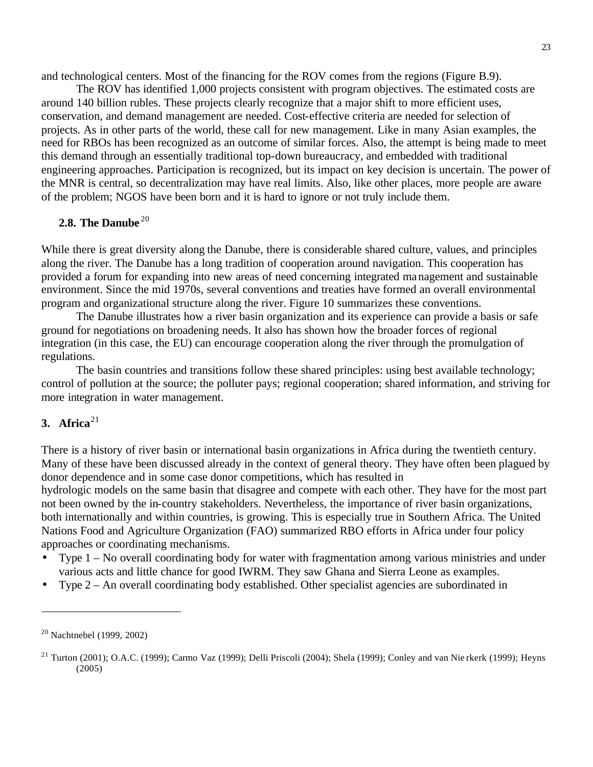and technological centers. Most of the financing for the ROV comes from the regions (Figure B.9).

The ROV has identified 1,000 projects consistent with program objectives. The estimated costs are around 140 billion rubles. These projects clearly recognize that a major shift to more efficient uses, conservation, and demand management are needed. Cost-effective criteria are needed for selection of projects. As in other parts of the world, these call for new management. Like in many Asian examples, the need for RBOs has been recognized as an outcome of similar forces. Also, the attempt is being made to meet this demand through an essentially traditional top-down bureaucracy, and embedded with traditional engineering approaches. Participation is recognized, but its impact on key decision is uncertain. The power of the MNR is central, so decentralization may have real limits. Also, like other places, more people are aware of the problem; NGOS have been born and it is hard to ignore or not truly include them.

### 2.8. The Danube[20]

While there is great diversity along the Danube, there is considerable shared culture, values, and principles along the river. The Danube has a long tradition of cooperation around navigation. This cooperation has provided a forum for expanding into new areas of need concerning integrated management and sustainable environment. Since the mid 1970s, several conventions and treaties have formed an overall environmental program and organizational structure along the river. Figure 10 summarizes these conventions.

The Danube illustrates how a river basin organization and its experience can provide a basis or safe ground for negotiations on broadening needs. It also has shown how the broader forces of regional integration (in this case, the EU) can encourage cooperation along the river through the promulgation of regulations.

The basin countries and transitions follow these shared principles: using best available technology; control of pollution at the source; the polluter pays; regional cooperation; shared information, and striving for more integration in water management.

## 3. Africa[21]

There is a history of river basin or international basin organizations in Africa during the twentieth century. Many of these have been discussed already in the context of general theory. They have often been plagued by donor dependence and in some case donor competitions, which has resulted in hydrologic models on the same basin that disagree and compete with each other. They have for the most part not been owned by the in-country stakeholders. Nevertheless, the importance of river basin organizations, both internationally and within countries, is growing. This is especially true in Southern Africa. The United Nations Food and Agriculture Organization (FAO) summarized RBO efforts in Africa under four policy approaches or coordinating mechanisms.

- Type 1 – No overall coordinating body for water with fragmentation among various ministries and under various acts and little chance for good IWRM. They saw Ghana and Sierra Leone as examples.
- Type 2 – An overall coordinating body established. Other specialist agencies are subordinated in

---

[20] Nachtnebel (1999, 2002)

[21] Turton (2001); O.A.C. (1999); Carmo Vaz (1999); Delli Priscoli (2004); Shela (1999); Conley and van Nierkerk (1999); Heyns (2005)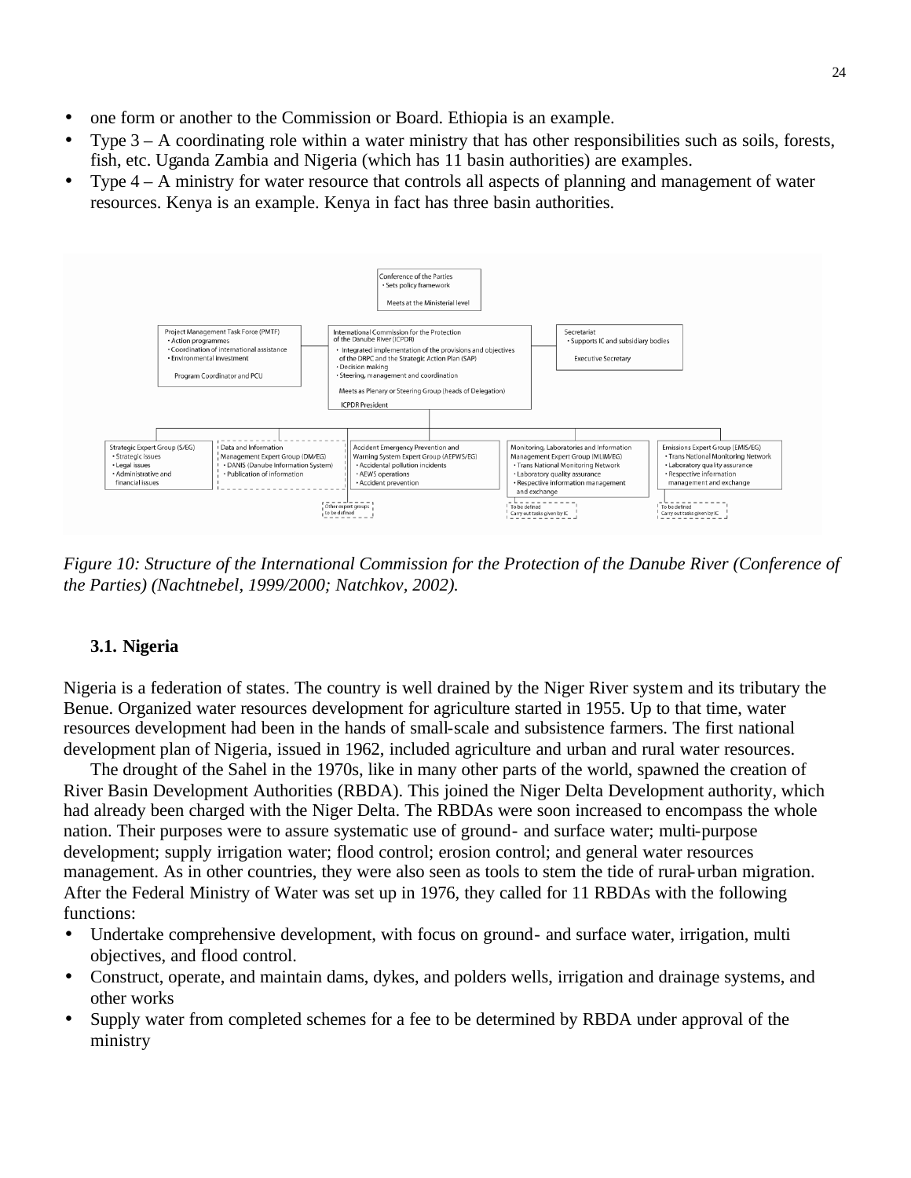- one form or another to the Commission or Board. Ethiopia is an example.
- Type 3 – A coordinating role within a water ministry that has other responsibilities such as soils, forests, fish, etc. Uganda Zambia and Nigeria (which has 11 basin authorities) are examples.
- Type 4 – A ministry for water resource that controls all aspects of planning and management of water resources. Kenya is an example. Kenya in fact has three basin authorities.

*Figure 10: Structure of the International Commission for the Protection of the Danube River (Conference of the Parties) (Nachtnebel, 1999/2000; Natchkov, 2002).*

### 3.1. Nigeria

Nigeria is a federation of states. The country is well drained by the Niger River system and its tributary the Benue. Organized water resources development for agriculture started in 1955. Up to that time, water resources development had been in the hands of small-scale and subsistence farmers. The first national development plan of Nigeria, issued in 1962, included agriculture and urban and rural water resources.

The drought of the Sahel in the 1970s, like in many other parts of the world, spawned the creation of River Basin Development Authorities (RBDA). This joined the Niger Delta Development authority, which had already been charged with the Niger Delta. The RBDAs were soon increased to encompass the whole nation. Their purposes were to assure systematic use of ground- and surface water; multi-purpose development; supply irrigation water; flood control; erosion control; and general water resources management. As in other countries, they were also seen as tools to stem the tide of rural-urban migration. After the Federal Ministry of Water was set up in 1976, they called for 11 RBDAs with the following functions:

- Undertake comprehensive development, with focus on ground- and surface water, irrigation, multi objectives, and flood control.
- Construct, operate, and maintain dams, dykes, and polders wells, irrigation and drainage systems, and other works
- Supply water from completed schemes for a fee to be determined by RBDA under approval of the ministry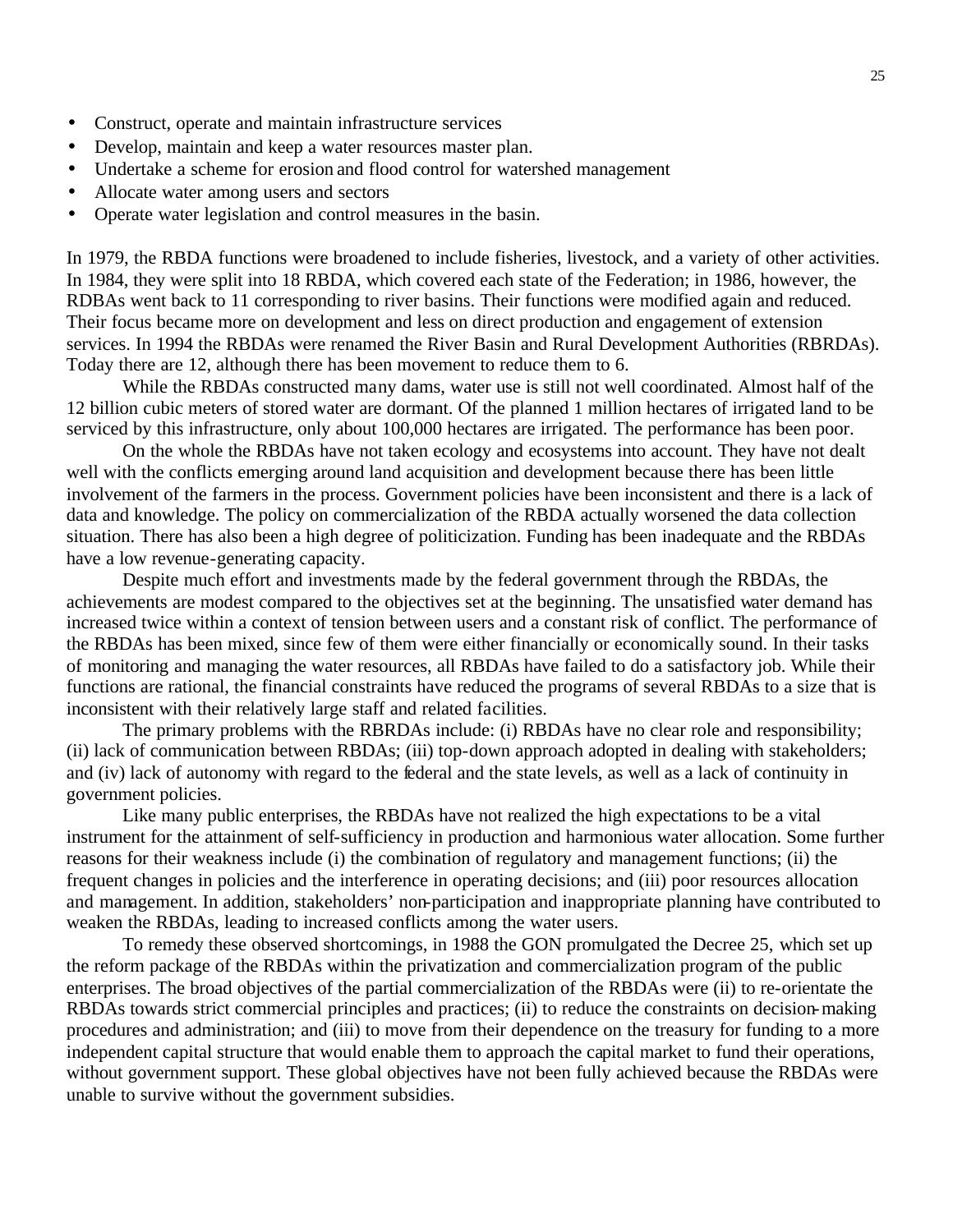- Construct, operate and maintain infrastructure services
- Develop, maintain and keep a water resources master plan.
- Undertake a scheme for erosion and flood control for watershed management
- Allocate water among users and sectors
- Operate water legislation and control measures in the basin.

In 1979, the RBDA functions were broadened to include fisheries, livestock, and a variety of other activities. In 1984, they were split into 18 RBDA, which covered each state of the Federation; in 1986, however, the RDBAs went back to 11 corresponding to river basins. Their functions were modified again and reduced. Their focus became more on development and less on direct production and engagement of extension services. In 1994 the RBDAs were renamed the River Basin and Rural Development Authorities (RBRDAs). Today there are 12, although there has been movement to reduce them to 6.

While the RBDAs constructed many dams, water use is still not well coordinated. Almost half of the 12 billion cubic meters of stored water are dormant. Of the planned 1 million hectares of irrigated land to be serviced by this infrastructure, only about 100,000 hectares are irrigated. The performance has been poor.

On the whole the RBDAs have not taken ecology and ecosystems into account. They have not dealt well with the conflicts emerging around land acquisition and development because there has been little involvement of the farmers in the process. Government policies have been inconsistent and there is a lack of data and knowledge. The policy on commercialization of the RBDA actually worsened the data collection situation. There has also been a high degree of politicization. Funding has been inadequate and the RBDAs have a low revenue-generating capacity.

Despite much effort and investments made by the federal government through the RBDAs, the achievements are modest compared to the objectives set at the beginning. The unsatisfied water demand has increased twice within a context of tension between users and a constant risk of conflict. The performance of the RBDAs has been mixed, since few of them were either financially or economically sound. In their tasks of monitoring and managing the water resources, all RBDAs have failed to do a satisfactory job. While their functions are rational, the financial constraints have reduced the programs of several RBDAs to a size that is inconsistent with their relatively large staff and related facilities.

The primary problems with the RBRDAs include: (i) RBDAs have no clear role and responsibility; (ii) lack of communication between RBDAs; (iii) top-down approach adopted in dealing with stakeholders; and (iv) lack of autonomy with regard to the federal and the state levels, as well as a lack of continuity in government policies.

Like many public enterprises, the RBDAs have not realized the high expectations to be a vital instrument for the attainment of self-sufficiency in production and harmonious water allocation. Some further reasons for their weakness include (i) the combination of regulatory and management functions; (ii) the frequent changes in policies and the interference in operating decisions; and (iii) poor resources allocation and management. In addition, stakeholders' non-participation and inappropriate planning have contributed to weaken the RBDAs, leading to increased conflicts among the water users.

To remedy these observed shortcomings, in 1988 the GON promulgated the Decree 25, which set up the reform package of the RBDAs within the privatization and commercialization program of the public enterprises. The broad objectives of the partial commercialization of the RBDAs were (ii) to re-orientate the RBDAs towards strict commercial principles and practices; (ii) to reduce the constraints on decision-making procedures and administration; and (iii) to move from their dependence on the treasury for funding to a more independent capital structure that would enable them to approach the capital market to fund their operations, without government support. These global objectives have not been fully achieved because the RBDAs were unable to survive without the government subsidies.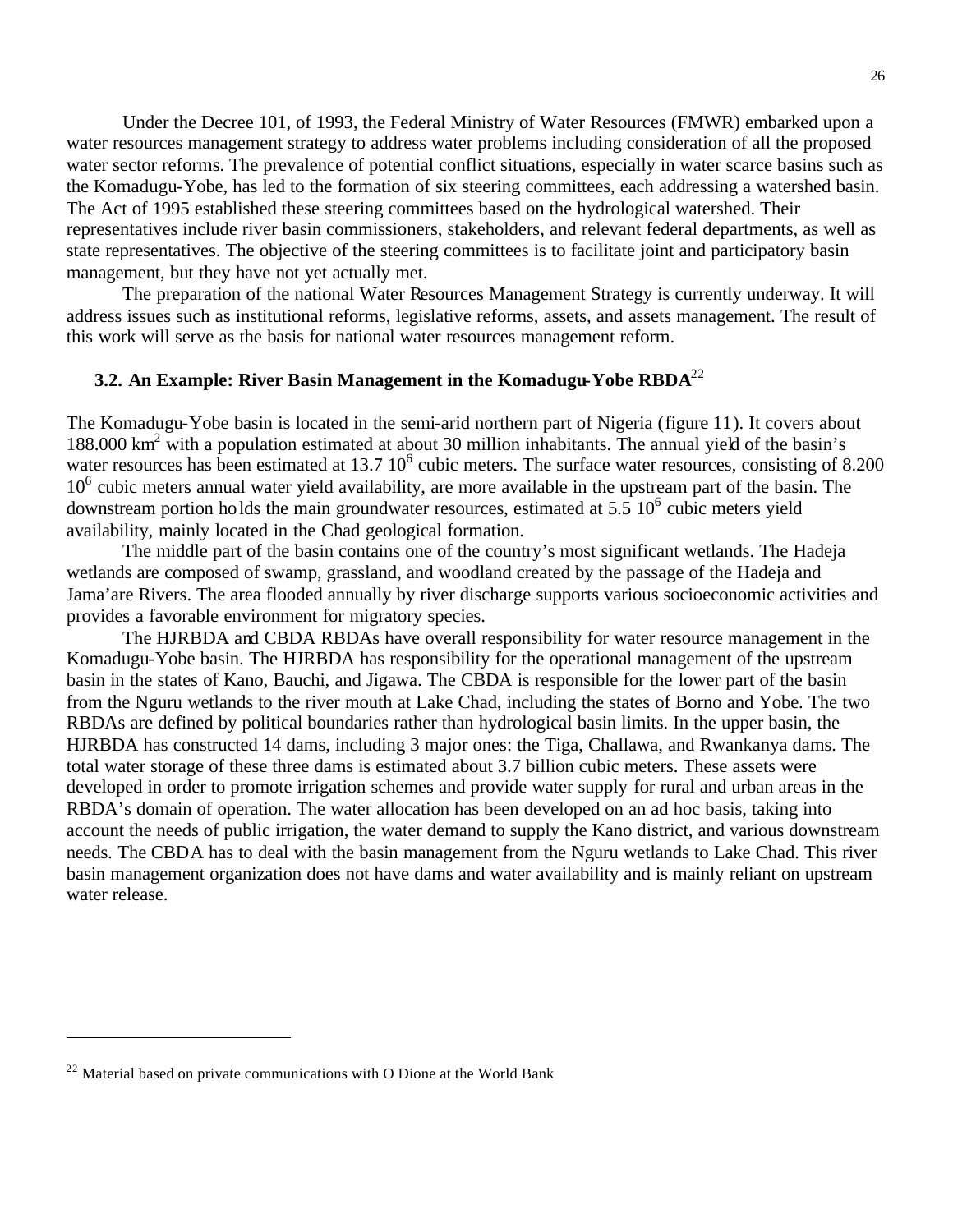Under the Decree 101, of 1993, the Federal Ministry of Water Resources (FMWR) embarked upon a water resources management strategy to address water problems including consideration of all the proposed water sector reforms. The prevalence of potential conflict situations, especially in water scarce basins such as the Komadugu-Yobe, has led to the formation of six steering committees, each addressing a watershed basin. The Act of 1995 established these steering committees based on the hydrological watershed. Their representatives include river basin commissioners, stakeholders, and relevant federal departments, as well as state representatives. The objective of the steering committees is to facilitate joint and participatory basin management, but they have not yet actually met.

The preparation of the national Water Resources Management Strategy is currently underway. It will address issues such as institutional reforms, legislative reforms, assets, and assets management. The result of this work will serve as the basis for national water resources management reform.

### 3.2. An Example: River Basin Management in the Komadugu-Yobe RBDA[22]

The Komadugu-Yobe basin is located in the semi-arid northern part of Nigeria (figure 11). It covers about 188.000 $km^2$ with a population estimated at about 30 million inhabitants. The annual yield of the basin's water resources has been estimated at 13.7 $10^6$ cubic meters. The surface water resources, consisting of 8.200 $10^6$ cubic meters annual water yield availability, are more available in the upstream part of the basin. The downstream portion holds the main groundwater resources, estimated at 5.5 $10^6$ cubic meters yield availability, mainly located in the Chad geological formation.

The middle part of the basin contains one of the country's most significant wetlands. The Hadeja wetlands are composed of swamp, grassland, and woodland created by the passage of the Hadeja and Jama'are Rivers. The area flooded annually by river discharge supports various socioeconomic activities and provides a favorable environment for migratory species.

The HJRBDA and CBDA RBDAs have overall responsibility for water resource management in the Komadugu-Yobe basin. The HJRBDA has responsibility for the operational management of the upstream basin in the states of Kano, Bauchi, and Jigawa. The CBDA is responsible for the lower part of the basin from the Nguru wetlands to the river mouth at Lake Chad, including the states of Borno and Yobe. The two RBDAs are defined by political boundaries rather than hydrological basin limits. In the upper basin, the HJRBDA has constructed 14 dams, including 3 major ones: the Tiga, Challawa, and Rwankanya dams. The total water storage of these three dams is estimated about 3.7 billion cubic meters. These assets were developed in order to promote irrigation schemes and provide water supply for rural and urban areas in the RBDA's domain of operation. The water allocation has been developed on an ad hoc basis, taking into account the needs of public irrigation, the water demand to supply the Kano district, and various downstream needs. The CBDA has to deal with the basin management from the Nguru wetlands to Lake Chad. This river basin management organization does not have dams and water availability and is mainly reliant on upstream water release.

[22] Material based on private communications with O Dione at the World Bank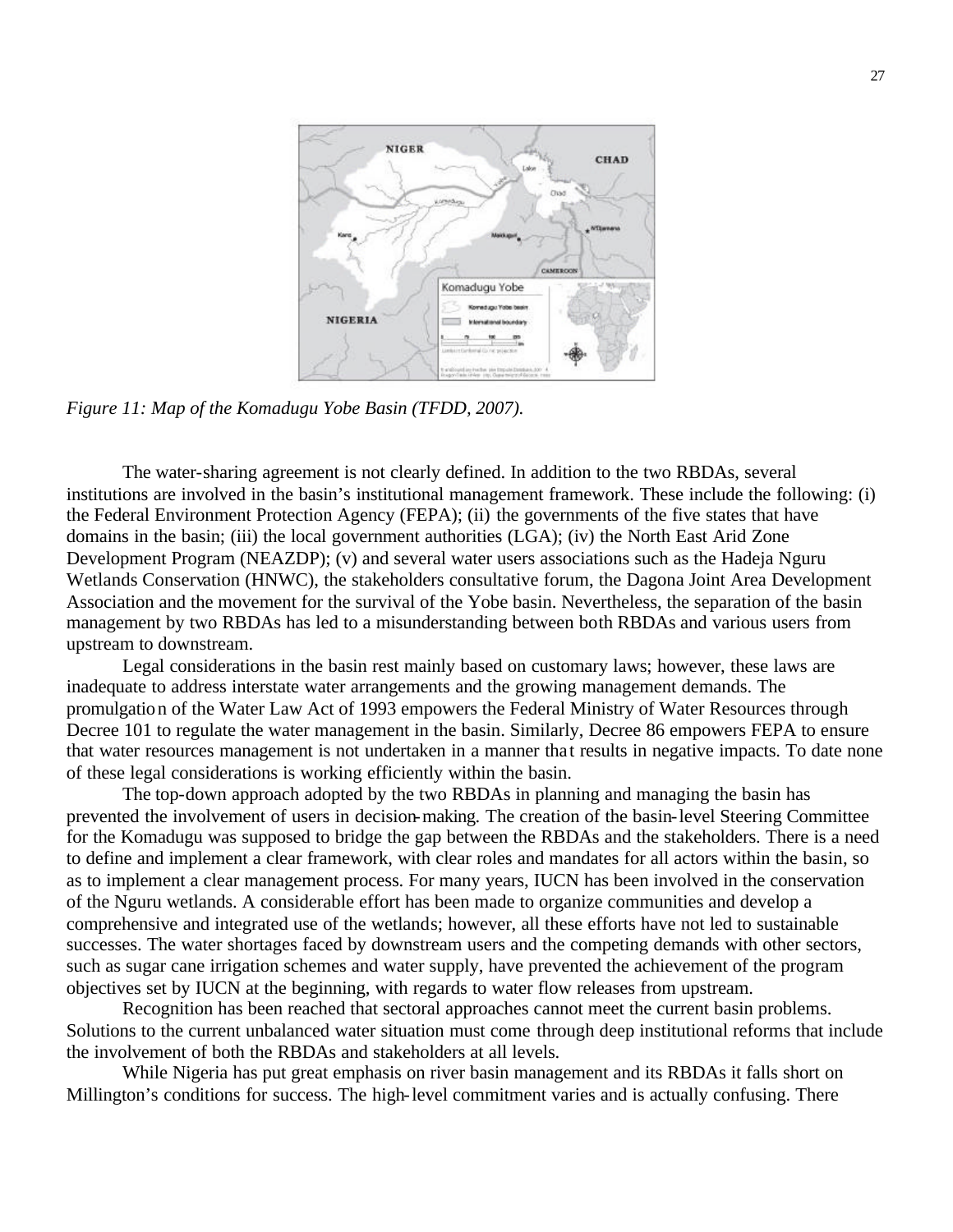*Figure 11: Map of the Komadugu Yobe Basin (TFDD, 2007).*

The water-sharing agreement is not clearly defined. In addition to the two RBDAs, several institutions are involved in the basin's institutional management framework. These include the following: (i) the Federal Environment Protection Agency (FEPA); (ii) the governments of the five states that have domains in the basin; (iii) the local government authorities (LGA); (iv) the North East Arid Zone Development Program (NEAZDP); (v) and several water users associations such as the Hadeja Nguru Wetlands Conservation (HNWC), the stakeholders consultative forum, the Dagona Joint Area Development Association and the movement for the survival of the Yobe basin. Nevertheless, the separation of the basin management by two RBDAs has led to a misunderstanding between both RBDAs and various users from upstream to downstream.

Legal considerations in the basin rest mainly based on customary laws; however, these laws are inadequate to address interstate water arrangements and the growing management demands. The promulgation of the Water Law Act of 1993 empowers the Federal Ministry of Water Resources through Decree 101 to regulate the water management in the basin. Similarly, Decree 86 empowers FEPA to ensure that water resources management is not undertaken in a manner that results in negative impacts. To date none of these legal considerations is working efficiently within the basin.

The top-down approach adopted by the two RBDAs in planning and managing the basin has prevented the involvement of users in decision-making. The creation of the basin-level Steering Committee for the Komadugu was supposed to bridge the gap between the RBDAs and the stakeholders. There is a need to define and implement a clear framework, with clear roles and mandates for all actors within the basin, so as to implement a clear management process. For many years, IUCN has been involved in the conservation of the Nguru wetlands. A considerable effort has been made to organize communities and develop a comprehensive and integrated use of the wetlands; however, all these efforts have not led to sustainable successes. The water shortages faced by downstream users and the competing demands with other sectors, such as sugar cane irrigation schemes and water supply, have prevented the achievement of the program objectives set by IUCN at the beginning, with regards to water flow releases from upstream.

Recognition has been reached that sectoral approaches cannot meet the current basin problems. Solutions to the current unbalanced water situation must come through deep institutional reforms that include the involvement of both the RBDAs and stakeholders at all levels.

While Nigeria has put great emphasis on river basin management and its RBDAs it falls short on Millington's conditions for success. The high-level commitment varies and is actually confusing. There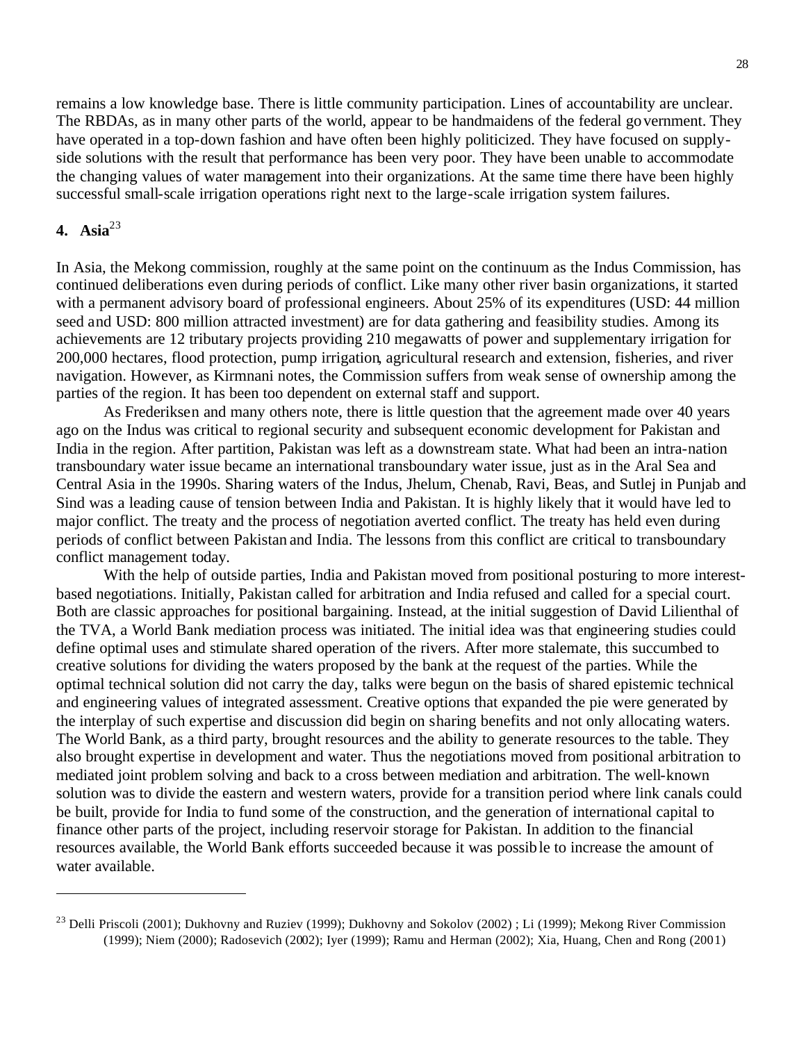remains a low knowledge base. There is little community participation. Lines of accountability are unclear. The RBDAs, as in many other parts of the world, appear to be handmaidens of the federal government. They have operated in a top-down fashion and have often been highly politicized. They have focused on supply-side solutions with the result that performance has been very poor. They have been unable to accommodate the changing values of water management into their organizations. At the same time there have been highly successful small-scale irrigation operations right next to the large-scale irrigation system failures.

## 4. Asia[23]

In Asia, the Mekong commission, roughly at the same point on the continuum as the Indus Commission, has continued deliberations even during periods of conflict. Like many other river basin organizations, it started with a permanent advisory board of professional engineers. About 25% of its expenditures (USD: 44 million seed and USD: 800 million attracted investment) are for data gathering and feasibility studies. Among its achievements are 12 tributary projects providing 210 megawatts of power and supplementary irrigation for 200,000 hectares, flood protection, pump irrigation, agricultural research and extension, fisheries, and river navigation. However, as Kirmnani notes, the Commission suffers from weak sense of ownership among the parties of the region. It has been too dependent on external staff and support.

As Frederiksen and many others note, there is little question that the agreement made over 40 years ago on the Indus was critical to regional security and subsequent economic development for Pakistan and India in the region. After partition, Pakistan was left as a downstream state. What had been an intra-nation transboundary water issue became an international transboundary water issue, just as in the Aral Sea and Central Asia in the 1990s. Sharing waters of the Indus, Jhelum, Chenab, Ravi, Beas, and Sutlej in Punjab and Sind was a leading cause of tension between India and Pakistan. It is highly likely that it would have led to major conflict. The treaty and the process of negotiation averted conflict. The treaty has held even during periods of conflict between Pakistan and India. The lessons from this conflict are critical to transboundary conflict management today.

With the help of outside parties, India and Pakistan moved from positional posturing to more interest-based negotiations. Initially, Pakistan called for arbitration and India refused and called for a special court. Both are classic approaches for positional bargaining. Instead, at the initial suggestion of David Lilienthal of the TVA, a World Bank mediation process was initiated. The initial idea was that engineering studies could define optimal uses and stimulate shared operation of the rivers. After more stalemate, this succumbed to creative solutions for dividing the waters proposed by the bank at the request of the parties. While the optimal technical solution did not carry the day, talks were begun on the basis of shared epistemic technical and engineering values of integrated assessment. Creative options that expanded the pie were generated by the interplay of such expertise and discussion did begin on sharing benefits and not only allocating waters. The World Bank, as a third party, brought resources and the ability to generate resources to the table. They also brought expertise in development and water. Thus the negotiations moved from positional arbitration to mediated joint problem solving and back to a cross between mediation and arbitration. The well-known solution was to divide the eastern and western waters, provide for a transition period where link canals could be built, provide for India to fund some of the construction, and the generation of international capital to finance other parts of the project, including reservoir storage for Pakistan. In addition to the financial resources available, the World Bank efforts succeeded because it was possible to increase the amount of water available.

---

[23] Delli Priscoli (2001); Dukhovny and Ruziev (1999); Dukhovny and Sokolov (2002) ; Li (1999); Mekong River Commission (1999); Niem (2000); Radosevich (2002); Iyer (1999); Ramu and Herman (2002); Xia, Huang, Chen and Rong (2001)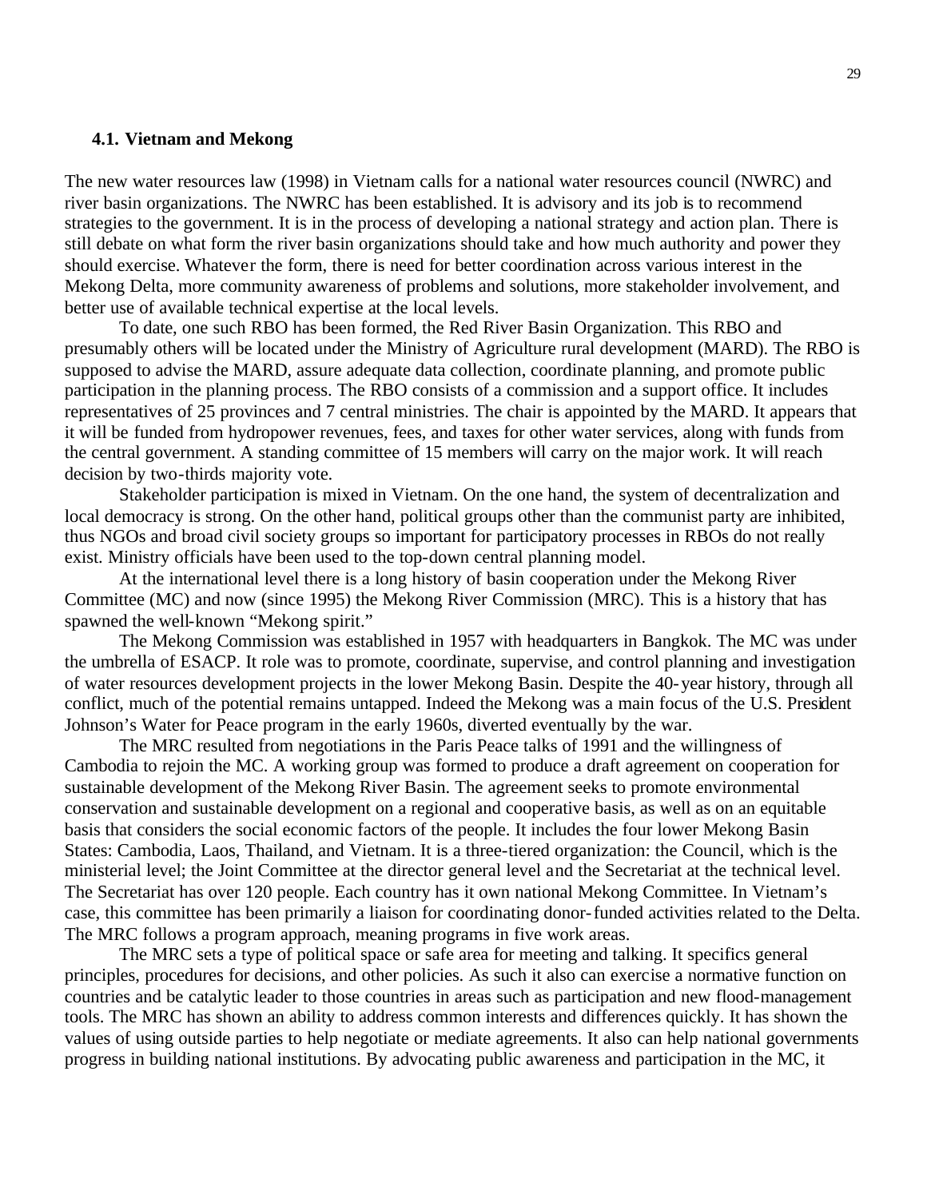### 4.1. Vietnam and Mekong

The new water resources law (1998) in Vietnam calls for a national water resources council (NWRC) and river basin organizations. The NWRC has been established. It is advisory and its job is to recommend strategies to the government. It is in the process of developing a national strategy and action plan. There is still debate on what form the river basin organizations should take and how much authority and power they should exercise. Whatever the form, there is need for better coordination across various interest in the Mekong Delta, more community awareness of problems and solutions, more stakeholder involvement, and better use of available technical expertise at the local levels.

To date, one such RBO has been formed, the Red River Basin Organization. This RBO and presumably others will be located under the Ministry of Agriculture rural development (MARD). The RBO is supposed to advise the MARD, assure adequate data collection, coordinate planning, and promote public participation in the planning process. The RBO consists of a commission and a support office. It includes representatives of 25 provinces and 7 central ministries. The chair is appointed by the MARD. It appears that it will be funded from hydropower revenues, fees, and taxes for other water services, along with funds from the central government. A standing committee of 15 members will carry on the major work. It will reach decision by two-thirds majority vote.

Stakeholder participation is mixed in Vietnam. On the one hand, the system of decentralization and local democracy is strong. On the other hand, political groups other than the communist party are inhibited, thus NGOs and broad civil society groups so important for participatory processes in RBOs do not really exist. Ministry officials have been used to the top-down central planning model.

At the international level there is a long history of basin cooperation under the Mekong River Committee (MC) and now (since 1995) the Mekong River Commission (MRC). This is a history that has spawned the well-known "Mekong spirit."

The Mekong Commission was established in 1957 with headquarters in Bangkok. The MC was under the umbrella of ESACP. It role was to promote, coordinate, supervise, and control planning and investigation of water resources development projects in the lower Mekong Basin. Despite the 40-year history, through all conflict, much of the potential remains untapped. Indeed the Mekong was a main focus of the U.S. President Johnson's Water for Peace program in the early 1960s, diverted eventually by the war.

The MRC resulted from negotiations in the Paris Peace talks of 1991 and the willingness of Cambodia to rejoin the MC. A working group was formed to produce a draft agreement on cooperation for sustainable development of the Mekong River Basin. The agreement seeks to promote environmental conservation and sustainable development on a regional and cooperative basis, as well as on an equitable basis that considers the social economic factors of the people. It includes the four lower Mekong Basin States: Cambodia, Laos, Thailand, and Vietnam. It is a three-tiered organization: the Council, which is the ministerial level; the Joint Committee at the director general level and the Secretariat at the technical level. The Secretariat has over 120 people. Each country has it own national Mekong Committee. In Vietnam's case, this committee has been primarily a liaison for coordinating donor-funded activities related to the Delta. The MRC follows a program approach, meaning programs in five work areas.

The MRC sets a type of political space or safe area for meeting and talking. It specifics general principles, procedures for decisions, and other policies. As such it also can exercise a normative function on countries and be catalytic leader to those countries in areas such as participation and new flood-management tools. The MRC has shown an ability to address common interests and differences quickly. It has shown the values of using outside parties to help negotiate or mediate agreements. It also can help national governments progress in building national institutions. By advocating public awareness and participation in the MC, it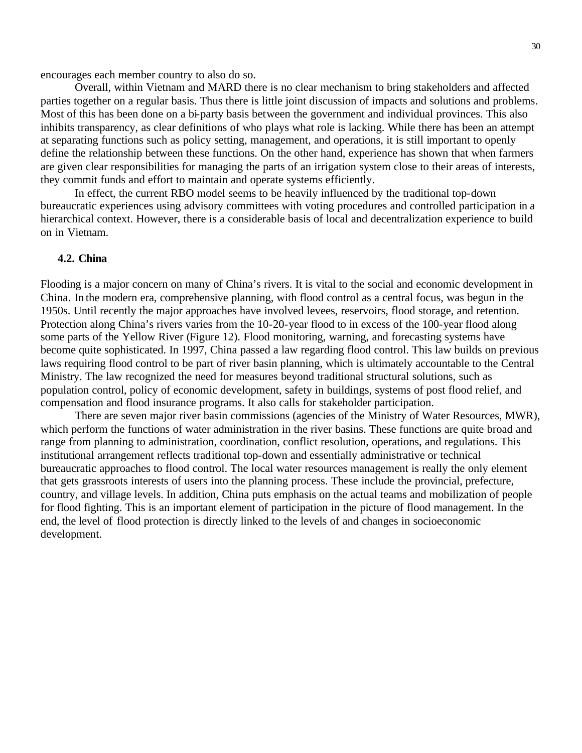encourages each member country to also do so.

Overall, within Vietnam and MARD there is no clear mechanism to bring stakeholders and affected parties together on a regular basis. Thus there is little joint discussion of impacts and solutions and problems. Most of this has been done on a bi-party basis between the government and individual provinces. This also inhibits transparency, as clear definitions of who plays what role is lacking. While there has been an attempt at separating functions such as policy setting, management, and operations, it is still important to openly define the relationship between these functions. On the other hand, experience has shown that when farmers are given clear responsibilities for managing the parts of an irrigation system close to their areas of interests, they commit funds and effort to maintain and operate systems efficiently.

In effect, the current RBO model seems to be heavily influenced by the traditional top-down bureaucratic experiences using advisory committees with voting procedures and controlled participation in a hierarchical context. However, there is a considerable basis of local and decentralization experience to build on in Vietnam.

### 4.2. China

Flooding is a major concern on many of China's rivers. It is vital to the social and economic development in China. In the modern era, comprehensive planning, with flood control as a central focus, was begun in the 1950s. Until recently the major approaches have involved levees, reservoirs, flood storage, and retention. Protection along China's rivers varies from the 10-20-year flood to in excess of the 100-year flood along some parts of the Yellow River (Figure 12). Flood monitoring, warning, and forecasting systems have become quite sophisticated. In 1997, China passed a law regarding flood control. This law builds on previous laws requiring flood control to be part of river basin planning, which is ultimately accountable to the Central Ministry. The law recognized the need for measures beyond traditional structural solutions, such as population control, policy of economic development, safety in buildings, systems of post flood relief, and compensation and flood insurance programs. It also calls for stakeholder participation.

There are seven major river basin commissions (agencies of the Ministry of Water Resources, MWR), which perform the functions of water administration in the river basins. These functions are quite broad and range from planning to administration, coordination, conflict resolution, operations, and regulations. This institutional arrangement reflects traditional top-down and essentially administrative or technical bureaucratic approaches to flood control. The local water resources management is really the only element that gets grassroots interests of users into the planning process. These include the provincial, prefecture, country, and village levels. In addition, China puts emphasis on the actual teams and mobilization of people for flood fighting. This is an important element of participation in the picture of flood management. In the end, the level of flood protection is directly linked to the levels of and changes in socioeconomic development.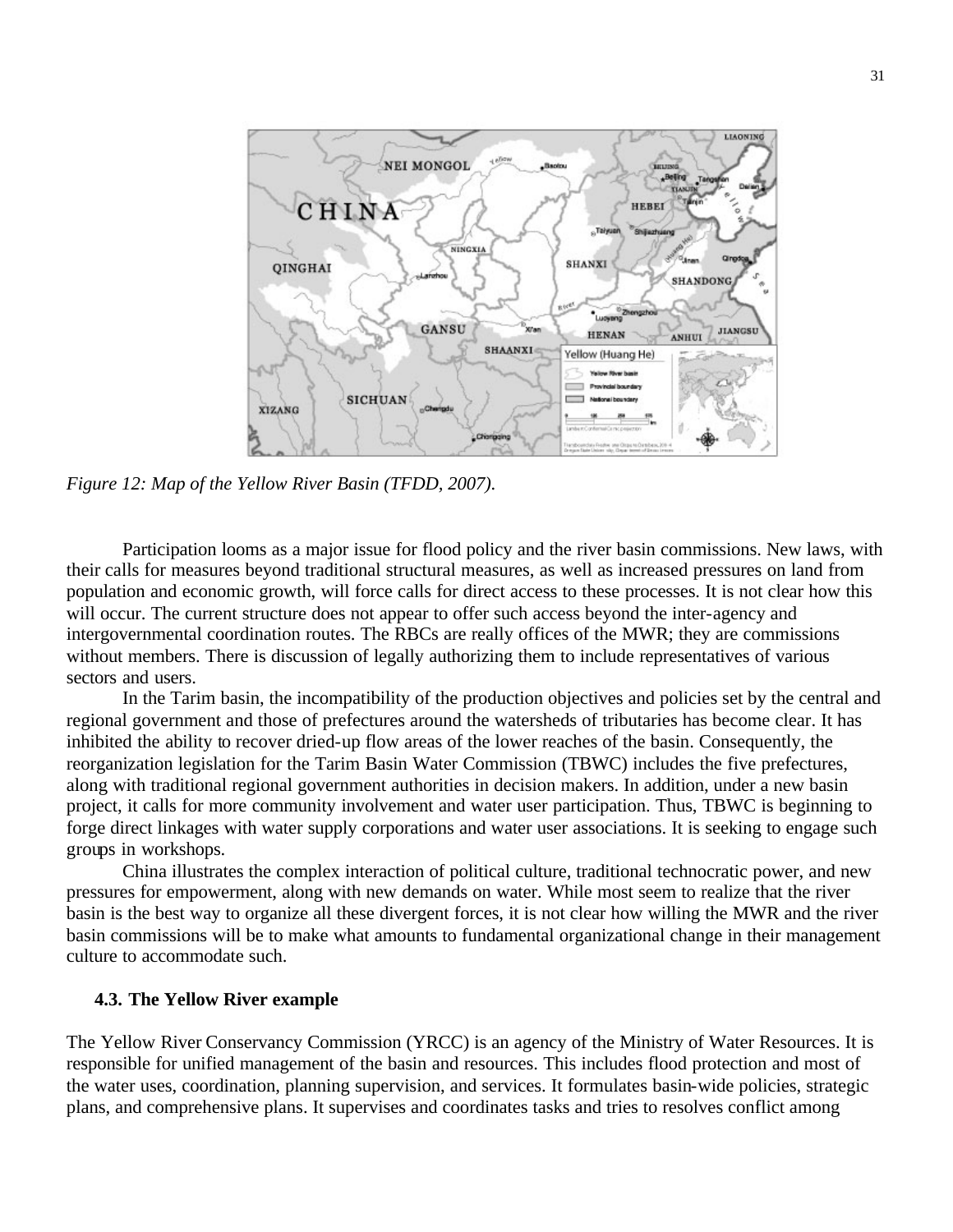NEI MONGOL

Yellow

Baotou

LIAONING

BEIJING

Beijing

Tangshan

Dalian

TIANJIN

Tianjin

CHINA

HEBEI

Yellow

Taiyuan

Shijiazhuang

NINGXIA

Huang He

Qingdao

Jinan

Sea

QINGHAI

Lanzhou

SHANXI

SHANDONG

River

Zhengzhou

Luoyang

GANSU

Xi'an

HENAN

ANHUI

JIANGSU

SHAANXI

Yellow (Huang He)

Yellow River basin

Provincial boundary

National boundary

XIZANG

SICHUAN

Chengdu

Chongqing

*Figure 12: Map of the Yellow River Basin (TFDD, 2007).*

Participation looms as a major issue for flood policy and the river basin commissions. New laws, with their calls for measures beyond traditional structural measures, as well as increased pressures on land from population and economic growth, will force calls for direct access to these processes. It is not clear how this will occur. The current structure does not appear to offer such access beyond the inter-agency and intergovernmental coordination routes. The RBCs are really offices of the MWR; they are commissions without members. There is discussion of legally authorizing them to include representatives of various sectors and users.

In the Tarim basin, the incompatibility of the production objectives and policies set by the central and regional government and those of prefectures around the watersheds of tributaries has become clear. It has inhibited the ability to recover dried-up flow areas of the lower reaches of the basin. Consequently, the reorganization legislation for the Tarim Basin Water Commission (TBWC) includes the five prefectures, along with traditional regional government authorities in decision makers. In addition, under a new basin project, it calls for more community involvement and water user participation. Thus, TBWC is beginning to forge direct linkages with water supply corporations and water user associations. It is seeking to engage such groups in workshops.

China illustrates the complex interaction of political culture, traditional technocratic power, and new pressures for empowerment, along with new demands on water. While most seem to realize that the river basin is the best way to organize all these divergent forces, it is not clear how willing the MWR and the river basin commissions will be to make what amounts to fundamental organizational change in their management culture to accommodate such.

### 4.3. The Yellow River example

The Yellow River Conservancy Commission (YRCC) is an agency of the Ministry of Water Resources. It is responsible for unified management of the basin and resources. This includes flood protection and most of the water uses, coordination, planning supervision, and services. It formulates basin-wide policies, strategic plans, and comprehensive plans. It supervises and coordinates tasks and tries to resolves conflict among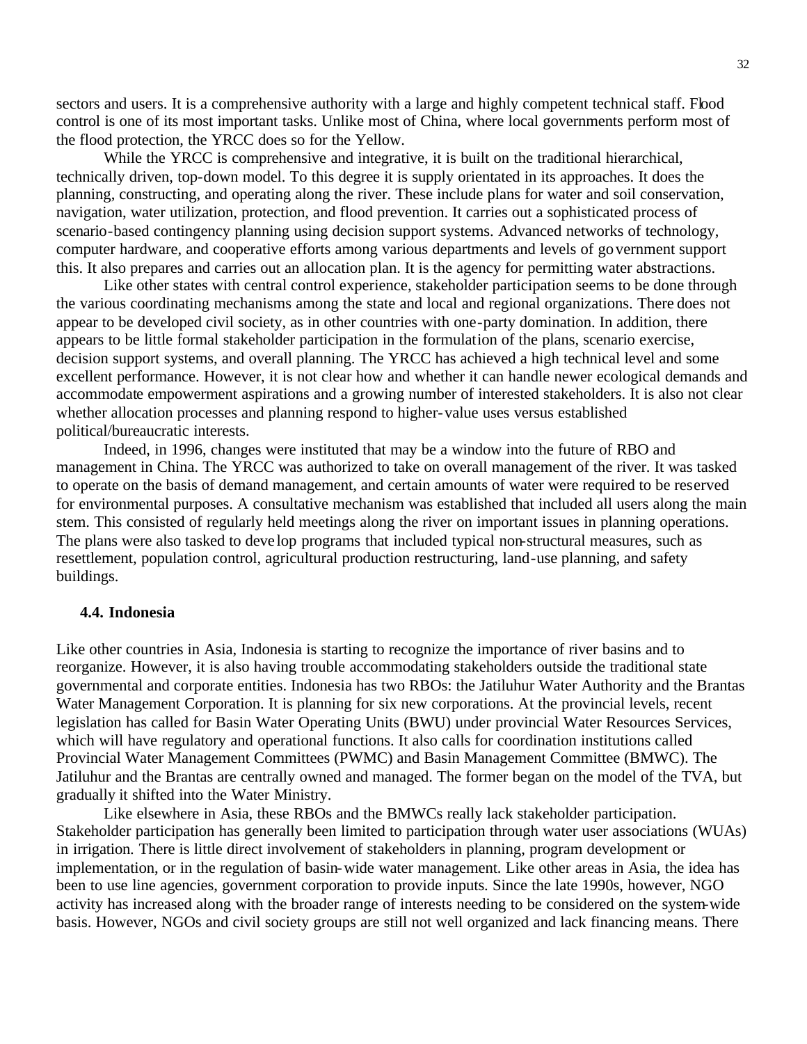sectors and users. It is a comprehensive authority with a large and highly competent technical staff. Flood control is one of its most important tasks. Unlike most of China, where local governments perform most of the flood protection, the YRCC does so for the Yellow.

While the YRCC is comprehensive and integrative, it is built on the traditional hierarchical, technically driven, top-down model. To this degree it is supply orientated in its approaches. It does the planning, constructing, and operating along the river. These include plans for water and soil conservation, navigation, water utilization, protection, and flood prevention. It carries out a sophisticated process of scenario-based contingency planning using decision support systems. Advanced networks of technology, computer hardware, and cooperative efforts among various departments and levels of government support this. It also prepares and carries out an allocation plan. It is the agency for permitting water abstractions.

Like other states with central control experience, stakeholder participation seems to be done through the various coordinating mechanisms among the state and local and regional organizations. There does not appear to be developed civil society, as in other countries with one-party domination. In addition, there appears to be little formal stakeholder participation in the formulation of the plans, scenario exercise, decision support systems, and overall planning. The YRCC has achieved a high technical level and some excellent performance. However, it is not clear how and whether it can handle newer ecological demands and accommodate empowerment aspirations and a growing number of interested stakeholders. It is also not clear whether allocation processes and planning respond to higher-value uses versus established political/bureaucratic interests.

Indeed, in 1996, changes were instituted that may be a window into the future of RBO and management in China. The YRCC was authorized to take on overall management of the river. It was tasked to operate on the basis of demand management, and certain amounts of water were required to be reserved for environmental purposes. A consultative mechanism was established that included all users along the main stem. This consisted of regularly held meetings along the river on important issues in planning operations. The plans were also tasked to develop programs that included typical non-structural measures, such as resettlement, population control, agricultural production restructuring, land-use planning, and safety buildings.

### 4.4. Indonesia

Like other countries in Asia, Indonesia is starting to recognize the importance of river basins and to reorganize. However, it is also having trouble accommodating stakeholders outside the traditional state governmental and corporate entities. Indonesia has two RBOs: the Jatiluhur Water Authority and the Brantas Water Management Corporation. It is planning for six new corporations. At the provincial levels, recent legislation has called for Basin Water Operating Units (BWU) under provincial Water Resources Services, which will have regulatory and operational functions. It also calls for coordination institutions called Provincial Water Management Committees (PWMC) and Basin Management Committee (BMWC). The Jatiluhur and the Brantas are centrally owned and managed. The former began on the model of the TVA, but gradually it shifted into the Water Ministry.

Like elsewhere in Asia, these RBOs and the BMWCs really lack stakeholder participation. Stakeholder participation has generally been limited to participation through water user associations (WUAs) in irrigation. There is little direct involvement of stakeholders in planning, program development or implementation, or in the regulation of basin-wide water management. Like other areas in Asia, the idea has been to use line agencies, government corporation to provide inputs. Since the late 1990s, however, NGO activity has increased along with the broader range of interests needing to be considered on the system-wide basis. However, NGOs and civil society groups are still not well organized and lack financing means. There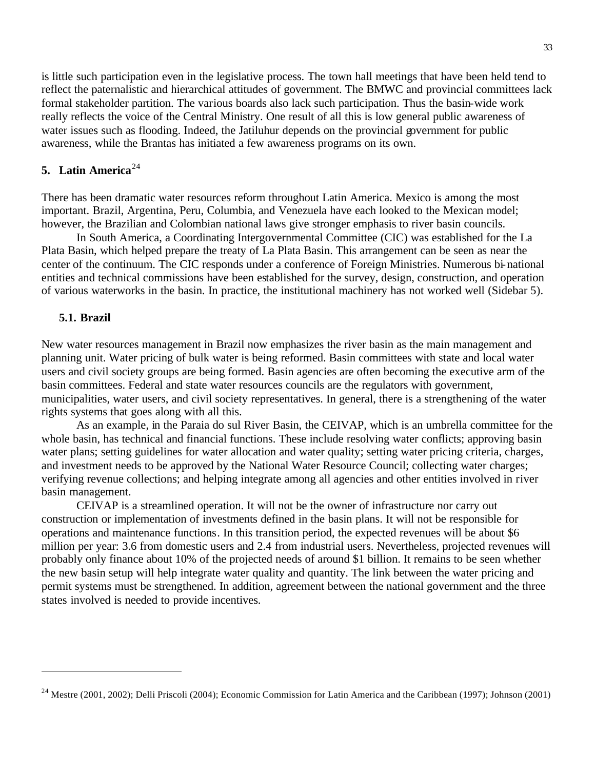is little such participation even in the legislative process. The town hall meetings that have been held tend to reflect the paternalistic and hierarchical attitudes of government. The BMWC and provincial committees lack formal stakeholder partition. The various boards also lack such participation. Thus the basin-wide work really reflects the voice of the Central Ministry. One result of all this is low general public awareness of water issues such as flooding. Indeed, the Jatiluhur depends on the provincial government for public awareness, while the Brantas has initiated a few awareness programs on its own.

## 5. Latin America[24]

There has been dramatic water resources reform throughout Latin America. Mexico is among the most important. Brazil, Argentina, Peru, Columbia, and Venezuela have each looked to the Mexican model; however, the Brazilian and Colombian national laws give stronger emphasis to river basin councils.

In South America, a Coordinating Intergovernmental Committee (CIC) was established for the La Plata Basin, which helped prepare the treaty of La Plata Basin. This arrangement can be seen as near the center of the continuum. The CIC responds under a conference of Foreign Ministries. Numerous bi-national entities and technical commissions have been established for the survey, design, construction, and operation of various waterworks in the basin. In practice, the institutional machinery has not worked well (Sidebar 5).

### 5.1. Brazil

New water resources management in Brazil now emphasizes the river basin as the main management and planning unit. Water pricing of bulk water is being reformed. Basin committees with state and local water users and civil society groups are being formed. Basin agencies are often becoming the executive arm of the basin committees. Federal and state water resources councils are the regulators with government, municipalities, water users, and civil society representatives. In general, there is a strengthening of the water rights systems that goes along with all this.

As an example, in the Paraia do sul River Basin, the CEIVAP, which is an umbrella committee for the whole basin, has technical and financial functions. These include resolving water conflicts; approving basin water plans; setting guidelines for water allocation and water quality; setting water pricing criteria, charges, and investment needs to be approved by the National Water Resource Council; collecting water charges; verifying revenue collections; and helping integrate among all agencies and other entities involved in river basin management.

CEIVAP is a streamlined operation. It will not be the owner of infrastructure nor carry out construction or implementation of investments defined in the basin plans. It will not be responsible for operations and maintenance functions. In this transition period, the expected revenues will be about $6 million per year: 3.6 from domestic users and 2.4 from industrial users. Nevertheless, projected revenues will probably only finance about 10% of the projected needs of around $1 billion. It remains to be seen whether the new basin setup will help integrate water quality and quantity. The link between the water pricing and permit systems must be strengthened. In addition, agreement between the national government and the three states involved is needed to provide incentives.

---

[24] Mestre (2001, 2002); Delli Priscoli (2004); Economic Commission for Latin America and the Caribbean (1997); Johnson (2001)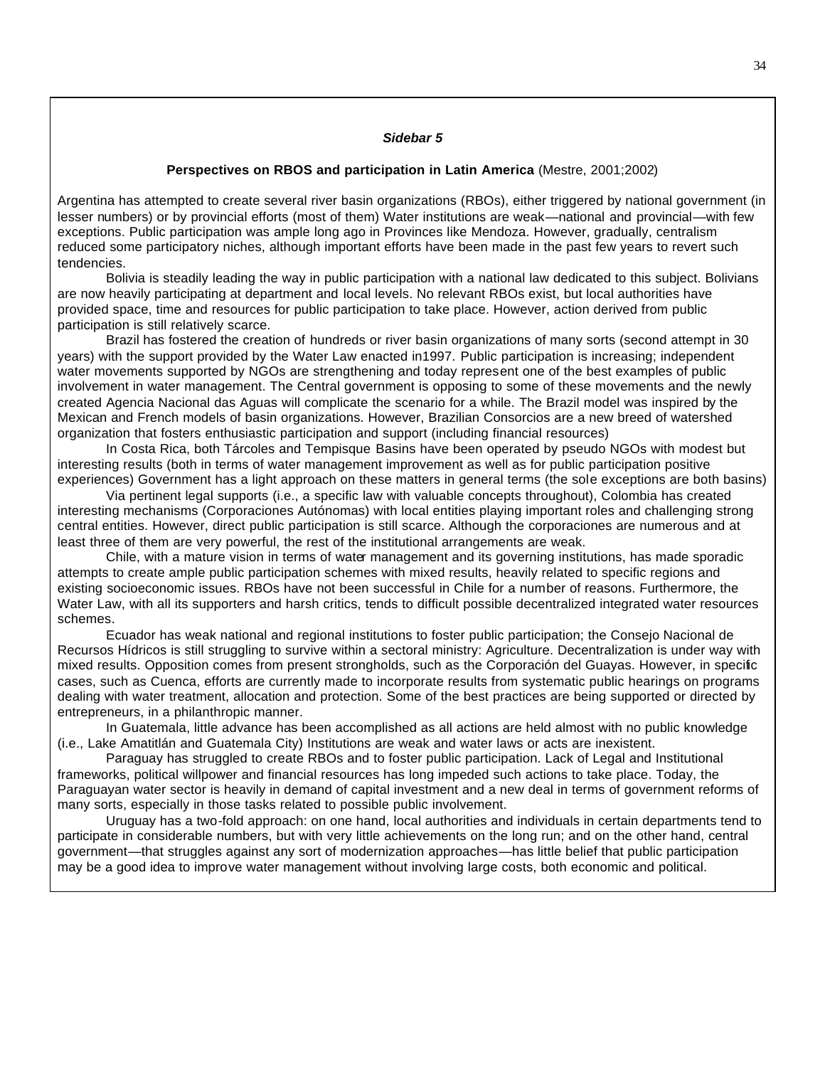*Sidebar 5*

**Perspectives on RBOS and participation in Latin America** (Mestre, 2001;2002)

Argentina has attempted to create several river basin organizations (RBOs), either triggered by national government (in lesser numbers) or by provincial efforts (most of them) Water institutions are weak—national and provincial—with few exceptions. Public participation was ample long ago in Provinces like Mendoza. However, gradually, centralism reduced some participatory niches, although important efforts have been made in the past few years to revert such tendencies.

Bolivia is steadily leading the way in public participation with a national law dedicated to this subject. Bolivians are now heavily participating at department and local levels. No relevant RBOs exist, but local authorities have provided space, time and resources for public participation to take place. However, action derived from public participation is still relatively scarce.

Brazil has fostered the creation of hundreds or river basin organizations of many sorts (second attempt in 30 years) with the support provided by the Water Law enacted in1997. Public participation is increasing; independent water movements supported by NGOs are strengthening and today represent one of the best examples of public involvement in water management. The Central government is opposing to some of these movements and the newly created Agencia Nacional das Aguas will complicate the scenario for a while. The Brazil model was inspired by the Mexican and French models of basin organizations. However, Brazilian Consorcios are a new breed of watershed organization that fosters enthusiastic participation and support (including financial resources)

In Costa Rica, both Tárcoles and Tempisque Basins have been operated by pseudo NGOs with modest but interesting results (both in terms of water management improvement as well as for public participation positive experiences) Government has a light approach on these matters in general terms (the sole exceptions are both basins)

Via pertinent legal supports (i.e., a specific law with valuable concepts throughout), Colombia has created interesting mechanisms (Corporaciones Autónomas) with local entities playing important roles and challenging strong central entities. However, direct public participation is still scarce. Although the corporaciones are numerous and at least three of them are very powerful, the rest of the institutional arrangements are weak.

Chile, with a mature vision in terms of water management and its governing institutions, has made sporadic attempts to create ample public participation schemes with mixed results, heavily related to specific regions and existing socioeconomic issues. RBOs have not been successful in Chile for a number of reasons. Furthermore, the Water Law, with all its supporters and harsh critics, tends to difficult possible decentralized integrated water resources schemes.

Ecuador has weak national and regional institutions to foster public participation; the Consejo Nacional de Recursos Hídricos is still struggling to survive within a sectoral ministry: Agriculture. Decentralization is under way with mixed results. Opposition comes from present strongholds, such as the Corporación del Guayas. However, in specific cases, such as Cuenca, efforts are currently made to incorporate results from systematic public hearings on programs dealing with water treatment, allocation and protection. Some of the best practices are being supported or directed by entrepreneurs, in a philanthropic manner.

In Guatemala, little advance has been accomplished as all actions are held almost with no public knowledge (i.e., Lake Amatitlán and Guatemala City) Institutions are weak and water laws or acts are inexistent.

Paraguay has struggled to create RBOs and to foster public participation. Lack of Legal and Institutional frameworks, political willpower and financial resources has long impeded such actions to take place. Today, the Paraguayan water sector is heavily in demand of capital investment and a new deal in terms of government reforms of many sorts, especially in those tasks related to possible public involvement.

Uruguay has a two-fold approach: on one hand, local authorities and individuals in certain departments tend to participate in considerable numbers, but with very little achievements on the long run; and on the other hand, central government—that struggles against any sort of modernization approaches—has little belief that public participation may be a good idea to improve water management without involving large costs, both economic and political.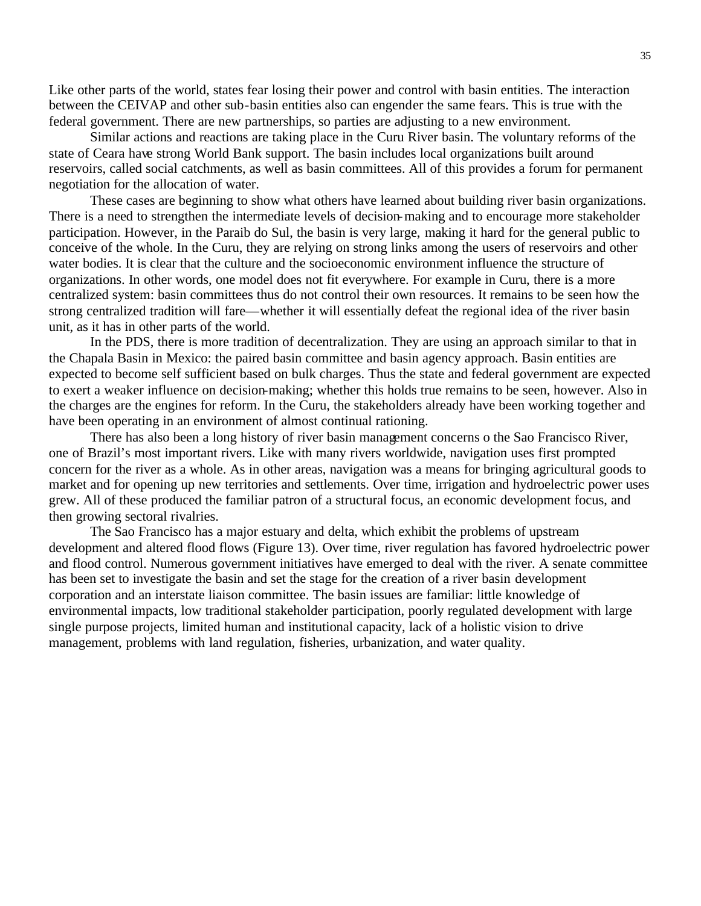Like other parts of the world, states fear losing their power and control with basin entities. The interaction between the CEIVAP and other sub-basin entities also can engender the same fears. This is true with the federal government. There are new partnerships, so parties are adjusting to a new environment.

Similar actions and reactions are taking place in the Curu River basin. The voluntary reforms of the state of Ceara have strong World Bank support. The basin includes local organizations built around reservoirs, called social catchments, as well as basin committees. All of this provides a forum for permanent negotiation for the allocation of water.

These cases are beginning to show what others have learned about building river basin organizations. There is a need to strengthen the intermediate levels of decision-making and to encourage more stakeholder participation. However, in the Paraib do Sul, the basin is very large, making it hard for the general public to conceive of the whole. In the Curu, they are relying on strong links among the users of reservoirs and other water bodies. It is clear that the culture and the socioeconomic environment influence the structure of organizations. In other words, one model does not fit everywhere. For example in Curu, there is a more centralized system: basin committees thus do not control their own resources. It remains to be seen how the strong centralized tradition will fare—whether it will essentially defeat the regional idea of the river basin unit, as it has in other parts of the world.

In the PDS, there is more tradition of decentralization. They are using an approach similar to that in the Chapala Basin in Mexico: the paired basin committee and basin agency approach. Basin entities are expected to become self sufficient based on bulk charges. Thus the state and federal government are expected to exert a weaker influence on decision-making; whether this holds true remains to be seen, however. Also in the charges are the engines for reform. In the Curu, the stakeholders already have been working together and have been operating in an environment of almost continual rationing.

There has also been a long history of river basin management concerns o the Sao Francisco River, one of Brazil's most important rivers. Like with many rivers worldwide, navigation uses first prompted concern for the river as a whole. As in other areas, navigation was a means for bringing agricultural goods to market and for opening up new territories and settlements. Over time, irrigation and hydroelectric power uses grew. All of these produced the familiar patron of a structural focus, an economic development focus, and then growing sectoral rivalries.

The Sao Francisco has a major estuary and delta, which exhibit the problems of upstream development and altered flood flows (Figure 13). Over time, river regulation has favored hydroelectric power and flood control. Numerous government initiatives have emerged to deal with the river. A senate committee has been set to investigate the basin and set the stage for the creation of a river basin development corporation and an interstate liaison committee. The basin issues are familiar: little knowledge of environmental impacts, low traditional stakeholder participation, poorly regulated development with large single purpose projects, limited human and institutional capacity, lack of a holistic vision to drive management, problems with land regulation, fisheries, urbanization, and water quality.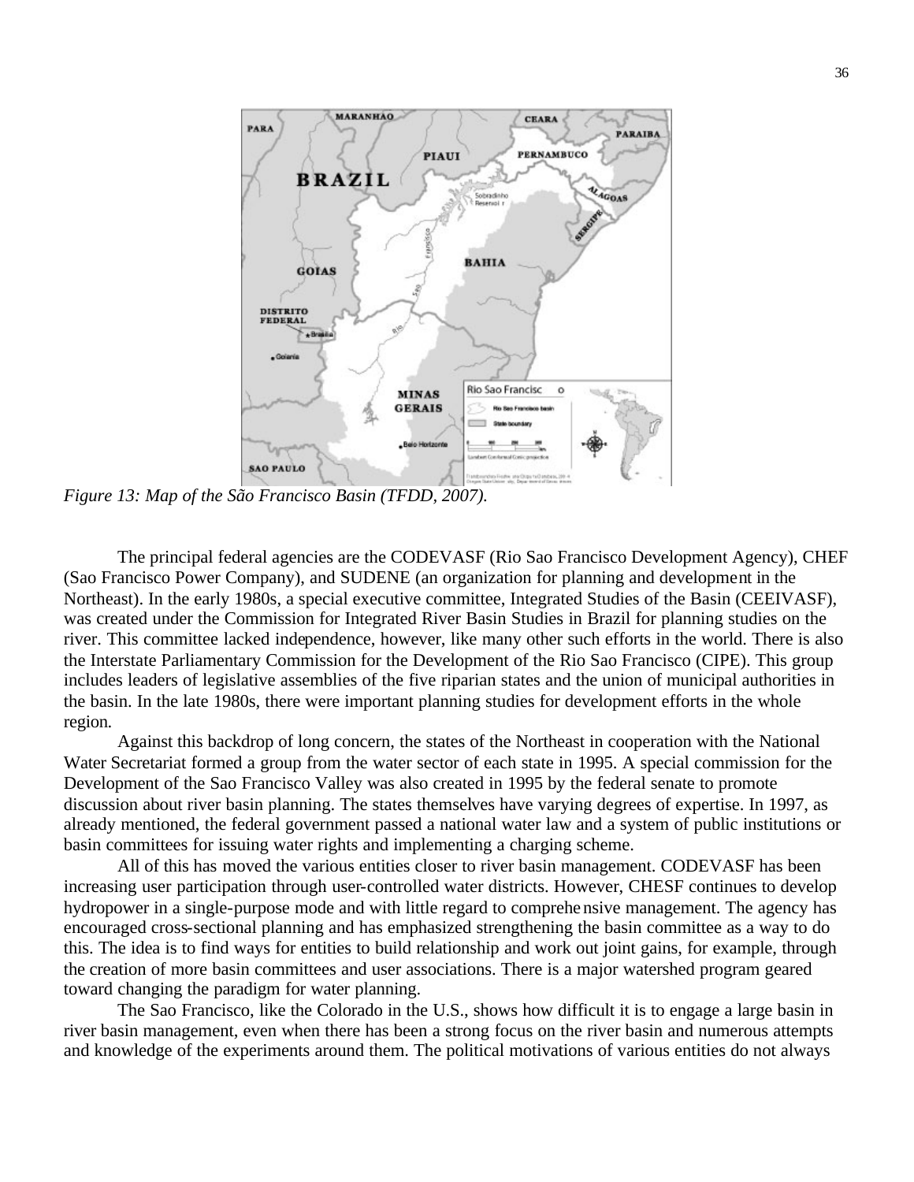*Figure 13: Map of the São Francisco Basin (TFDD, 2007).*

The principal federal agencies are the CODEVASF (Rio Sao Francisco Development Agency), CHEF (Sao Francisco Power Company), and SUDENE (an organization for planning and development in the Northeast). In the early 1980s, a special executive committee, Integrated Studies of the Basin (CEEIVASF), was created under the Commission for Integrated River Basin Studies in Brazil for planning studies on the river. This committee lacked independence, however, like many other such efforts in the world. There is also the Interstate Parliamentary Commission for the Development of the Rio Sao Francisco (CIPE). This group includes leaders of legislative assemblies of the five riparian states and the union of municipal authorities in the basin. In the late 1980s, there were important planning studies for development efforts in the whole region.

Against this backdrop of long concern, the states of the Northeast in cooperation with the National Water Secretariat formed a group from the water sector of each state in 1995. A special commission for the Development of the Sao Francisco Valley was also created in 1995 by the federal senate to promote discussion about river basin planning. The states themselves have varying degrees of expertise. In 1997, as already mentioned, the federal government passed a national water law and a system of public institutions or basin committees for issuing water rights and implementing a charging scheme.

All of this has moved the various entities closer to river basin management. CODEVASF has been increasing user participation through user-controlled water districts. However, CHESF continues to develop hydropower in a single-purpose mode and with little regard to comprehensive management. The agency has encouraged cross-sectional planning and has emphasized strengthening the basin committee as a way to do this. The idea is to find ways for entities to build relationship and work out joint gains, for example, through the creation of more basin committees and user associations. There is a major watershed program geared toward changing the paradigm for water planning.

The Sao Francisco, like the Colorado in the U.S., shows how difficult it is to engage a large basin in river basin management, even when there has been a strong focus on the river basin and numerous attempts and knowledge of the experiments around them. The political motivations of various entities do not always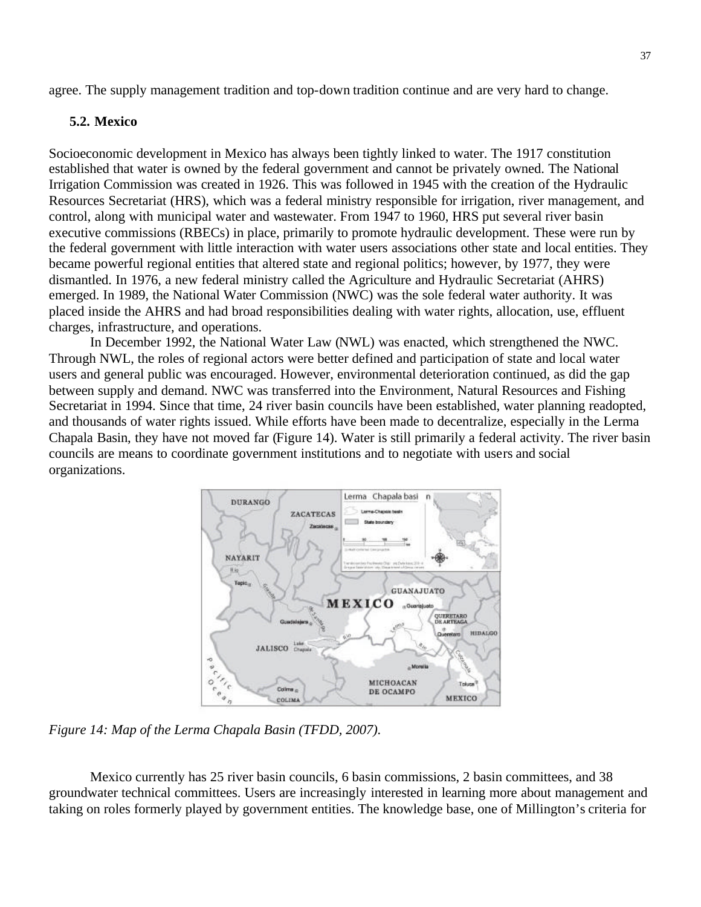agree. The supply management tradition and top-down tradition continue and are very hard to change.

### 5.2. Mexico

Socioeconomic development in Mexico has always been tightly linked to water. The 1917 constitution established that water is owned by the federal government and cannot be privately owned. The National Irrigation Commission was created in 1926. This was followed in 1945 with the creation of the Hydraulic Resources Secretariat (HRS), which was a federal ministry responsible for irrigation, river management, and control, along with municipal water and wastewater. From 1947 to 1960, HRS put several river basin executive commissions (RBECs) in place, primarily to promote hydraulic development. These were run by the federal government with little interaction with water users associations other state and local entities. They became powerful regional entities that altered state and regional politics; however, by 1977, they were dismantled. In 1976, a new federal ministry called the Agriculture and Hydraulic Secretariat (AHRS) emerged. In 1989, the National Water Commission (NWC) was the sole federal water authority. It was placed inside the AHRS and had broad responsibilities dealing with water rights, allocation, use, effluent charges, infrastructure, and operations.

In December 1992, the National Water Law (NWL) was enacted, which strengthened the NWC. Through NWL, the roles of regional actors were better defined and participation of state and local water users and general public was encouraged. However, environmental deterioration continued, as did the gap between supply and demand. NWC was transferred into the Environment, Natural Resources and Fishing Secretariat in 1994. Since that time, 24 river basin councils have been established, water planning readopted, and thousands of water rights issued. While efforts have been made to decentralize, especially in the Lerma Chapala Basin, they have not moved far (Figure 14). Water is still primarily a federal activity. The river basin councils are means to coordinate government institutions and to negotiate with users and social organizations.

*Figure 14: Map of the Lerma Chapala Basin (TFDD, 2007).*

Mexico currently has 25 river basin councils, 6 basin commissions, 2 basin committees, and 38 groundwater technical committees. Users are increasingly interested in learning more about management and taking on roles formerly played by government entities. The knowledge base, one of Millington's criteria for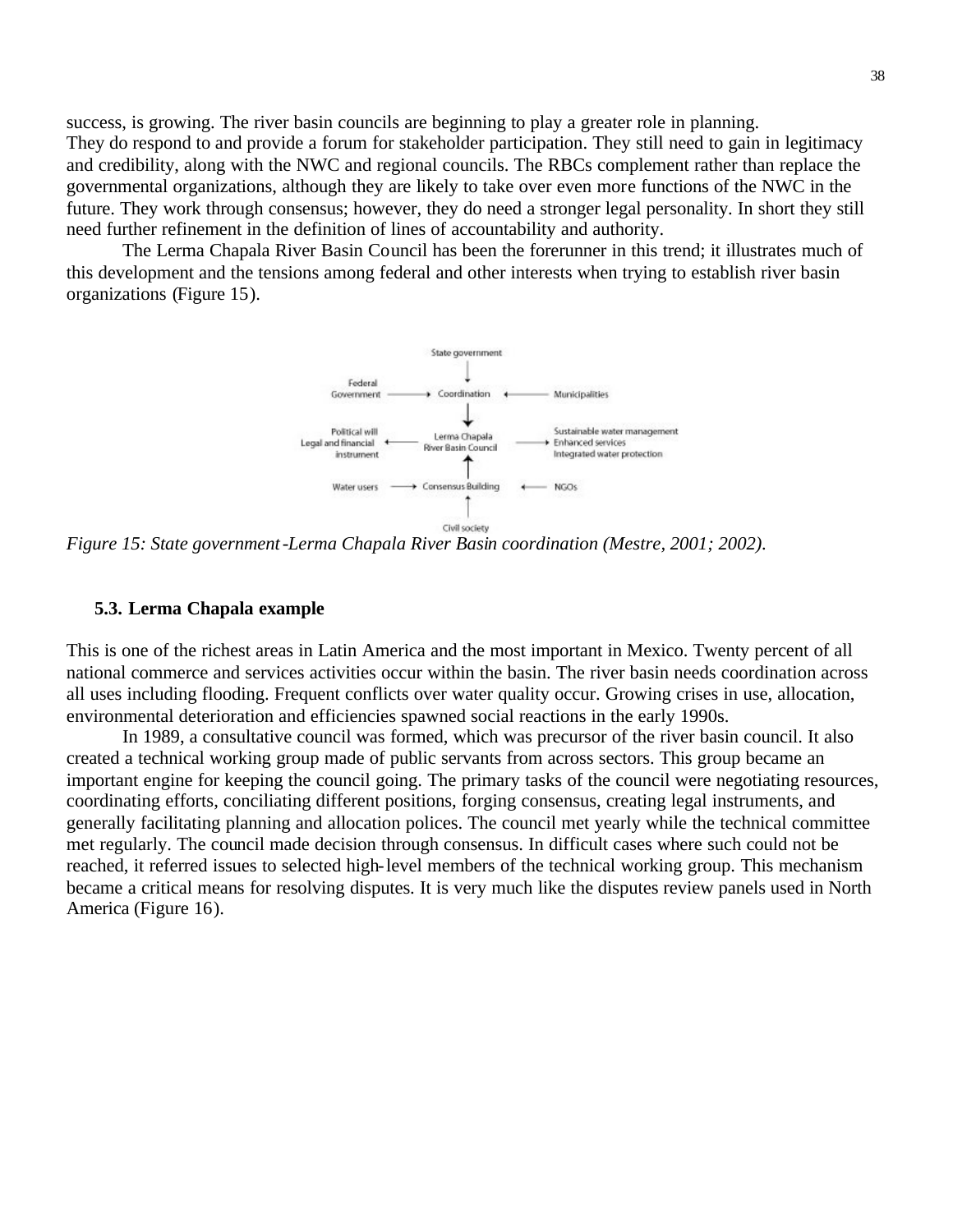success, is growing. The river basin councils are beginning to play a greater role in planning. They do respond to and provide a forum for stakeholder participation. They still need to gain in legitimacy and credibility, along with the NWC and regional councils. The RBCs complement rather than replace the governmental organizations, although they are likely to take over even more functions of the NWC in the future. They work through consensus; however, they do need a stronger legal personality. In short they still need further refinement in the definition of lines of accountability and authority.

The Lerma Chapala River Basin Council has been the forerunner in this trend; it illustrates much of this development and the tensions among federal and other interests when trying to establish river basin organizations (Figure 15).

State government

Federal Government → Coordination ← Municipalities

Political will Legal and financial instrument ← Lerma Chapala River Basin Council → Sustainable water management Enhanced services Integrated water protection

Water users → Consensus Building ← NGOs

Civil society

*Figure 15: State government-Lerma Chapala River Basin coordination (Mestre, 2001; 2002).*

### 5.3. Lerma Chapala example

This is one of the richest areas in Latin America and the most important in Mexico. Twenty percent of all national commerce and services activities occur within the basin. The river basin needs coordination across all uses including flooding. Frequent conflicts over water quality occur. Growing crises in use, allocation, environmental deterioration and efficiencies spawned social reactions in the early 1990s.

In 1989, a consultative council was formed, which was precursor of the river basin council. It also created a technical working group made of public servants from across sectors. This group became an important engine for keeping the council going. The primary tasks of the council were negotiating resources, coordinating efforts, conciliating different positions, forging consensus, creating legal instruments, and generally facilitating planning and allocation polices. The council met yearly while the technical committee met regularly. The council made decision through consensus. In difficult cases where such could not be reached, it referred issues to selected high-level members of the technical working group. This mechanism became a critical means for resolving disputes. It is very much like the disputes review panels used in North America (Figure 16).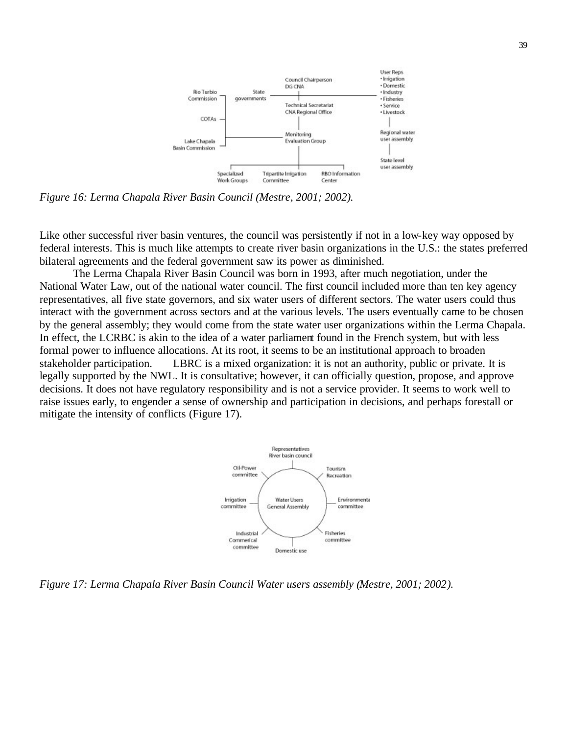*Figure 16: Lerma Chapala River Basin Council (Mestre, 2001; 2002).*

Like other successful river basin ventures, the council was persistently if not in a low-key way opposed by federal interests. This is much like attempts to create river basin organizations in the U.S.: the states preferred bilateral agreements and the federal government saw its power as diminished.

The Lerma Chapala River Basin Council was born in 1993, after much negotiation, under the National Water Law, out of the national water council. The first council included more than ten key agency representatives, all five state governors, and six water users of different sectors. The water users could thus interact with the government across sectors and at the various levels. The users eventually came to be chosen by the general assembly; they would come from the state water user organizations within the Lerma Chapala. In effect, the LCRBC is akin to the idea of a water parliament found in the French system, but with less formal power to influence allocations. At its root, it seems to be an institutional approach to broaden stakeholder participation. LBRC is a mixed organization: it is not an authority, public or private. It is legally supported by the NWL. It is consultative; however, it can officially question, propose, and approve decisions. It does not have regulatory responsibility and is not a service provider. It seems to work well to raise issues early, to engender a sense of ownership and participation in decisions, and perhaps forestall or mitigate the intensity of conflicts (Figure 17).

*Figure 17: Lerma Chapala River Basin Council Water users assembly (Mestre, 2001; 2002).*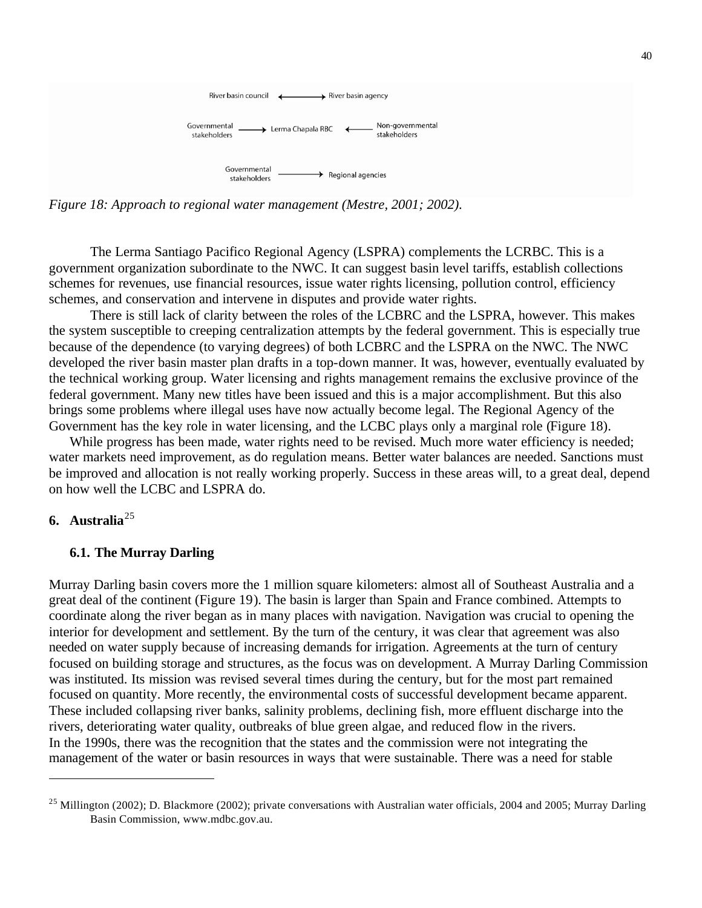River basin council ⟵⟶ River basin agency

Governmental stakeholders ⟶ Lerma Chapala RBC ⟵ Non-governmental stakeholders

Governmental stakeholders ⟶ Regional agencies

*Figure 18: Approach to regional water management (Mestre, 2001; 2002).*

The Lerma Santiago Pacifico Regional Agency (LSPRA) complements the LCRBC. This is a government organization subordinate to the NWC. It can suggest basin level tariffs, establish collections schemes for revenues, use financial resources, issue water rights licensing, pollution control, efficiency schemes, and conservation and intervene in disputes and provide water rights.

There is still lack of clarity between the roles of the LCBRC and the LSPRA, however. This makes the system susceptible to creeping centralization attempts by the federal government. This is especially true because of the dependence (to varying degrees) of both LCBRC and the LSPRA on the NWC. The NWC developed the river basin master plan drafts in a top-down manner. It was, however, eventually evaluated by the technical working group. Water licensing and rights management remains the exclusive province of the federal government. Many new titles have been issued and this is a major accomplishment. But this also brings some problems where illegal uses have now actually become legal. The Regional Agency of the Government has the key role in water licensing, and the LCBC plays only a marginal role (Figure 18).

While progress has been made, water rights need to be revised. Much more water efficiency is needed; water markets need improvement, as do regulation means. Better water balances are needed. Sanctions must be improved and allocation is not really working properly. Success in these areas will, to a great deal, depend on how well the LCBC and LSPRA do.

## 6. Australia[25]

### 6.1. The Murray Darling

Murray Darling basin covers more the 1 million square kilometers: almost all of Southeast Australia and a great deal of the continent (Figure 19). The basin is larger than Spain and France combined. Attempts to coordinate along the river began as in many places with navigation. Navigation was crucial to opening the interior for development and settlement. By the turn of the century, it was clear that agreement was also needed on water supply because of increasing demands for irrigation. Agreements at the turn of century focused on building storage and structures, as the focus was on development. A Murray Darling Commission was instituted. Its mission was revised several times during the century, but for the most part remained focused on quantity. More recently, the environmental costs of successful development became apparent. These included collapsing river banks, salinity problems, declining fish, more effluent discharge into the rivers, deteriorating water quality, outbreaks of blue green algae, and reduced flow in the rivers.
In the 1990s, there was the recognition that the states and the commission were not integrating the management of the water or basin resources in ways that were sustainable. There was a need for stable

[25] Millington (2002); D. Blackmore (2002); private conversations with Australian water officials, 2004 and 2005; Murray Darling Basin Commission, www.mdbc.gov.au.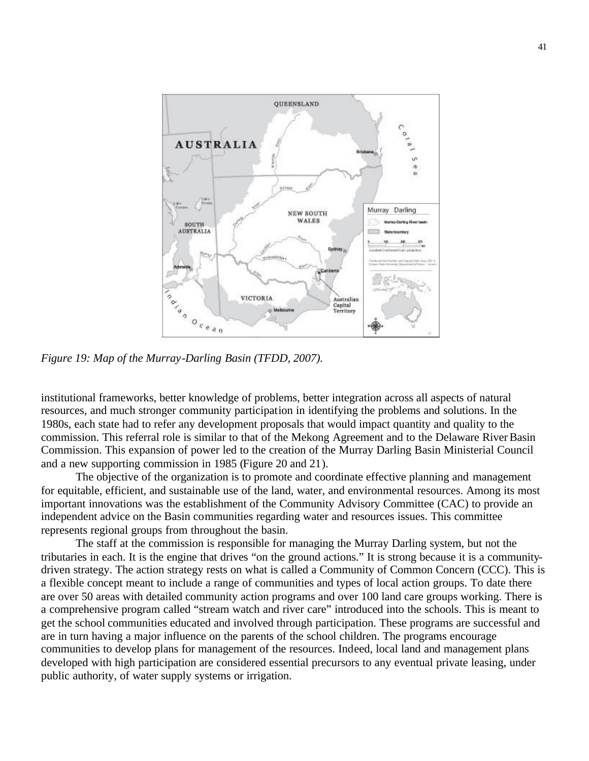*Figure 19: Map of the Murray-Darling Basin (TFDD, 2007).*

institutional frameworks, better knowledge of problems, better integration across all aspects of natural resources, and much stronger community participation in identifying the problems and solutions. In the 1980s, each state had to refer any development proposals that would impact quantity and quality to the commission. This referral role is similar to that of the Mekong Agreement and to the Delaware River Basin Commission. This expansion of power led to the creation of the Murray Darling Basin Ministerial Council and a new supporting commission in 1985 (Figure 20 and 21).

The objective of the organization is to promote and coordinate effective planning and management for equitable, efficient, and sustainable use of the land, water, and environmental resources. Among its most important innovations was the establishment of the Community Advisory Committee (CAC) to provide an independent advice on the Basin communities regarding water and resources issues. This committee represents regional groups from throughout the basin.

The staff at the commission is responsible for managing the Murray Darling system, but not the tributaries in each. It is the engine that drives "on the ground actions." It is strong because it is a community-driven strategy. The action strategy rests on what is called a Community of Common Concern (CCC). This is a flexible concept meant to include a range of communities and types of local action groups. To date there are over 50 areas with detailed community action programs and over 100 land care groups working. There is a comprehensive program called "stream watch and river care" introduced into the schools. This is meant to get the school communities educated and involved through participation. These programs are successful and are in turn having a major influence on the parents of the school children. The programs encourage communities to develop plans for management of the resources. Indeed, local land and management plans developed with high participation are considered essential precursors to any eventual private leasing, under public authority, of water supply systems or irrigation.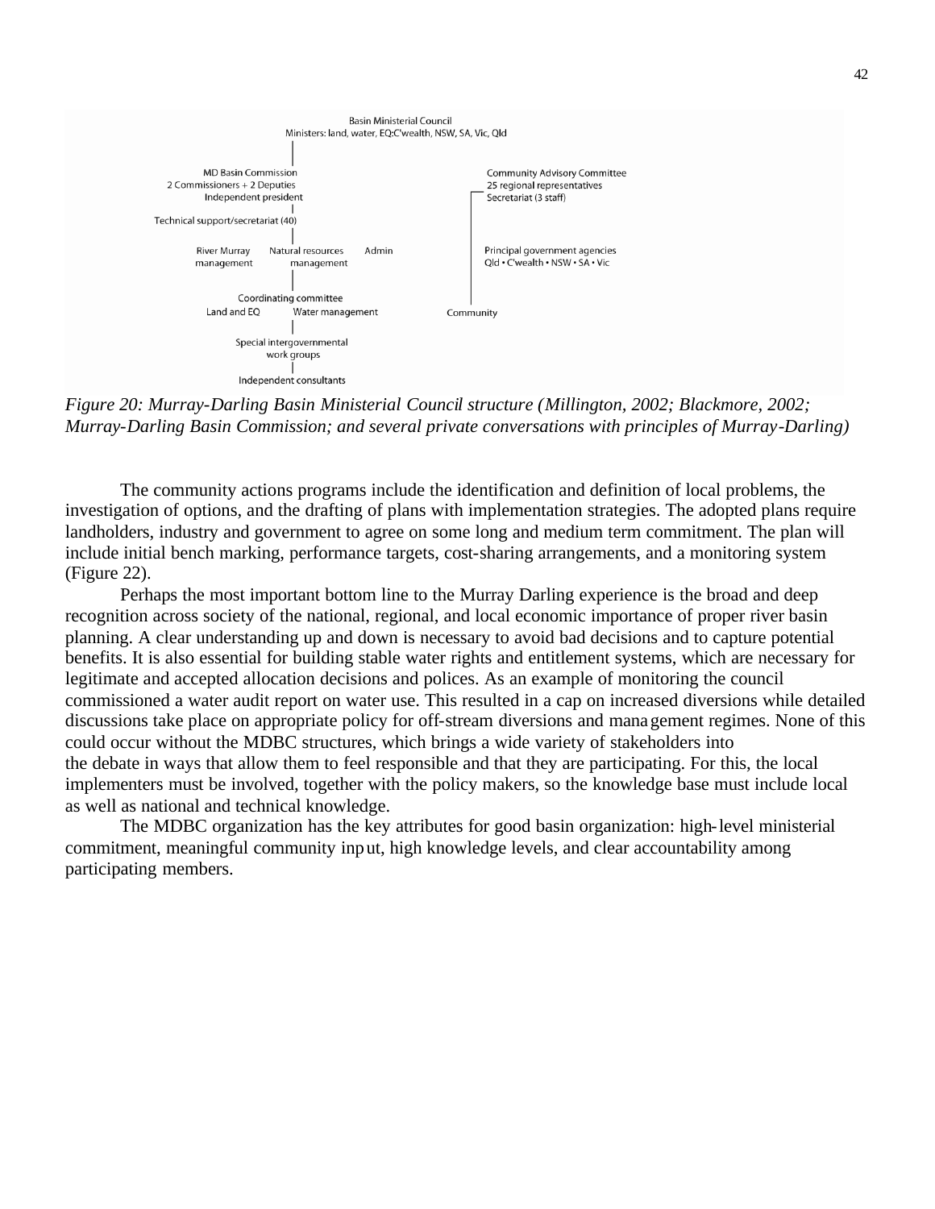Basin Ministerial Council
Ministers: land, water, EQ:C'wealth, NSW, SA, Vic, Qld

MD Basin Commission
2 Commissioners + 2 Deputies
Independent president

Technical support/secretariat (40)

River Murray management | Natural resources management | Admin

Coordinating committee
Land and EQ | Water management

Special intergovernmental work groups

Independent consultants

Community Advisory Committee
25 regional representatives
Secretariat (3 staff)

Principal government agencies
Qld • C'wealth • NSW • SA • Vic

Community

*Figure 20: Murray-Darling Basin Ministerial Council structure (Millington, 2002; Blackmore, 2002; Murray-Darling Basin Commission; and several private conversations with principles of Murray-Darling)*

The community actions programs include the identification and definition of local problems, the investigation of options, and the drafting of plans with implementation strategies. The adopted plans require landholders, industry and government to agree on some long and medium term commitment. The plan will include initial bench marking, performance targets, cost-sharing arrangements, and a monitoring system (Figure 22).

Perhaps the most important bottom line to the Murray Darling experience is the broad and deep recognition across society of the national, regional, and local economic importance of proper river basin planning. A clear understanding up and down is necessary to avoid bad decisions and to capture potential benefits. It is also essential for building stable water rights and entitlement systems, which are necessary for legitimate and accepted allocation decisions and polices. As an example of monitoring the council commissioned a water audit report on water use. This resulted in a cap on increased diversions while detailed discussions take place on appropriate policy for off-stream diversions and management regimes. None of this could occur without the MDBC structures, which brings a wide variety of stakeholders into the debate in ways that allow them to feel responsible and that they are participating. For this, the local implementers must be involved, together with the policy makers, so the knowledge base must include local as well as national and technical knowledge.

The MDBC organization has the key attributes for good basin organization: high-level ministerial commitment, meaningful community input, high knowledge levels, and clear accountability among participating members.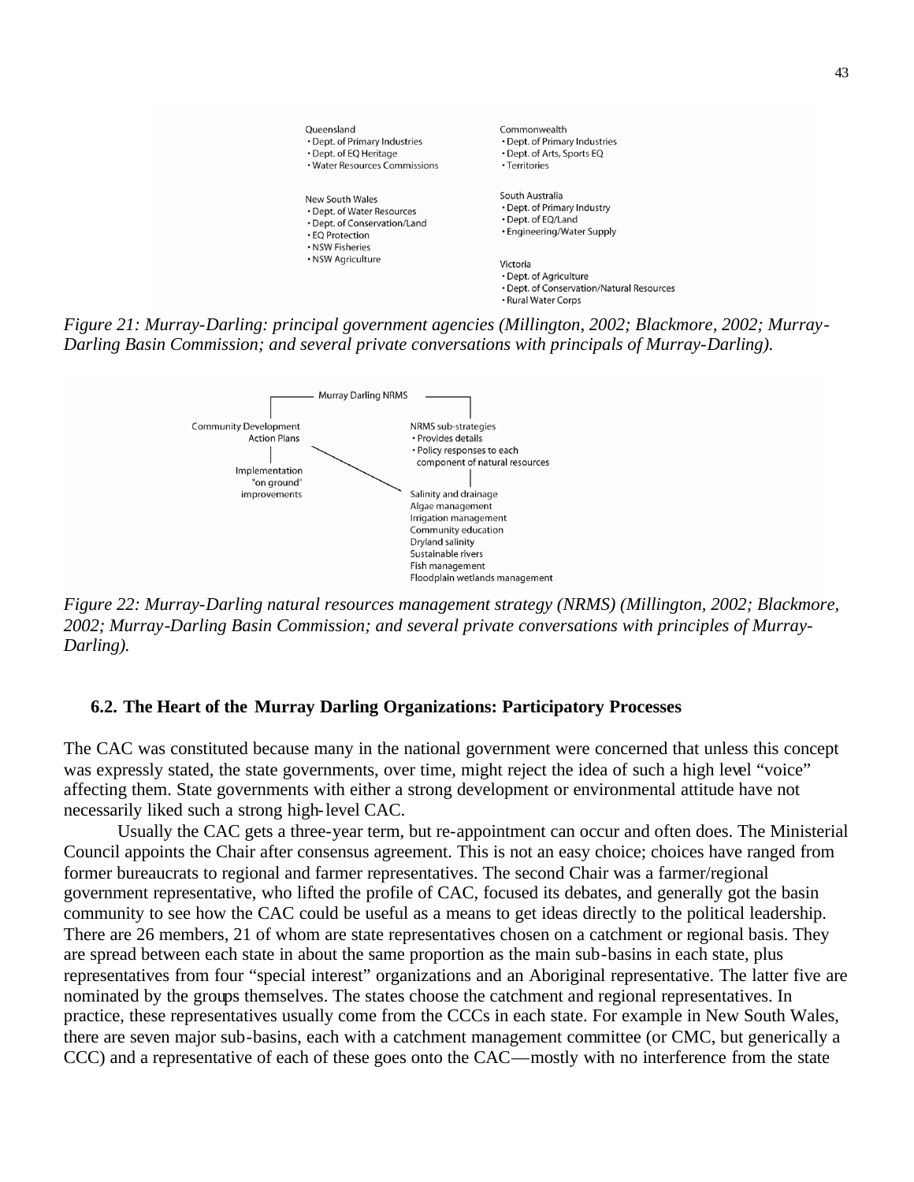Queensland
- Dept. of Primary Industries
- Dept. of EQ Heritage
- Water Resources Commissions

New South Wales
- Dept. of Water Resources
- Dept. of Conservation/Land
- EQ Protection
- NSW Fisheries
- NSW Agriculture

Commonwealth
- Dept. of Primary Industries
- Dept. of Arts, Sports EQ
- Territories

South Australia
- Dept. of Primary Industry
- Dept. of EQ/Land
- Engineering/Water Supply

Victoria
- Dept. of Agriculture
- Dept. of Conservation/Natural Resources
- Rural Water Corps

*Figure 21: Murray-Darling: principal government agencies (Millington, 2002; Blackmore, 2002; Murray-Darling Basin Commission; and several private conversations with principals of Murray-Darling).*

Murray Darling NRMS

Community Development Action Plans

Implementation "on ground" improvements

NRMS sub-strategies
- Provides details
- Policy responses to each component of natural resources

Salinity and drainage
Algae management
Irrigation management
Community education
Dryland salinity
Sustainable rivers
Fish management
Floodplain wetlands management

*Figure 22: Murray-Darling natural resources management strategy (NRMS) (Millington, 2002; Blackmore, 2002; Murray-Darling Basin Commission; and several private conversations with principles of Murray-Darling).*

## 6.2. The Heart of the Murray Darling Organizations: Participatory Processes

The CAC was constituted because many in the national government were concerned that unless this concept was expressly stated, the state governments, over time, might reject the idea of such a high level "voice" affecting them. State governments with either a strong development or environmental attitude have not necessarily liked such a strong high-level CAC.

Usually the CAC gets a three-year term, but re-appointment can occur and often does. The Ministerial Council appoints the Chair after consensus agreement. This is not an easy choice; choices have ranged from former bureaucrats to regional and farmer representatives. The second Chair was a farmer/regional government representative, who lifted the profile of CAC, focused its debates, and generally got the basin community to see how the CAC could be useful as a means to get ideas directly to the political leadership. There are 26 members, 21 of whom are state representatives chosen on a catchment or regional basis. They are spread between each state in about the same proportion as the main sub-basins in each state, plus representatives from four "special interest" organizations and an Aboriginal representative. The latter five are nominated by the groups themselves. The states choose the catchment and regional representatives. In practice, these representatives usually come from the CCCs in each state. For example in New South Wales, there are seven major sub-basins, each with a catchment management committee (or CMC, but generically a CCC) and a representative of each of these goes onto the CAC—mostly with no interference from the state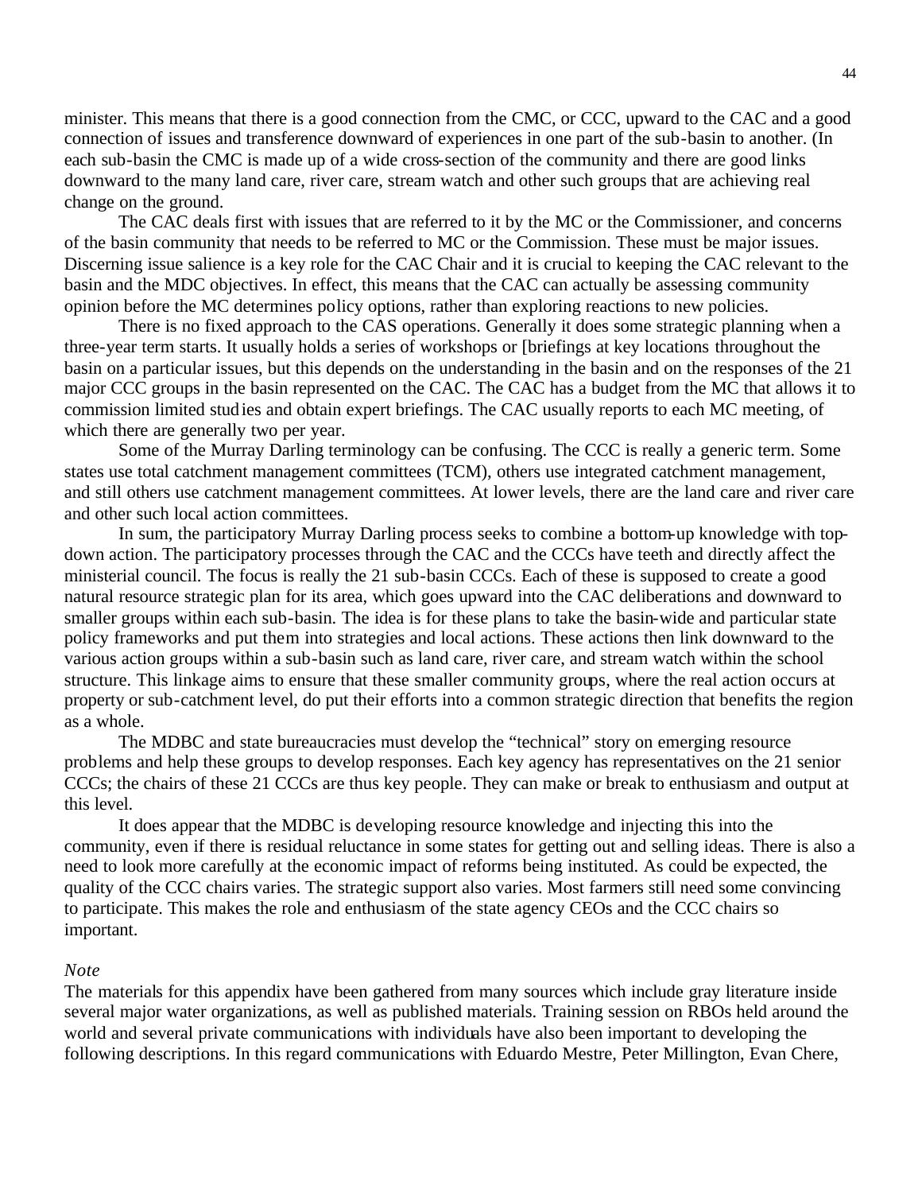minister. This means that there is a good connection from the CMC, or CCC, upward to the CAC and a good connection of issues and transference downward of experiences in one part of the sub-basin to another. (In each sub-basin the CMC is made up of a wide cross-section of the community and there are good links downward to the many land care, river care, stream watch and other such groups that are achieving real change on the ground.

The CAC deals first with issues that are referred to it by the MC or the Commissioner, and concerns of the basin community that needs to be referred to MC or the Commission. These must be major issues. Discerning issue salience is a key role for the CAC Chair and it is crucial to keeping the CAC relevant to the basin and the MDC objectives. In effect, this means that the CAC can actually be assessing community opinion before the MC determines policy options, rather than exploring reactions to new policies.

There is no fixed approach to the CAS operations. Generally it does some strategic planning when a three-year term starts. It usually holds a series of workshops or [briefings at key locations throughout the basin on a particular issues, but this depends on the understanding in the basin and on the responses of the 21 major CCC groups in the basin represented on the CAC. The CAC has a budget from the MC that allows it to commission limited studies and obtain expert briefings. The CAC usually reports to each MC meeting, of which there are generally two per year.

Some of the Murray Darling terminology can be confusing. The CCC is really a generic term. Some states use total catchment management committees (TCM), others use integrated catchment management, and still others use catchment management committees. At lower levels, there are the land care and river care and other such local action committees.

In sum, the participatory Murray Darling process seeks to combine a bottom-up knowledge with top-down action. The participatory processes through the CAC and the CCCs have teeth and directly affect the ministerial council. The focus is really the 21 sub-basin CCCs. Each of these is supposed to create a good natural resource strategic plan for its area, which goes upward into the CAC deliberations and downward to smaller groups within each sub-basin. The idea is for these plans to take the basin-wide and particular state policy frameworks and put them into strategies and local actions. These actions then link downward to the various action groups within a sub-basin such as land care, river care, and stream watch within the school structure. This linkage aims to ensure that these smaller community groups, where the real action occurs at property or sub-catchment level, do put their efforts into a common strategic direction that benefits the region as a whole.

The MDBC and state bureaucracies must develop the "technical" story on emerging resource problems and help these groups to develop responses. Each key agency has representatives on the 21 senior CCCs; the chairs of these 21 CCCs are thus key people. They can make or break to enthusiasm and output at this level.

It does appear that the MDBC is developing resource knowledge and injecting this into the community, even if there is residual reluctance in some states for getting out and selling ideas. There is also a need to look more carefully at the economic impact of reforms being instituted. As could be expected, the quality of the CCC chairs varies. The strategic support also varies. Most farmers still need some convincing to participate. This makes the role and enthusiasm of the state agency CEOs and the CCC chairs so important.

*Note*

The materials for this appendix have been gathered from many sources which include gray literature inside several major water organizations, as well as published materials. Training session on RBOs held around the world and several private communications with individuals have also been important to developing the following descriptions. In this regard communications with Eduardo Mestre, Peter Millington, Evan Chere,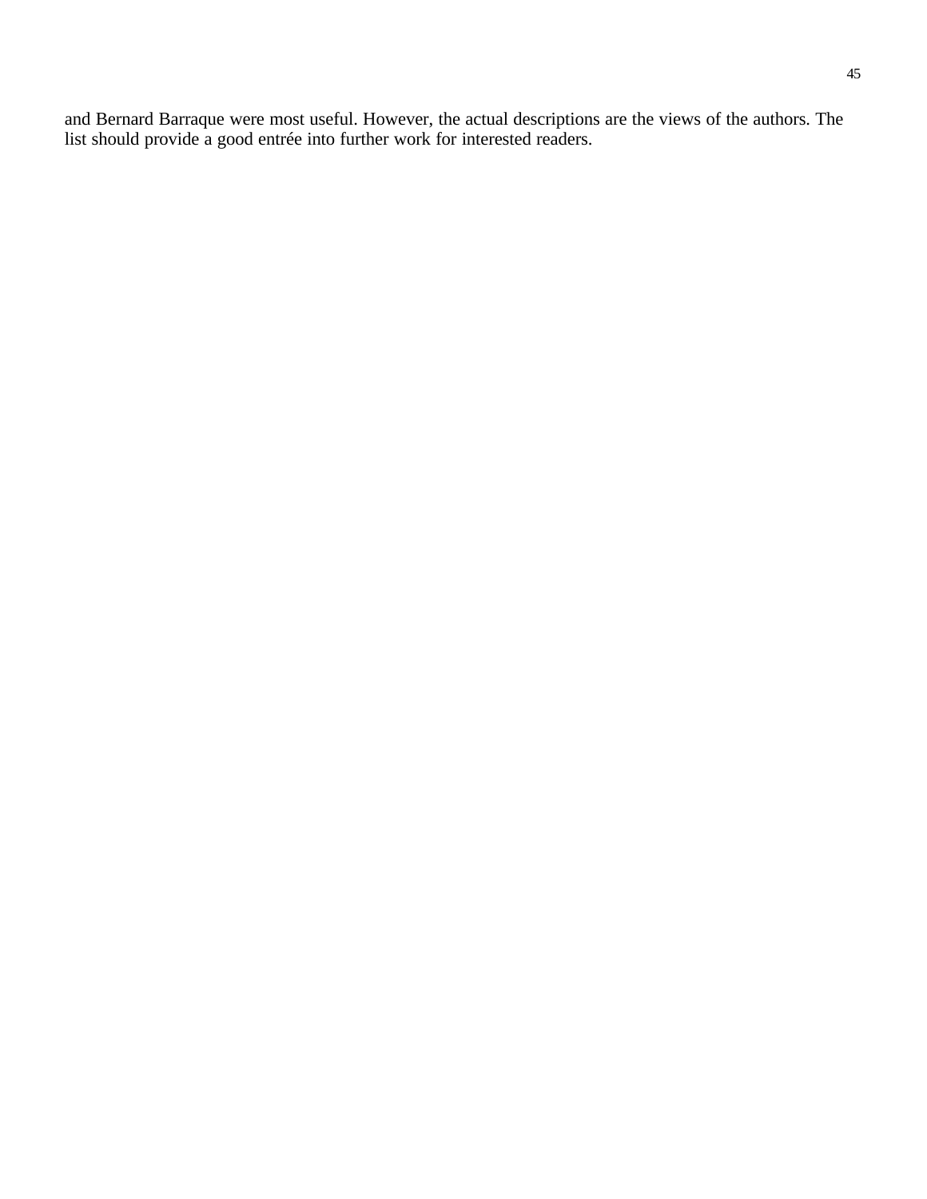and Bernard Barraque were most useful. However, the actual descriptions are the views of the authors. The list should provide a good entrée into further work for interested readers.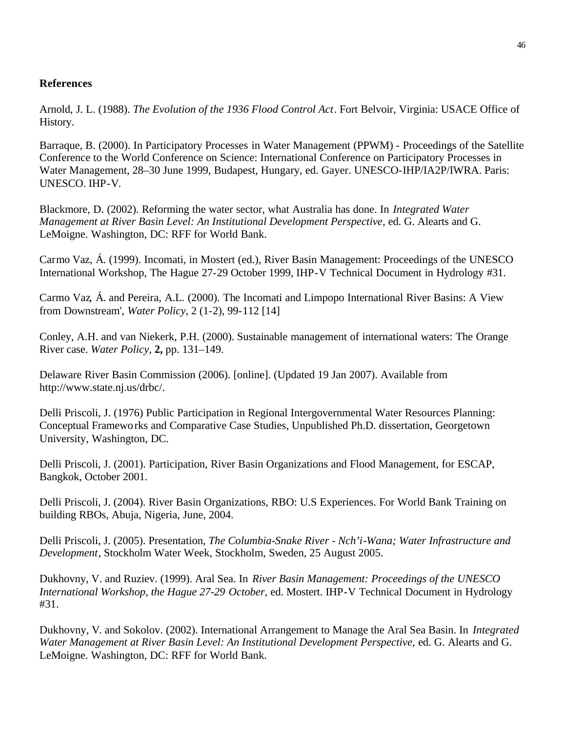**References**

Arnold, J. L. (1988). *The Evolution of the 1936 Flood Control Act*. Fort Belvoir, Virginia: USACE Office of History.

Barraque, B. (2000). In Participatory Processes in Water Management (PPWM) - Proceedings of the Satellite Conference to the World Conference on Science: International Conference on Participatory Processes in Water Management, 28–30 June 1999, Budapest, Hungary, ed. Gayer. UNESCO-IHP/IA2P/IWRA. Paris: UNESCO. IHP-V.

Blackmore, D. (2002). Reforming the water sector, what Australia has done. In *Integrated Water Management at River Basin Level: An Institutional Development Perspective*, ed. G. Alearts and G. LeMoigne. Washington, DC: RFF for World Bank.

Carmo Vaz, Á. (1999). Incomati, in Mostert (ed.), River Basin Management: Proceedings of the UNESCO International Workshop, The Hague 27-29 October 1999, IHP-V Technical Document in Hydrology #31.

Carmo Vaz, Á. and Pereira, A.L. (2000). The Incomati and Limpopo International River Basins: A View from Downstream', *Water Policy*, 2 (1-2), 99-112 [14]

Conley, A.H. and van Niekerk, P.H. (2000). Sustainable management of international waters: The Orange River case. *Water Policy*, **2,** pp. 131–149.

Delaware River Basin Commission (2006). [online]. (Updated 19 Jan 2007). Available from http://www.state.nj.us/drbc/.

Delli Priscoli, J. (1976) Public Participation in Regional Intergovernmental Water Resources Planning: Conceptual Frameworks and Comparative Case Studies, Unpublished Ph.D. dissertation, Georgetown University, Washington, DC.

Delli Priscoli, J. (2001). Participation, River Basin Organizations and Flood Management, for ESCAP, Bangkok, October 2001.

Delli Priscoli, J. (2004). River Basin Organizations, RBO: U.S Experiences. For World Bank Training on building RBOs, Abuja, Nigeria, June, 2004.

Delli Priscoli, J. (2005). Presentation, *The Columbia-Snake River - Nch'i-Wana; Water Infrastructure and Development*, Stockholm Water Week, Stockholm, Sweden, 25 August 2005.

Dukhovny, V. and Ruziev. (1999). Aral Sea. In *River Basin Management: Proceedings of the UNESCO International Workshop, the Hague 27-29 October,* ed. Mostert. IHP-V Technical Document in Hydrology #31.

Dukhovny, V. and Sokolov. (2002). International Arrangement to Manage the Aral Sea Basin. In *Integrated Water Management at River Basin Level: An Institutional Development Perspective,* ed. G. Alearts and G. LeMoigne. Washington, DC: RFF for World Bank.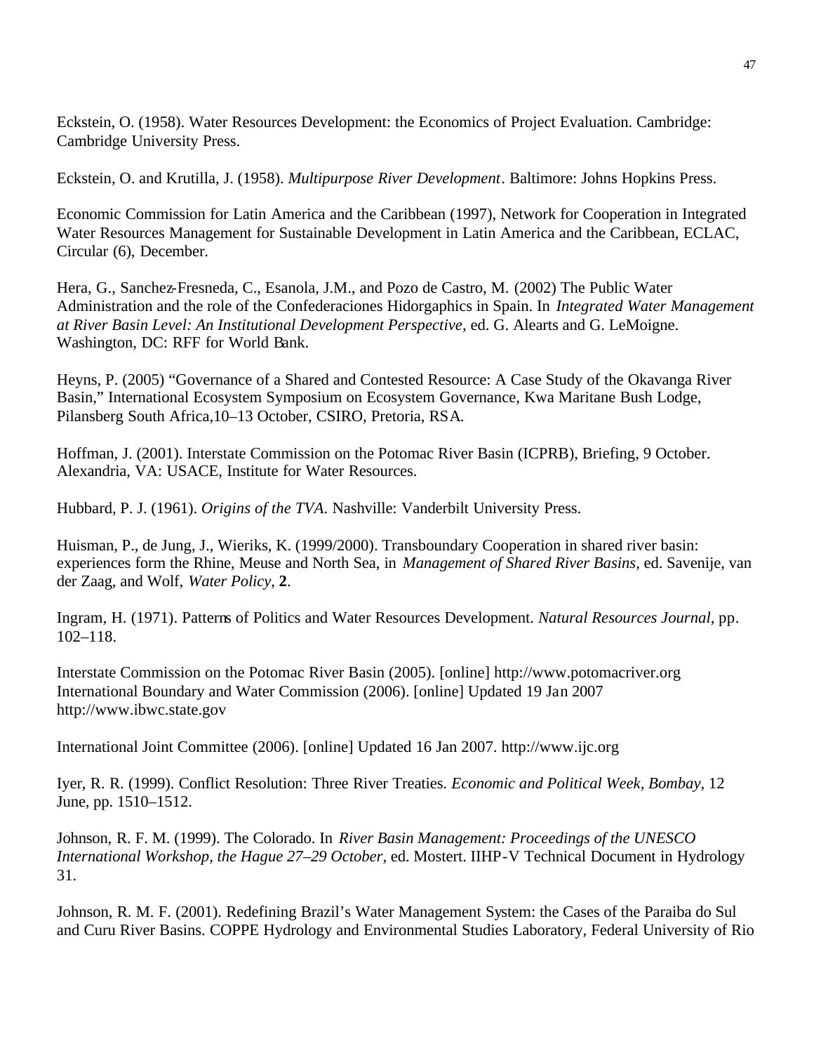Eckstein, O. (1958). Water Resources Development: the Economics of Project Evaluation. Cambridge: Cambridge University Press.

Eckstein, O. and Krutilla, J. (1958). *Multipurpose River Development*. Baltimore: Johns Hopkins Press.

Economic Commission for Latin America and the Caribbean (1997), Network for Cooperation in Integrated Water Resources Management for Sustainable Development in Latin America and the Caribbean, ECLAC, Circular (6), December.

Hera, G., Sanchez-Fresneda, C., Esanola, J.M., and Pozo de Castro, M. (2002) The Public Water Administration and the role of the Confederaciones Hidorgaphics in Spain. In *Integrated Water Management at River Basin Level: An Institutional Development Perspective,* ed. G. Alearts and G. LeMoigne. Washington, DC: RFF for World Bank.

Heyns, P. (2005) "Governance of a Shared and Contested Resource: A Case Study of the Okavanga River Basin," International Ecosystem Symposium on Ecosystem Governance, Kwa Maritane Bush Lodge, Pilansberg South Africa,10–13 October, CSIRO, Pretoria, RSA.

Hoffman, J. (2001). Interstate Commission on the Potomac River Basin (ICPRB), Briefing, 9 October. Alexandria, VA: USACE, Institute for Water Resources.

Hubbard, P. J. (1961). *Origins of the TVA*. Nashville: Vanderbilt University Press.

Huisman, P., de Jung, J., Wieriks, K. (1999/2000). Transboundary Cooperation in shared river basin: experiences form the Rhine, Meuse and North Sea, in *Management of Shared River Basins,* ed. Savenije, van der Zaag, and Wolf, *Water Policy*, **2**.

Ingram, H. (1971). Patterns of Politics and Water Resources Development. *Natural Resources Journal,* pp. 102–118.

Interstate Commission on the Potomac River Basin (2005). [online] http://www.potomacriver.org
International Boundary and Water Commission (2006). [online] Updated 19 Jan 2007 http://www.ibwc.state.gov

International Joint Committee (2006). [online] Updated 16 Jan 2007. http://www.ijc.org

Iyer, R. R. (1999). Conflict Resolution: Three River Treaties. *Economic and Political Week, Bombay,* 12 June, pp. 1510–1512.

Johnson, R. F. M. (1999). The Colorado. In *River Basin Management: Proceedings of the UNESCO International Workshop, the Hague 27–29 October,* ed. Mostert. IIHP-V Technical Document in Hydrology 31.

Johnson, R. M. F. (2001). Redefining Brazil's Water Management System: the Cases of the Paraiba do Sul and Curu River Basins. COPPE Hydrology and Environmental Studies Laboratory, Federal University of Rio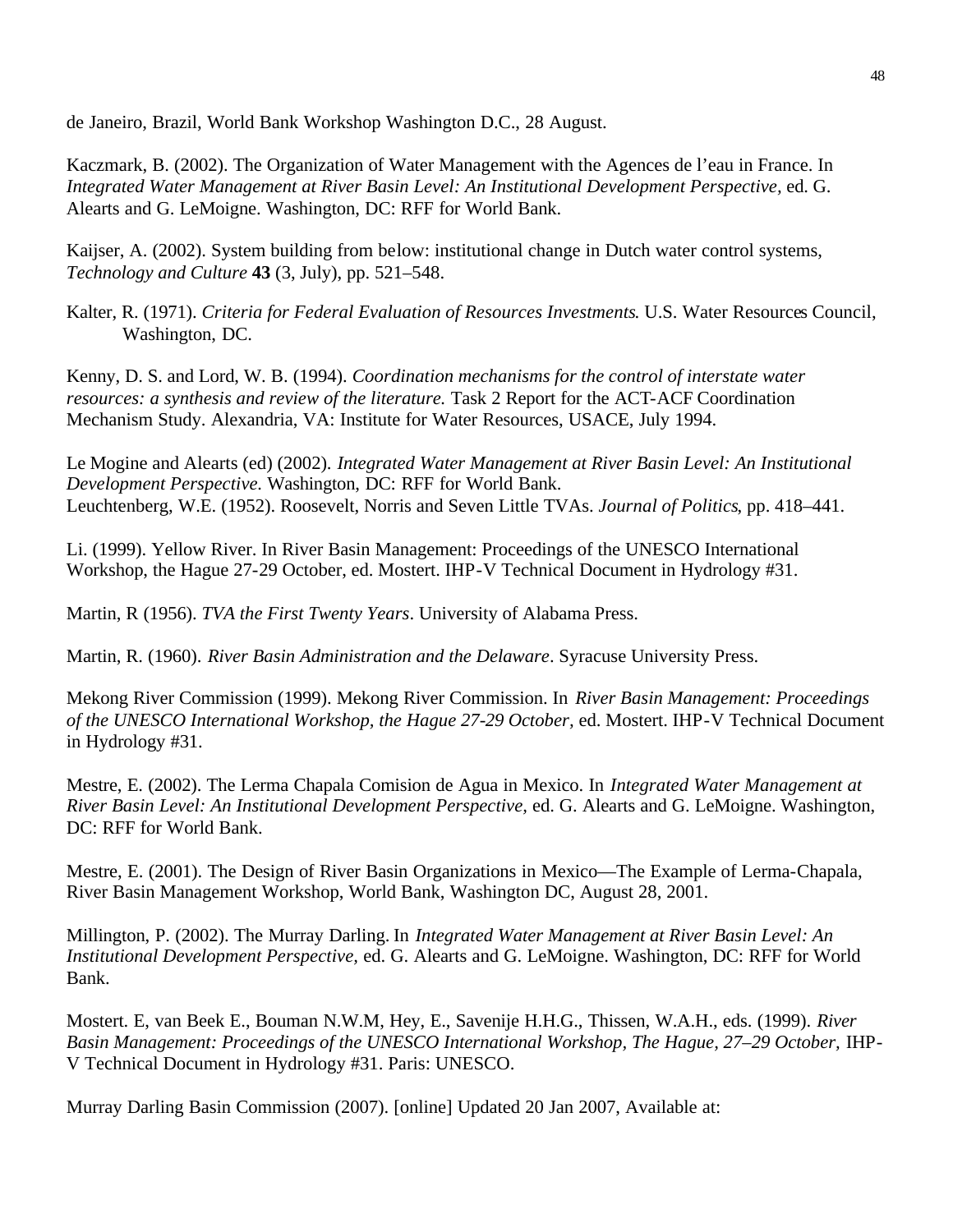de Janeiro, Brazil, World Bank Workshop Washington D.C., 28 August.

Kaczmark, B. (2002). The Organization of Water Management with the Agences de l'eau in France. In *Integrated Water Management at River Basin Level: An Institutional Development Perspective,* ed. G. Alearts and G. LeMoigne. Washington, DC: RFF for World Bank.

Kaijser, A. (2002). System building from below: institutional change in Dutch water control systems, *Technology and Culture* **43** (3, July), pp. 521–548.

Kalter, R. (1971). *Criteria for Federal Evaluation of Resources Investments*. U.S. Water Resources Council, Washington, DC.

Kenny, D. S. and Lord, W. B. (1994). *Coordination mechanisms for the control of interstate water resources: a synthesis and review of the literature.* Task 2 Report for the ACT-ACF Coordination Mechanism Study. Alexandria, VA: Institute for Water Resources, USACE, July 1994.

Le Mogine and Alearts (ed) (2002). *Integrated Water Management at River Basin Level: An Institutional Development Perspective.* Washington, DC: RFF for World Bank.
Leuchtenberg, W.E. (1952). Roosevelt, Norris and Seven Little TVAs. *Journal of Politics*, pp. 418–441.

Li. (1999). Yellow River. In River Basin Management: Proceedings of the UNESCO International Workshop, the Hague 27-29 October, ed. Mostert. IHP-V Technical Document in Hydrology #31.

Martin, R (1956). *TVA the First Twenty Years*. University of Alabama Press.

Martin, R. (1960). *River Basin Administration and the Delaware*. Syracuse University Press.

Mekong River Commission (1999). Mekong River Commission. In *River Basin Management: Proceedings of the UNESCO International Workshop, the Hague 27-29 October,* ed. Mostert. IHP-V Technical Document in Hydrology #31.

Mestre, E. (2002). The Lerma Chapala Comision de Agua in Mexico. In *Integrated Water Management at River Basin Level: An Institutional Development Perspective,* ed. G. Alearts and G. LeMoigne. Washington, DC: RFF for World Bank.

Mestre, E. (2001). The Design of River Basin Organizations in Mexico—The Example of Lerma-Chapala, River Basin Management Workshop, World Bank, Washington DC, August 28, 2001.

Millington, P. (2002). The Murray Darling. In *Integrated Water Management at River Basin Level: An Institutional Development Perspective,* ed. G. Alearts and G. LeMoigne. Washington, DC: RFF for World Bank.

Mostert. E, van Beek E., Bouman N.W.M, Hey, E., Savenije H.H.G., Thissen, W.A.H., eds. (1999). *River Basin Management: Proceedings of the UNESCO International Workshop, The Hague, 27–29 October,* IHP-V Technical Document in Hydrology #31. Paris: UNESCO.

Murray Darling Basin Commission (2007). [online] Updated 20 Jan 2007, Available at: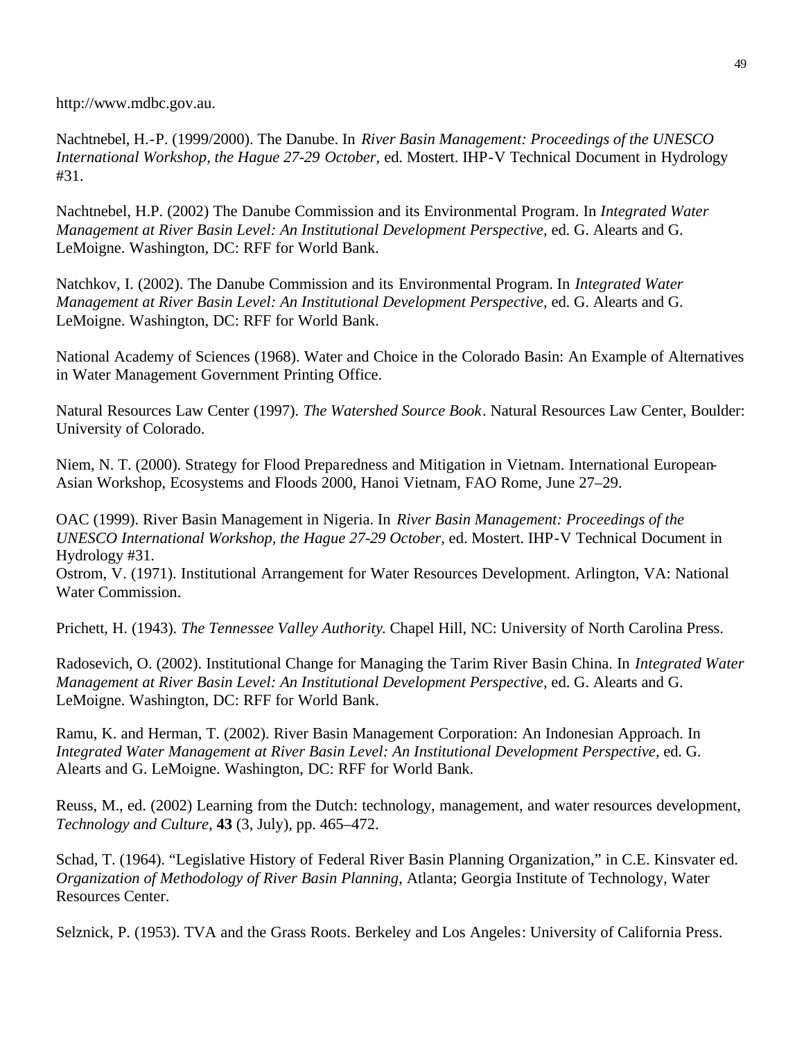http://www.mdbc.gov.au.

Nachtnebel, H.-P. (1999/2000). The Danube. In *River Basin Management: Proceedings of the UNESCO International Workshop, the Hague 27-29 October,* ed. Mostert. IHP-V Technical Document in Hydrology #31.

Nachtnebel, H.P. (2002) The Danube Commission and its Environmental Program. In *Integrated Water Management at River Basin Level: An Institutional Development Perspective,* ed. G. Alearts and G. LeMoigne. Washington, DC: RFF for World Bank.

Natchkov, I. (2002). The Danube Commission and its Environmental Program. In *Integrated Water Management at River Basin Level: An Institutional Development Perspective,* ed. G. Alearts and G. LeMoigne. Washington, DC: RFF for World Bank.

National Academy of Sciences (1968). Water and Choice in the Colorado Basin: An Example of Alternatives in Water Management Government Printing Office.

Natural Resources Law Center (1997). *The Watershed Source Book*. Natural Resources Law Center, Boulder: University of Colorado.

Niem, N. T. (2000). Strategy for Flood Preparedness and Mitigation in Vietnam. International European-Asian Workshop, Ecosystems and Floods 2000, Hanoi Vietnam, FAO Rome, June 27–29.

OAC (1999). River Basin Management in Nigeria. In *River Basin Management: Proceedings of the UNESCO International Workshop, the Hague 27-29 October,* ed. Mostert. IHP-V Technical Document in Hydrology #31.

Ostrom, V. (1971). Institutional Arrangement for Water Resources Development. Arlington, VA: National Water Commission.

Prichett, H. (1943). *The Tennessee Valley Authority.* Chapel Hill, NC: University of North Carolina Press.

Radosevich, O. (2002). Institutional Change for Managing the Tarim River Basin China. In *Integrated Water Management at River Basin Level: An Institutional Development Perspective,* ed. G. Alearts and G. LeMoigne. Washington, DC: RFF for World Bank.

Ramu, K. and Herman, T. (2002). River Basin Management Corporation: An Indonesian Approach. In *Integrated Water Management at River Basin Level: An Institutional Development Perspective,* ed. G. Alearts and G. LeMoigne. Washington, DC: RFF for World Bank.

Reuss, M., ed. (2002) Learning from the Dutch: technology, management, and water resources development, *Technology and Culture,* **43** (3, July), pp. 465–472.

Schad, T. (1964). "Legislative History of Federal River Basin Planning Organization," in C.E. Kinsvater ed. *Organization of Methodology of River Basin Planning,* Atlanta; Georgia Institute of Technology, Water Resources Center.

Selznick, P. (1953). TVA and the Grass Roots. Berkeley and Los Angeles: University of California Press.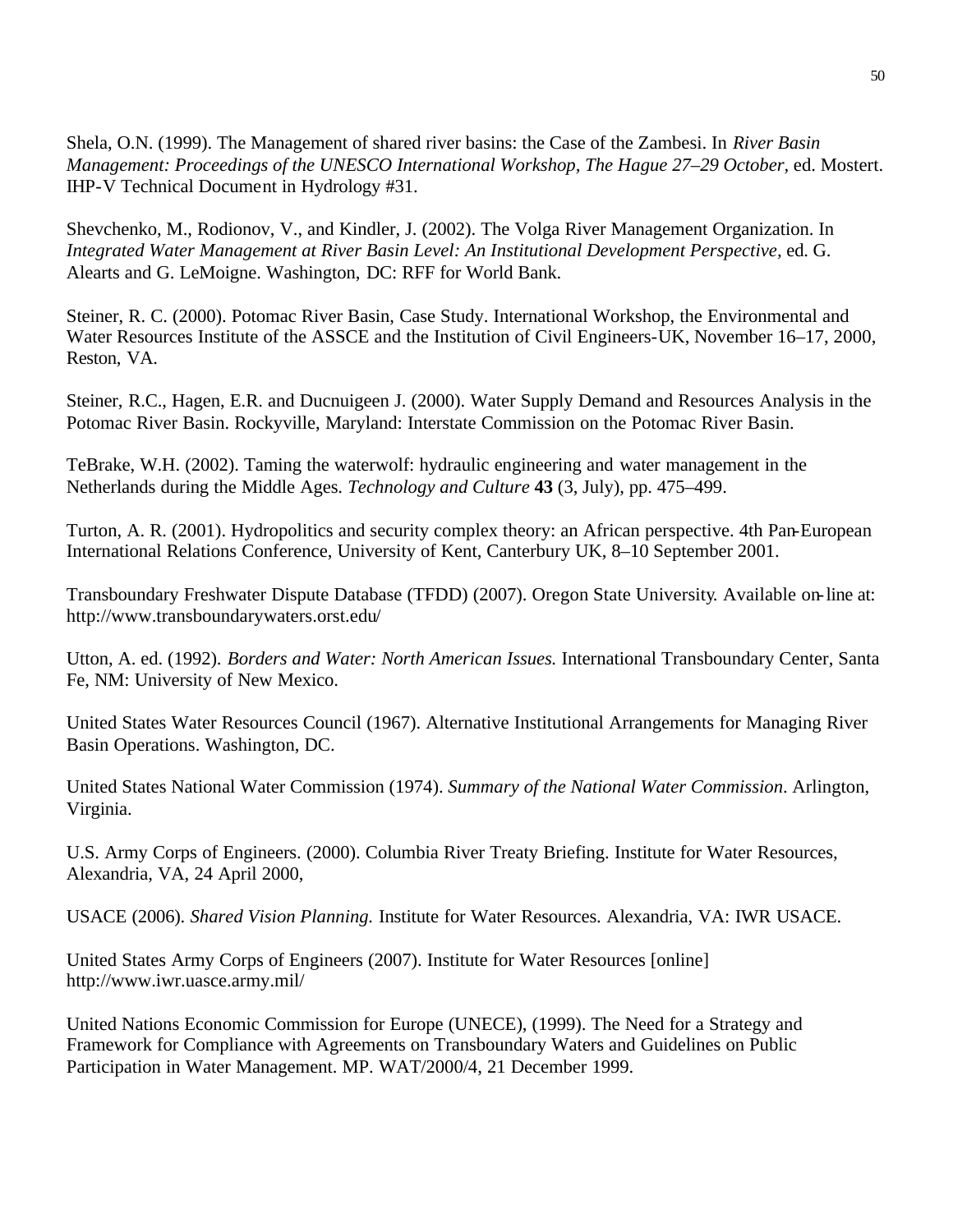Shela, O.N. (1999). The Management of shared river basins: the Case of the Zambesi. In *River Basin Management: Proceedings of the UNESCO International Workshop, The Hague 27–29 October*, ed. Mostert. IHP-V Technical Document in Hydrology #31.

Shevchenko, M., Rodionov, V., and Kindler, J. (2002). The Volga River Management Organization. In *Integrated Water Management at River Basin Level: An Institutional Development Perspective,* ed. G. Alearts and G. LeMoigne. Washington, DC: RFF for World Bank.

Steiner, R. C. (2000). Potomac River Basin, Case Study. International Workshop, the Environmental and Water Resources Institute of the ASSCE and the Institution of Civil Engineers-UK, November 16–17, 2000, Reston, VA.

Steiner, R.C., Hagen, E.R. and Ducnuigeen J. (2000). Water Supply Demand and Resources Analysis in the Potomac River Basin. Rockyville, Maryland: Interstate Commission on the Potomac River Basin.

TeBrake, W.H. (2002). Taming the waterwolf: hydraulic engineering and water management in the Netherlands during the Middle Ages. *Technology and Culture* **43** (3, July), pp. 475–499.

Turton, A. R. (2001). Hydropolitics and security complex theory: an African perspective. 4th Pan-European International Relations Conference, University of Kent, Canterbury UK, 8–10 September 2001.

Transboundary Freshwater Dispute Database (TFDD) (2007). Oregon State University. Available on-line at: http://www.transboundarywaters.orst.edu/

Utton, A. ed. (1992). *Borders and Water: North American Issues.* International Transboundary Center, Santa Fe, NM: University of New Mexico.

United States Water Resources Council (1967). Alternative Institutional Arrangements for Managing River Basin Operations. Washington, DC.

United States National Water Commission (1974). *Summary of the National Water Commission*. Arlington, Virginia.

U.S. Army Corps of Engineers. (2000). Columbia River Treaty Briefing. Institute for Water Resources, Alexandria, VA, 24 April 2000,

USACE (2006). *Shared Vision Planning.* Institute for Water Resources. Alexandria, VA: IWR USACE.

United States Army Corps of Engineers (2007). Institute for Water Resources [online] http://www.iwr.uasce.army.mil/

United Nations Economic Commission for Europe (UNECE), (1999). The Need for a Strategy and Framework for Compliance with Agreements on Transboundary Waters and Guidelines on Public Participation in Water Management. MP. WAT/2000/4, 21 December 1999.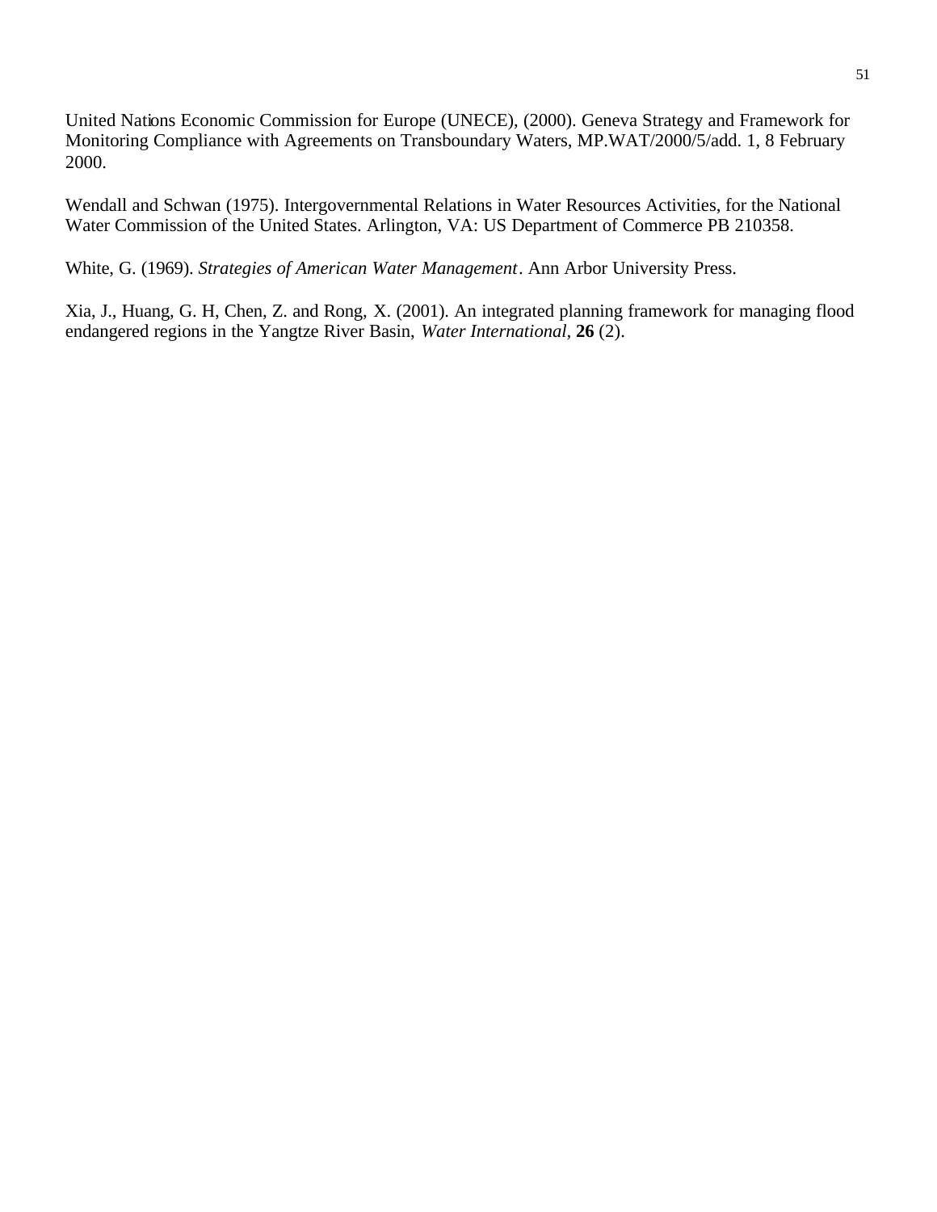United Nations Economic Commission for Europe (UNECE), (2000). Geneva Strategy and Framework for Monitoring Compliance with Agreements on Transboundary Waters, MP.WAT/2000/5/add. 1, 8 February 2000.

Wendall and Schwan (1975). Intergovernmental Relations in Water Resources Activities, for the National Water Commission of the United States. Arlington, VA: US Department of Commerce PB 210358.

White, G. (1969). *Strategies of American Water Management*. Ann Arbor University Press.

Xia, J., Huang, G. H, Chen, Z. and Rong, X. (2001). An integrated planning framework for managing flood endangered regions in the Yangtze River Basin, *Water International*, **26** (2).